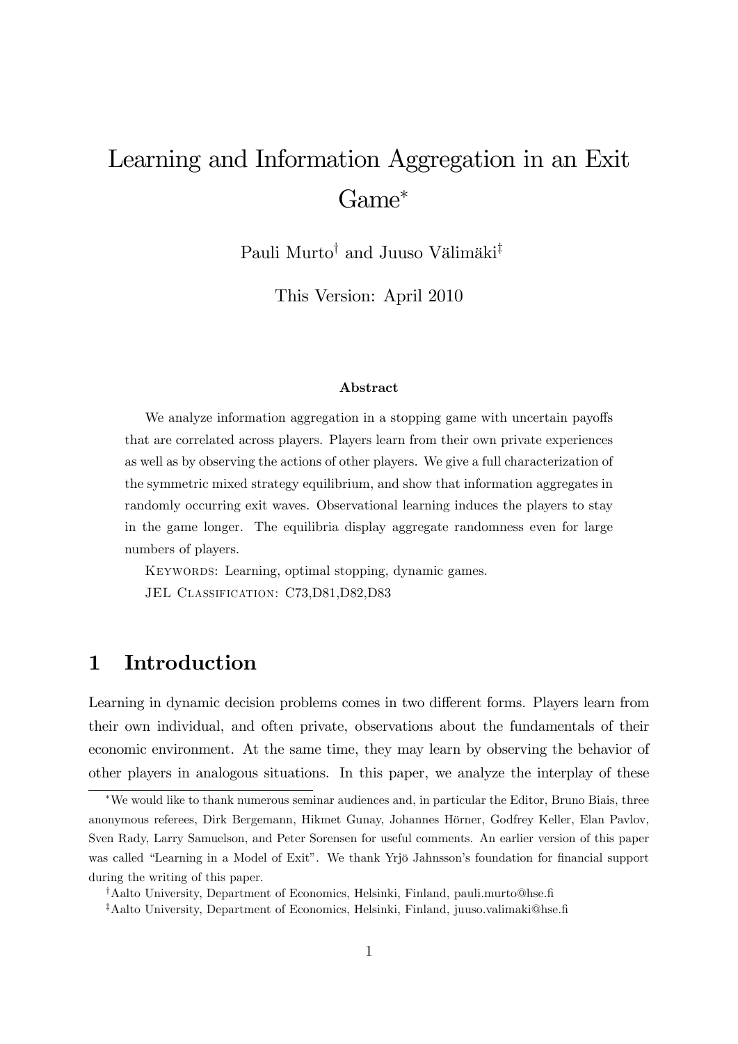# Learning and Information Aggregation in an Exit Game*

Pauli Murto[†] and Juuso Välimäki[‡]

This Version: April 2010

### Abstract

We analyze information aggregation in a stopping game with uncertain payoffs that are correlated across players. Players learn from their own private experiences as well as by observing the actions of other players. We give a full characterization of the symmetric mixed strategy equilibrium, and show that information aggregates in randomly occurring exit waves. Observational learning induces the players to stay in the game longer. The equilibria display aggregate randomness even for large numbers of players.

KEYWORDS: Learning, optimal stopping, dynamic games.

JEL CLASSIFICATION: C73,D81,D82,D83

## 1 Introduction

Learning in dynamic decision problems comes in two different forms. Players learn from their own individual, and often private, observations about the fundamentals of their economic environment. At the same time, they may learn by observing the behavior of other players in analogous situations. In this paper, we analyze the interplay of these

---

*We would like to thank numerous seminar audiences and, in particular the Editor, Bruno Biais, three anonymous referees, Dirk Bergemann, Hikmet Gunay, Johannes Hörner, Godfrey Keller, Elan Pavlov, Sven Rady, Larry Samuelson, and Peter Sorensen for useful comments. An earlier version of this paper was called "Learning in a Model of Exit". We thank Yrjö Jahnsson's foundation for financial support during the writing of this paper.

[†]Aalto University, Department of Economics, Helsinki, Finland, pauli.murto@hse.fi

[‡]Aalto University, Department of Economics, Helsinki, Finland, juuso.valimaki@hse.fi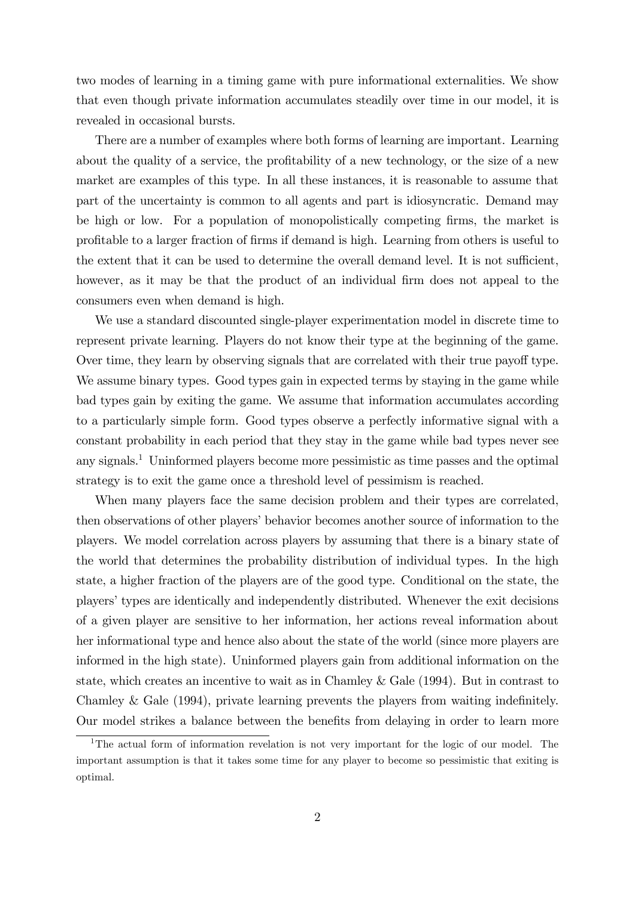two modes of learning in a timing game with pure informational externalities. We show that even though private information accumulates steadily over time in our model, it is revealed in occasional bursts.

There are a number of examples where both forms of learning are important. Learning about the quality of a service, the profitability of a new technology, or the size of a new market are examples of this type. In all these instances, it is reasonable to assume that part of the uncertainty is common to all agents and part is idiosyncratic. Demand may be high or low. For a population of monopolistically competing firms, the market is profitable to a larger fraction of firms if demand is high. Learning from others is useful to the extent that it can be used to determine the overall demand level. It is not sufficient, however, as it may be that the product of an individual firm does not appeal to the consumers even when demand is high.

We use a standard discounted single-player experimentation model in discrete time to represent private learning. Players do not know their type at the beginning of the game. Over time, they learn by observing signals that are correlated with their true payoff type. We assume binary types. Good types gain in expected terms by staying in the game while bad types gain by exiting the game. We assume that information accumulates according to a particularly simple form. Good types observe a perfectly informative signal with a constant probability in each period that they stay in the game while bad types never see any signals.[1] Uninformed players become more pessimistic as time passes and the optimal strategy is to exit the game once a threshold level of pessimism is reached.

When many players face the same decision problem and their types are correlated, then observations of other players' behavior becomes another source of information to the players. We model correlation across players by assuming that there is a binary state of the world that determines the probability distribution of individual types. In the high state, a higher fraction of the players are of the good type. Conditional on the state, the players' types are identically and independently distributed. Whenever the exit decisions of a given player are sensitive to her information, her actions reveal information about her informational type and hence also about the state of the world (since more players are informed in the high state). Uninformed players gain from additional information on the state, which creates an incentive to wait as in Chamley & Gale (1994). But in contrast to Chamley & Gale (1994), private learning prevents the players from waiting indefinitely. Our model strikes a balance between the benefits from delaying in order to learn more

[1] The actual form of information revelation is not very important for the logic of our model. The important assumption is that it takes some time for any player to become so pessimistic that exiting is optimal.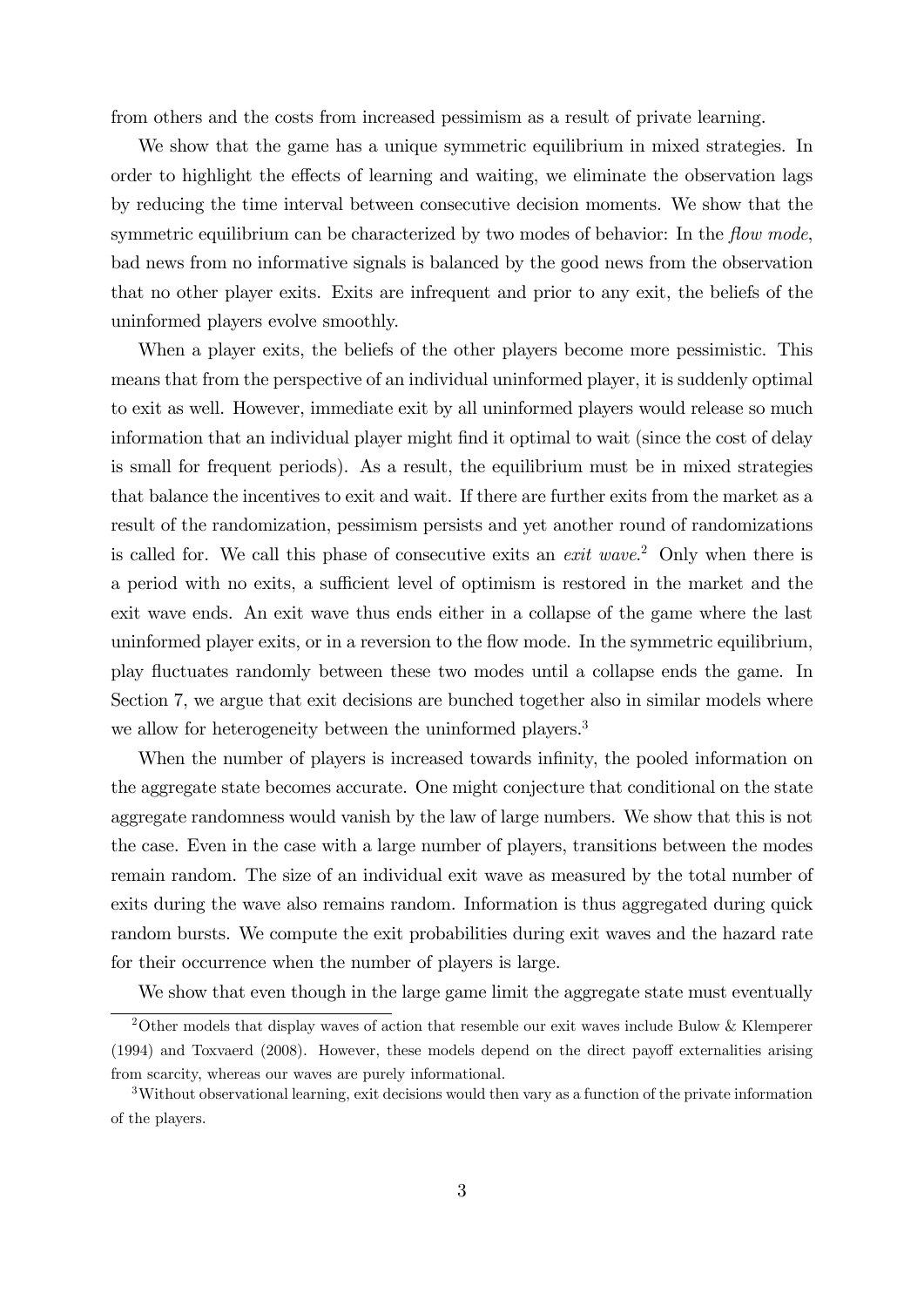from others and the costs from increased pessimism as a result of private learning.

We show that the game has a unique symmetric equilibrium in mixed strategies. In order to highlight the effects of learning and waiting, we eliminate the observation lags by reducing the time interval between consecutive decision moments. We show that the symmetric equilibrium can be characterized by two modes of behavior: In the *flow mode*, bad news from no informative signals is balanced by the good news from the observation that no other player exits. Exits are infrequent and prior to any exit, the beliefs of the uninformed players evolve smoothly.

When a player exits, the beliefs of the other players become more pessimistic. This means that from the perspective of an individual uninformed player, it is suddenly optimal to exit as well. However, immediate exit by all uninformed players would release so much information that an individual player might find it optimal to wait (since the cost of delay is small for frequent periods). As a result, the equilibrium must be in mixed strategies that balance the incentives to exit and wait. If there are further exits from the market as a result of the randomization, pessimism persists and yet another round of randomizations is called for. We call this phase of consecutive exits an *exit wave*.[2] Only when there is a period with no exits, a sufficient level of optimism is restored in the market and the exit wave ends. An exit wave thus ends either in a collapse of the game where the last uninformed player exits, or in a reversion to the flow mode. In the symmetric equilibrium, play fluctuates randomly between these two modes until a collapse ends the game. In Section 7, we argue that exit decisions are bunched together also in similar models where we allow for heterogeneity between the uninformed players.[3]

When the number of players is increased towards infinity, the pooled information on the aggregate state becomes accurate. One might conjecture that conditional on the state aggregate randomness would vanish by the law of large numbers. We show that this is not the case. Even in the case with a large number of players, transitions between the modes remain random. The size of an individual exit wave as measured by the total number of exits during the wave also remains random. Information is thus aggregated during quick random bursts. We compute the exit probabilities during exit waves and the hazard rate for their occurrence when the number of players is large.

We show that even though in the large game limit the aggregate state must eventually

[2] Other models that display waves of action that resemble our exit waves include Bulow & Klemperer (1994) and Toxvaerd (2008). However, these models depend on the direct payoff externalities arising from scarcity, whereas our waves are purely informational.

[3] Without observational learning, exit decisions would then vary as a function of the private information of the players.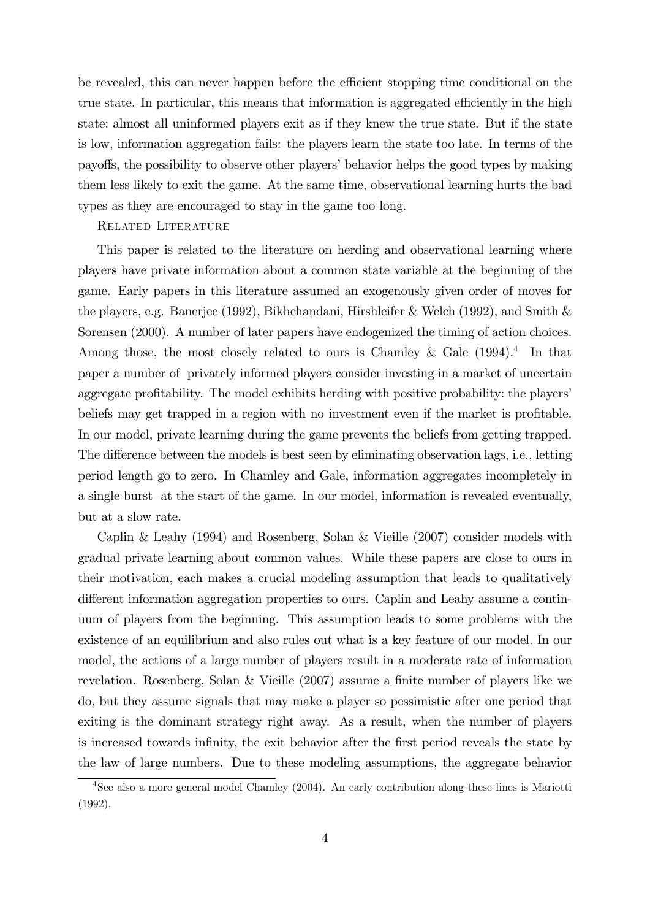be revealed, this can never happen before the efficient stopping time conditional on the true state. In particular, this means that information is aggregated efficiently in the high state: almost all uninformed players exit as if they knew the true state. But if the state is low, information aggregation fails: the players learn the state too late. In terms of the payoffs, the possibility to observe other players' behavior helps the good types by making them less likely to exit the game. At the same time, observational learning hurts the bad types as they are encouraged to stay in the game too long.

## Related Literature

This paper is related to the literature on herding and observational learning where players have private information about a common state variable at the beginning of the game. Early papers in this literature assumed an exogenously given order of moves for the players, e.g. Banerjee (1992), Bikhchandani, Hirshleifer & Welch (1992), and Smith & Sorensen (2000). A number of later papers have endogenized the timing of action choices. Among those, the most closely related to ours is Chamley & Gale (1994).[4] In that paper a number of privately informed players consider investing in a market of uncertain aggregate profitability. The model exhibits herding with positive probability: the players' beliefs may get trapped in a region with no investment even if the market is profitable. In our model, private learning during the game prevents the beliefs from getting trapped. The difference between the models is best seen by eliminating observation lags, i.e., letting period length go to zero. In Chamley and Gale, information aggregates incompletely in a single burst at the start of the game. In our model, information is revealed eventually, but at a slow rate.

Caplin & Leahy (1994) and Rosenberg, Solan & Vieille (2007) consider models with gradual private learning about common values. While these papers are close to ours in their motivation, each makes a crucial modeling assumption that leads to qualitatively different information aggregation properties to ours. Caplin and Leahy assume a continuum of players from the beginning. This assumption leads to some problems with the existence of an equilibrium and also rules out what is a key feature of our model. In our model, the actions of a large number of players result in a moderate rate of information revelation. Rosenberg, Solan & Vieille (2007) assume a finite number of players like we do, but they assume signals that may make a player so pessimistic after one period that exiting is the dominant strategy right away. As a result, when the number of players is increased towards infinity, the exit behavior after the first period reveals the state by the law of large numbers. Due to these modeling assumptions, the aggregate behavior

[4] See also a more general model Chamley (2004). An early contribution along these lines is Mariotti (1992).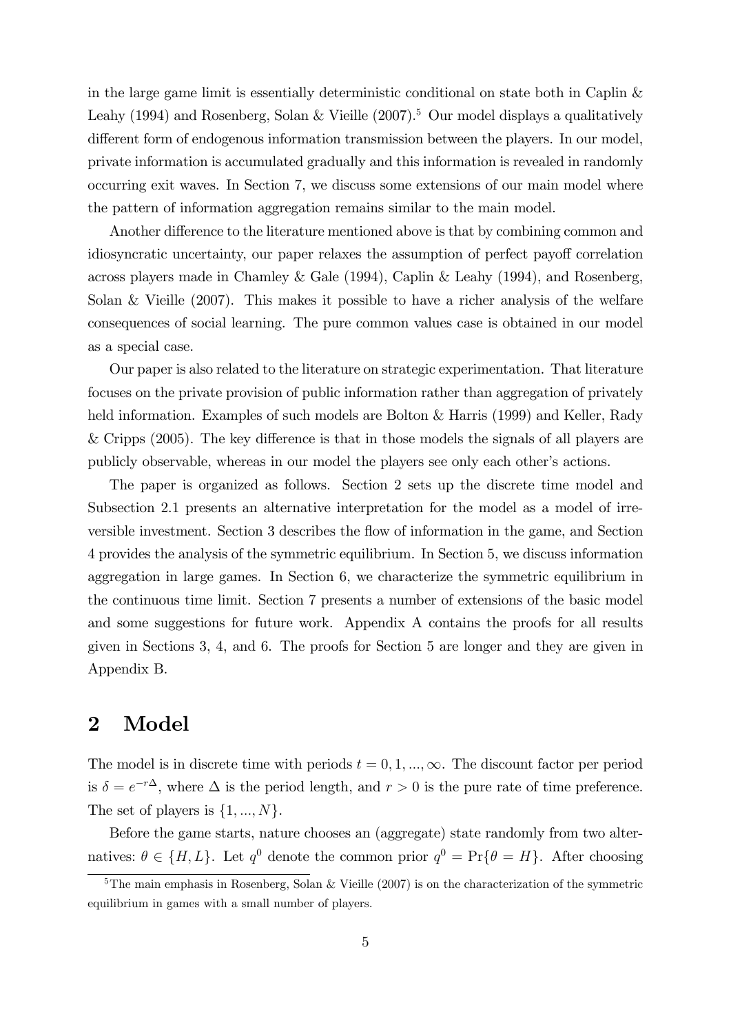in the large game limit is essentially deterministic conditional on state both in Caplin & Leahy (1994) and Rosenberg, Solan & Vieille (2007).[5] Our model displays a qualitatively different form of endogenous information transmission between the players. In our model, private information is accumulated gradually and this information is revealed in randomly occurring exit waves. In Section 7, we discuss some extensions of our main model where the pattern of information aggregation remains similar to the main model.

Another difference to the literature mentioned above is that by combining common and idiosyncratic uncertainty, our paper relaxes the assumption of perfect payoff correlation across players made in Chamley & Gale (1994), Caplin & Leahy (1994), and Rosenberg, Solan & Vieille (2007). This makes it possible to have a richer analysis of the welfare consequences of social learning. The pure common values case is obtained in our model as a special case.

Our paper is also related to the literature on strategic experimentation. That literature focuses on the private provision of public information rather than aggregation of privately held information. Examples of such models are Bolton & Harris (1999) and Keller, Rady & Cripps (2005). The key difference is that in those models the signals of all players are publicly observable, whereas in our model the players see only each other's actions.

The paper is organized as follows. Section 2 sets up the discrete time model and Subsection 2.1 presents an alternative interpretation for the model as a model of irreversible investment. Section 3 describes the flow of information in the game, and Section 4 provides the analysis of the symmetric equilibrium. In Section 5, we discuss information aggregation in large games. In Section 6, we characterize the symmetric equilibrium in the continuous time limit. Section 7 presents a number of extensions of the basic model and some suggestions for future work. Appendix A contains the proofs for all results given in Sections 3, 4, and 6. The proofs for Section 5 are longer and they are given in Appendix B.

# 2 Model

The model is in discrete time with periods $t = 0, 1, ..., \infty$. The discount factor per period is $\delta = e^{-r\Delta}$, where $\Delta$ is the period length, and $r > 0$ is the pure rate of time preference. The set of players is $\{1, ..., N\}$.

Before the game starts, nature chooses an (aggregate) state randomly from two alternatives: $\theta \in \{H, L\}$. Let $q^0$ denote the common prior $q^0 = \Pr\{\theta = H\}$. After choosing

[5] The main emphasis in Rosenberg, Solan & Vieille (2007) is on the characterization of the symmetric equilibrium in games with a small number of players.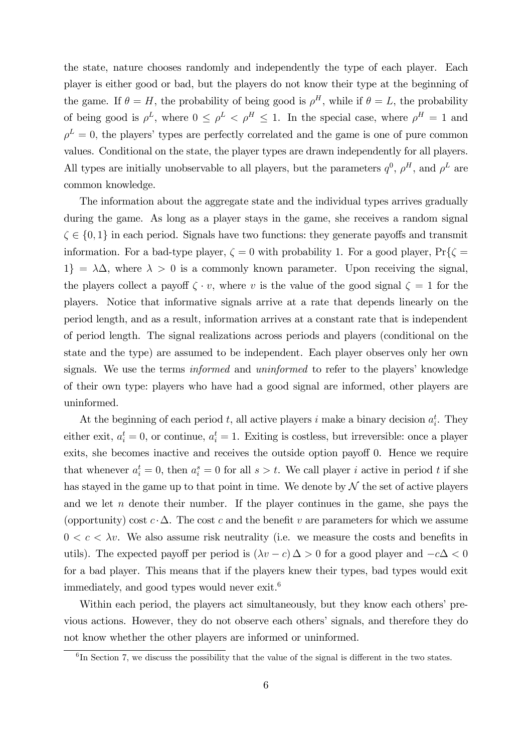the state, nature chooses randomly and independently the type of each player. Each player is either good or bad, but the players do not know their type at the beginning of the game. If $\theta = H$, the probability of being good is $\rho^H$, while if $\theta = L$, the probability of being good is $\rho^L$, where $0 \leq \rho^L < \rho^H \leq 1$. In the special case, where $\rho^H = 1$ and $\rho^L = 0$, the players' types are perfectly correlated and the game is one of pure common values. Conditional on the state, the player types are drawn independently for all players. All types are initially unobservable to all players, but the parameters $q^0$, $\rho^H$, and $\rho^L$ are common knowledge.

The information about the aggregate state and the individual types arrives gradually during the game. As long as a player stays in the game, she receives a random signal $\zeta \in \{0, 1\}$ in each period. Signals have two functions: they generate payoffs and transmit information. For a bad-type player, $\zeta = 0$ with probability 1. For a good player, $\Pr\{\zeta = 1\} = \lambda\Delta$, where $\lambda > 0$ is a commonly known parameter. Upon receiving the signal, the players collect a payoff $\zeta \cdot v$, where $v$ is the value of the good signal $\zeta = 1$ for the players. Notice that informative signals arrive at a rate that depends linearly on the period length, and as a result, information arrives at a constant rate that is independent of period length. The signal realizations across periods and players (conditional on the state and the type) are assumed to be independent. Each player observes only her own signals. We use the terms *informed* and *uninformed* to refer to the players' knowledge of their own type: players who have had a good signal are informed, other players are uninformed.

At the beginning of each period $t$, all active players $i$ make a binary decision $a_i^t$. They either exit, $a_i^t = 0$, or continue, $a_i^t = 1$. Exiting is costless, but irreversible: once a player exits, she becomes inactive and receives the outside option payoff 0. Hence we require that whenever $a_i^t = 0$, then $a_i^s = 0$ for all $s > t$. We call player $i$ active in period $t$ if she has stayed in the game up to that point in time. We denote by $\mathcal{N}$ the set of active players and we let $n$ denote their number. If the player continues in the game, she pays the (opportunity) cost $c \cdot \Delta$. The cost $c$ and the benefit $v$ are parameters for which we assume $0 < c < \lambda v$. We also assume risk neutrality (i.e. we measure the costs and benefits in utils). The expected payoff per period is $(\lambda v - c)\,\Delta > 0$ for a good player and $-c\Delta < 0$ for a bad player. This means that if the players knew their types, bad types would exit immediately, and good types would never exit.[6]

Within each period, the players act simultaneously, but they know each others' previous actions. However, they do not observe each others' signals, and therefore they do not know whether the other players are informed or uninformed.

[6] In Section 7, we discuss the possibility that the value of the signal is different in the two states.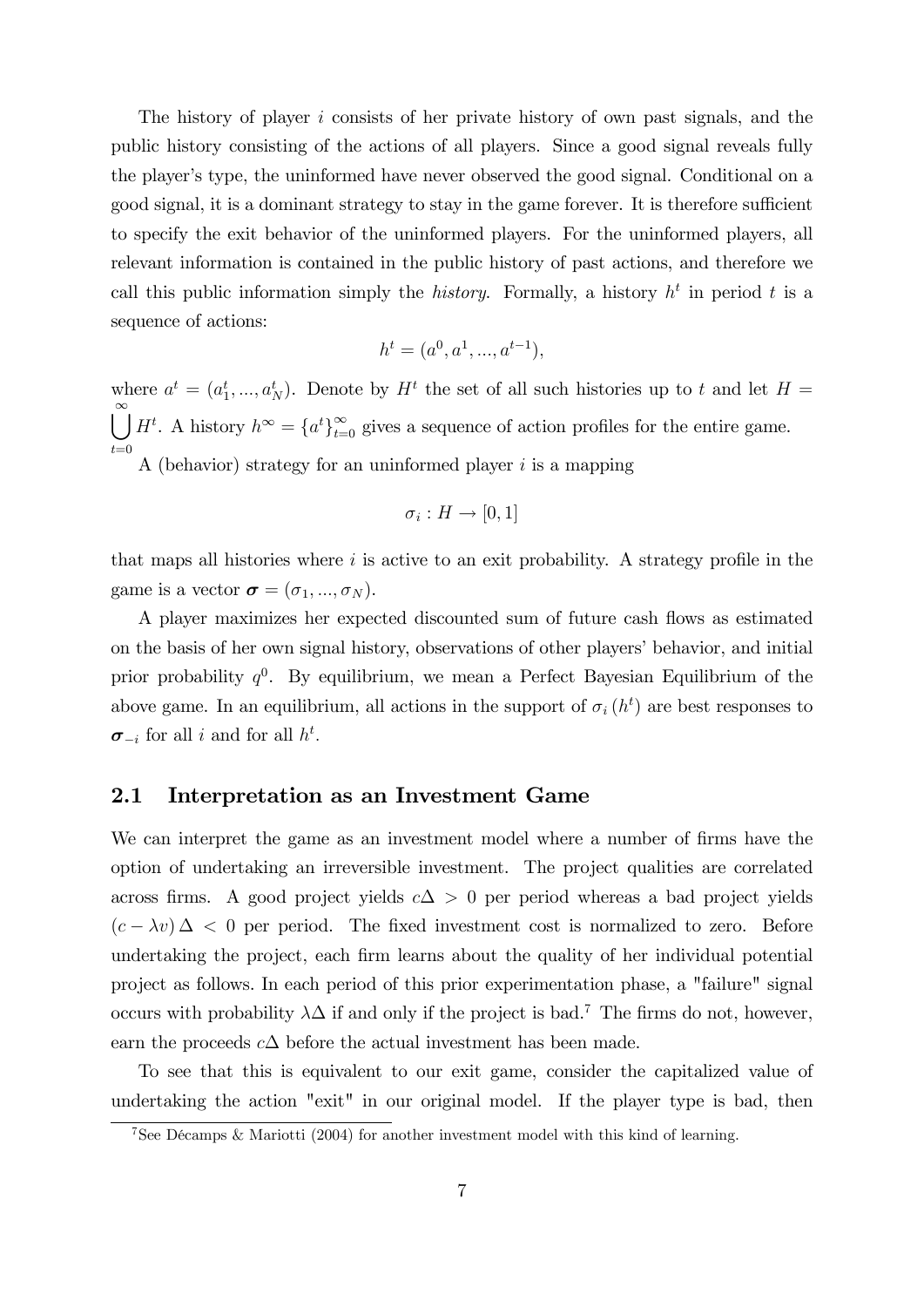The history of player $i$ consists of her private history of own past signals, and the public history consisting of the actions of all players. Since a good signal reveals fully the player's type, the uninformed have never observed the good signal. Conditional on a good signal, it is a dominant strategy to stay in the game forever. It is therefore sufficient to specify the exit behavior of the uninformed players. For the uninformed players, all relevant information is contained in the public history of past actions, and therefore we call this public information simply the *history*. Formally, a history $h^t$ in period $t$ is a sequence of actions:

$$h^t = (a^0, a^1, ..., a^{t-1}),$$

where $a^t = (a_1^t, ..., a_N^t)$. Denote by $H^t$ the set of all such histories up to $t$ and let $H = \bigcup_{t=0}^{\infty} H^t$. A history $h^\infty = \{a^t\}_{t=0}^{\infty}$ gives a sequence of action profiles for the entire game.

A (behavior) strategy for an uninformed player $i$ is a mapping

$$\sigma_i : H \to [0, 1]$$

that maps all histories where $i$ is active to an exit probability. A strategy profile in the game is a vector $\boldsymbol{\sigma} = (\sigma_1, ..., \sigma_N)$.

A player maximizes her expected discounted sum of future cash flows as estimated on the basis of her own signal history, observations of other players' behavior, and initial prior probability $q^0$. By equilibrium, we mean a Perfect Bayesian Equilibrium of the above game. In an equilibrium, all actions in the support of $\sigma_i(h^t)$ are best responses to $\boldsymbol{\sigma}_{-i}$ for all $i$ and for all $h^t$.

## 2.1 Interpretation as an Investment Game

We can interpret the game as an investment model where a number of firms have the option of undertaking an irreversible investment. The project qualities are correlated across firms. A good project yields $c\Delta > 0$ per period whereas a bad project yields $(c - \lambda v)\Delta < 0$ per period. The fixed investment cost is normalized to zero. Before undertaking the project, each firm learns about the quality of her individual potential project as follows. In each period of this prior experimentation phase, a "failure" signal occurs with probability $\lambda\Delta$ if and only if the project is bad.[7] The firms do not, however, earn the proceeds $c\Delta$ before the actual investment has been made.

To see that this is equivalent to our exit game, consider the capitalized value of undertaking the action "exit" in our original model. If the player type is bad, then

[7] See Décamps & Mariotti (2004) for another investment model with this kind of learning.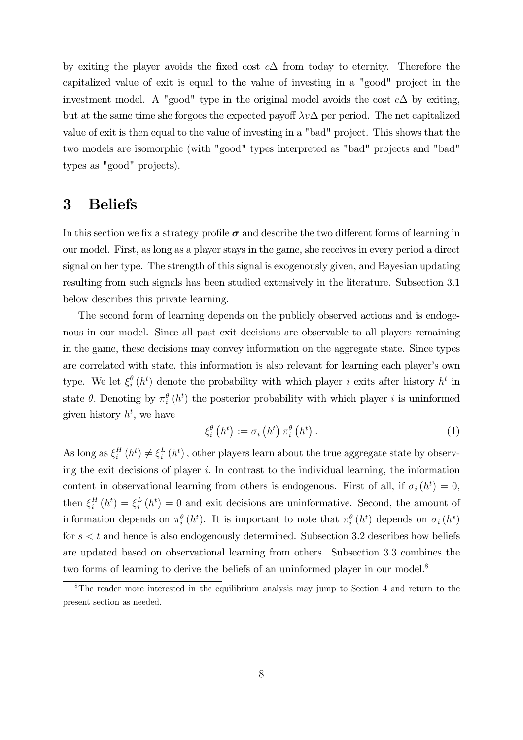by exiting the player avoids the fixed cost $c\Delta$ from today to eternity. Therefore the capitalized value of exit is equal to the value of investing in a "good" project in the investment model. A "good" type in the original model avoids the cost $c\Delta$ by exiting, but at the same time she forgoes the expected payoff $\lambda v \Delta$ per period. The net capitalized value of exit is then equal to the value of investing in a "bad" project. This shows that the two models are isomorphic (with "good" types interpreted as "bad" projects and "bad" types as "good" projects).

# 3 Beliefs

In this section we fix a strategy profile $\boldsymbol{\sigma}$ and describe the two different forms of learning in our model. First, as long as a player stays in the game, she receives in every period a direct signal on her type. The strength of this signal is exogenously given, and Bayesian updating resulting from such signals has been studied extensively in the literature. Subsection 3.1 below describes this private learning.

The second form of learning depends on the publicly observed actions and is endogenous in our model. Since all past exit decisions are observable to all players remaining in the game, these decisions may convey information on the aggregate state. Since types are correlated with state, this information is also relevant for learning each player's own type. We let $\xi_i^\theta(h^t)$ denote the probability with which player $i$ exits after history $h^t$ in state $\theta$. Denoting by $\pi_i^\theta(h^t)$ the posterior probability with which player $i$ is uninformed given history $h^t$, we have

$$\xi_i^\theta\left(h^t\right) := \sigma_i\left(h^t\right)\pi_i^\theta\left(h^t\right). \tag{1}$$

As long as $\xi_i^H(h^t) \neq \xi_i^L(h^t)$, other players learn about the true aggregate state by observing the exit decisions of player $i$. In contrast to the individual learning, the information content in observational learning from others is endogenous. First of all, if $\sigma_i(h^t) = 0$, then $\xi_i^H(h^t) = \xi_i^L(h^t) = 0$ and exit decisions are uninformative. Second, the amount of information depends on $\pi_i^\theta(h^t)$. It is important to note that $\pi_i^\theta(h^t)$ depends on $\sigma_i(h^s)$ for $s < t$ and hence is also endogenously determined. Subsection 3.2 describes how beliefs are updated based on observational learning from others. Subsection 3.3 combines the two forms of learning to derive the beliefs of an uninformed player in our model.[8]

[8] The reader more interested in the equilibrium analysis may jump to Section 4 and return to the present section as needed.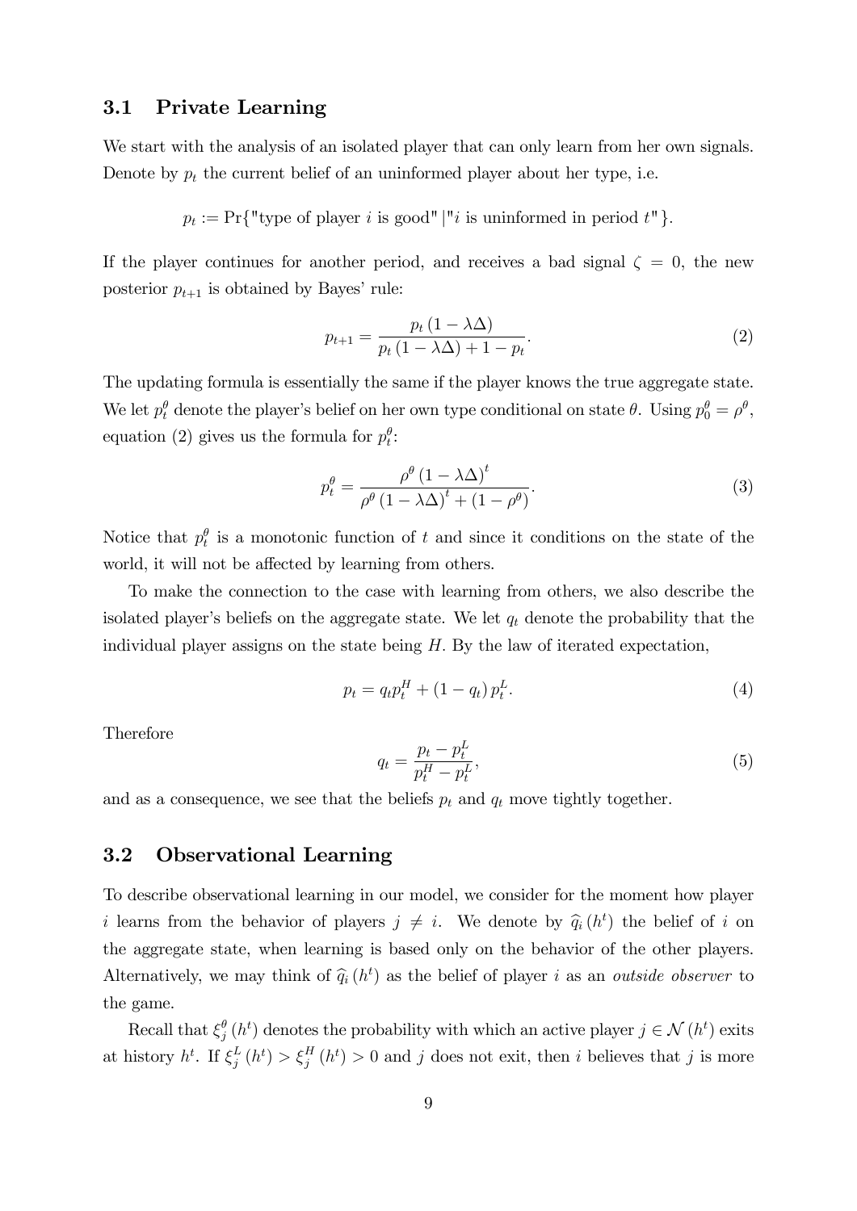## 3.1 Private Learning

We start with the analysis of an isolated player that can only learn from her own signals. Denote by $p_t$ the current belief of an uninformed player about her type, i.e.

$$p_t := \Pr\{\text{"type of player } i \text{ is good"} \,|\, \text{"} i \text{ is uninformed in period } t\text{"}\}.$$

If the player continues for another period, and receives a bad signal $\zeta = 0$, the new posterior $p_{t+1}$ is obtained by Bayes' rule:

$$p_{t+1} = \frac{p_t (1 - \lambda \Delta)}{p_t (1 - \lambda \Delta) + 1 - p_t}. \tag{2}$$

The updating formula is essentially the same if the player knows the true aggregate state. We let $p_t^\theta$ denote the player's belief on her own type conditional on state $\theta$. Using $p_0^\theta = \rho^\theta$, equation (2) gives us the formula for $p_t^\theta$:

$$p_t^\theta = \frac{\rho^\theta (1 - \lambda \Delta)^t}{\rho^\theta (1 - \lambda \Delta)^t + (1 - \rho^\theta)}. \tag{3}$$

Notice that $p_t^\theta$ is a monotonic function of $t$ and since it conditions on the state of the world, it will not be affected by learning from others.

To make the connection to the case with learning from others, we also describe the isolated player's beliefs on the aggregate state. We let $q_t$ denote the probability that the individual player assigns on the state being $H$. By the law of iterated expectation,

$$p_t = q_t p_t^H + (1 - q_t) p_t^L. \tag{4}$$

Therefore

$$q_t = \frac{p_t - p_t^L}{p_t^H - p_t^L}, \tag{5}$$

and as a consequence, we see that the beliefs $p_t$ and $q_t$ move tightly together.

## 3.2 Observational Learning

To describe observational learning in our model, we consider for the moment how player $i$ learns from the behavior of players $j \neq i$. We denote by $\widehat{q}_i(h^t)$ the belief of $i$ on the aggregate state, when learning is based only on the behavior of the other players. Alternatively, we may think of $\widehat{q}_i(h^t)$ as the belief of player $i$ as an *outside observer* to the game.

Recall that $\xi_j^\theta(h^t)$ denotes the probability with which an active player $j \in \mathcal{N}(h^t)$ exits at history $h^t$. If $\xi_j^L(h^t) > \xi_j^H(h^t) > 0$ and $j$ does not exit, then $i$ believes that $j$ is more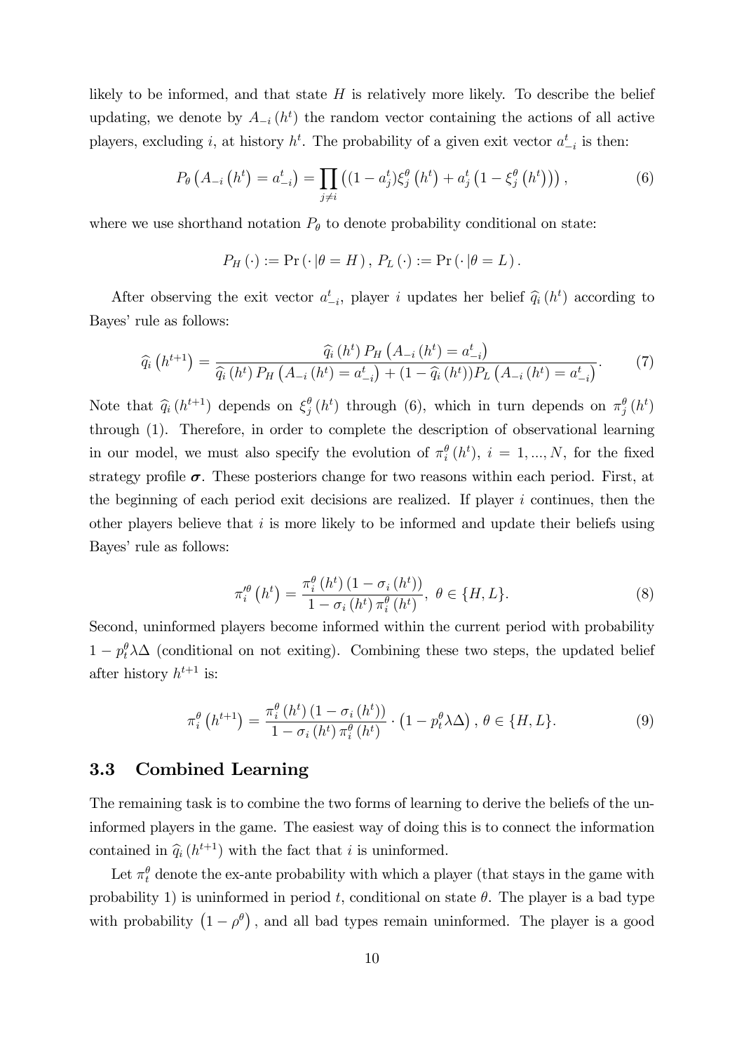likely to be informed, and that state $H$ is relatively more likely. To describe the belief updating, we denote by $A_{-i}(h^t)$ the random vector containing the actions of all active players, excluding $i$, at history $h^t$. The probability of a given exit vector $a_{-i}^t$ is then:

$$P_\theta\left(A_{-i}\left(h^t\right) = a_{-i}^t\right) = \prod_{j \neq i}\left((1 - a_j^t)\xi_j^\theta\left(h^t\right) + a_j^t\left(1 - \xi_j^\theta\left(h^t\right)\right)\right), \tag{6}$$

where we use shorthand notation $P_\theta$ to denote probability conditional on state:

$$P_H(\cdot) := \Pr(\cdot\,|\theta = H),\ P_L(\cdot) := \Pr(\cdot\,|\theta = L).$$

After observing the exit vector $a_{-i}^t$, player $i$ updates her belief $\widehat{q}_i(h^t)$ according to Bayes' rule as follows:

$$\widehat{q}_i\left(h^{t+1}\right) = \frac{\widehat{q}_i\left(h^t\right)P_H\left(A_{-i}\left(h^t\right) = a_{-i}^t\right)}{\widehat{q}_i\left(h^t\right)P_H\left(A_{-i}\left(h^t\right) = a_{-i}^t\right) + (1 - \widehat{q}_i\left(h^t\right))P_L\left(A_{-i}\left(h^t\right) = a_{-i}^t\right)}. \tag{7}$$

Note that $\widehat{q}_i(h^{t+1})$ depends on $\xi_j^\theta(h^t)$ through (6), which in turn depends on $\pi_j^\theta(h^t)$ through (1). Therefore, in order to complete the description of observational learning in our model, we must also specify the evolution of $\pi_i^\theta(h^t)$, $i = 1, ..., N$, for the fixed strategy profile $\boldsymbol{\sigma}$. These posteriors change for two reasons within each period. First, at the beginning of each period exit decisions are realized. If player $i$ continues, then the other players believe that $i$ is more likely to be informed and update their beliefs using Bayes' rule as follows:

$$\pi_i'^\theta\left(h^t\right) = \frac{\pi_i^\theta\left(h^t\right)\left(1 - \sigma_i\left(h^t\right)\right)}{1 - \sigma_i\left(h^t\right)\pi_i^\theta\left(h^t\right)},\ \theta \in \{H, L\}. \tag{8}$$

Second, uninformed players become informed within the current period with probability $1 - p_t^\theta\lambda\Delta$ (conditional on not exiting). Combining these two steps, the updated belief after history $h^{t+1}$ is:

$$\pi_i^\theta\left(h^{t+1}\right) = \frac{\pi_i^\theta\left(h^t\right)\left(1 - \sigma_i\left(h^t\right)\right)}{1 - \sigma_i\left(h^t\right)\pi_i^\theta\left(h^t\right)} \cdot \left(1 - p_t^\theta\lambda\Delta\right),\ \theta \in \{H, L\}. \tag{9}$$

## 3.3 Combined Learning

The remaining task is to combine the two forms of learning to derive the beliefs of the uninformed players in the game. The easiest way of doing this is to connect the information contained in $\widehat{q}_i(h^{t+1})$ with the fact that $i$ is uninformed.

Let $\pi_t^\theta$ denote the ex-ante probability with which a player (that stays in the game with probability 1) is uninformed in period $t$, conditional on state $\theta$. The player is a bad type with probability $\left(1 - \rho^\theta\right)$, and all bad types remain uninformed. The player is a good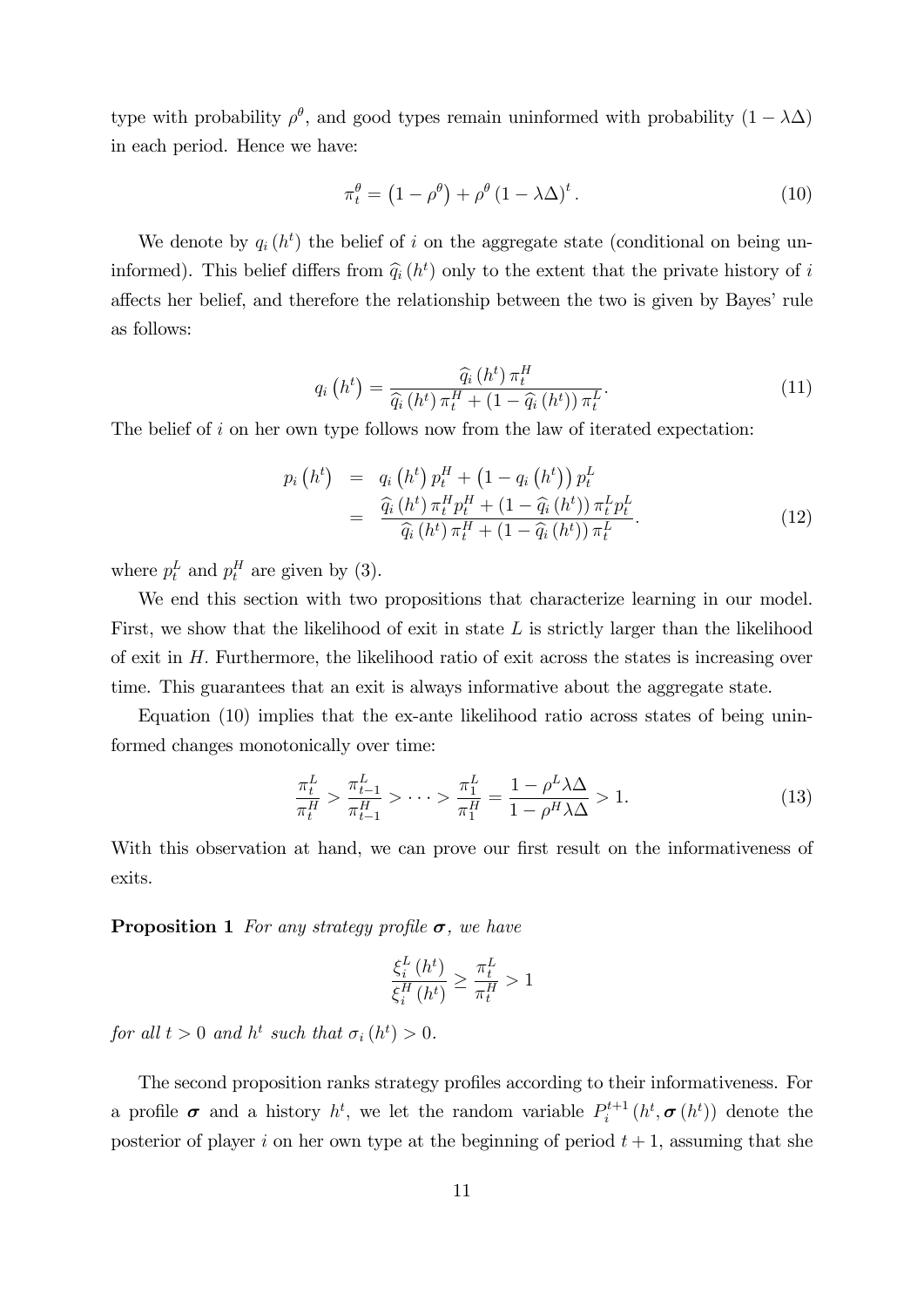type with probability $\rho^\theta$, and good types remain uninformed with probability $(1-\lambda\Delta)$ in each period. Hence we have:

$$\pi_t^\theta = \left(1-\rho^\theta\right) + \rho^\theta \left(1-\lambda\Delta\right)^t. \tag{10}$$

We denote by $q_i\left(h^t\right)$ the belief of $i$ on the aggregate state (conditional on being uninformed). This belief differs from $\widehat{q}_i\left(h^t\right)$ only to the extent that the private history of $i$ affects her belief, and therefore the relationship between the two is given by Bayes' rule as follows:

$$q_i\left(h^t\right) = \frac{\widehat{q}_i\left(h^t\right)\pi_t^H}{\widehat{q}_i\left(h^t\right)\pi_t^H + \left(1-\widehat{q}_i\left(h^t\right)\right)\pi_t^L}. \tag{11}$$

The belief of $i$ on her own type follows now from the law of iterated expectation:

$$\begin{aligned} p_i\left(h^t\right) &= q_i\left(h^t\right)p_t^H + \left(1-q_i\left(h^t\right)\right)p_t^L \\ &= \frac{\widehat{q}_i\left(h^t\right)\pi_t^H p_t^H + \left(1-\widehat{q}_i\left(h^t\right)\right)\pi_t^L p_t^L}{\widehat{q}_i\left(h^t\right)\pi_t^H + \left(1-\widehat{q}_i\left(h^t\right)\right)\pi_t^L}. \end{aligned} \tag{12}$$

where $p_t^L$ and $p_t^H$ are given by (3).

We end this section with two propositions that characterize learning in our model. First, we show that the likelihood of exit in state $L$ is strictly larger than the likelihood of exit in $H$. Furthermore, the likelihood ratio of exit across the states is increasing over time. This guarantees that an exit is always informative about the aggregate state.

Equation (10) implies that the ex-ante likelihood ratio across states of being uninformed changes monotonically over time:

$$\frac{\pi_t^L}{\pi_t^H} > \frac{\pi_{t-1}^L}{\pi_{t-1}^H} > \cdots > \frac{\pi_1^L}{\pi_1^H} = \frac{1-\rho^L\lambda\Delta}{1-\rho^H\lambda\Delta} > 1. \tag{13}$$

With this observation at hand, we can prove our first result on the informativeness of exits.

**Proposition 1** *For any strategy profile $\boldsymbol{\sigma}$, we have*

$$\frac{\xi_i^L\left(h^t\right)}{\xi_i^H\left(h^t\right)} \geq \frac{\pi_t^L}{\pi_t^H} > 1$$

*for all $t > 0$ and $h^t$ such that $\sigma_i\left(h^t\right) > 0$.*

The second proposition ranks strategy profiles according to their informativeness. For a profile $\boldsymbol{\sigma}$ and a history $h^t$, we let the random variable $P_i^{t+1}\left(h^t, \boldsymbol{\sigma}\left(h^t\right)\right)$ denote the posterior of player $i$ on her own type at the beginning of period $t+1$, assuming that she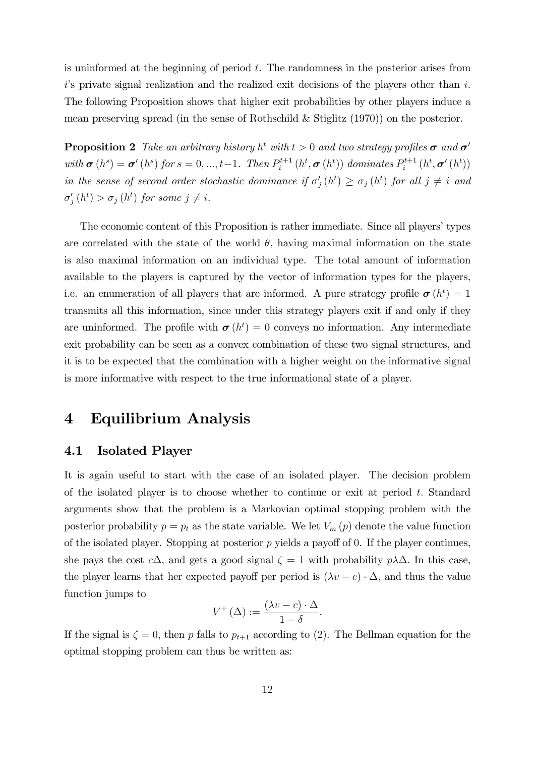is uninformed at the beginning of period $t$. The randomness in the posterior arises from $i$'s private signal realization and the realized exit decisions of the players other than $i$. The following Proposition shows that higher exit probabilities by other players induce a mean preserving spread (in the sense of Rothschild & Stiglitz (1970)) on the posterior.

**Proposition 2** *Take an arbitrary history $h^t$ with $t > 0$ and two strategy profiles $\boldsymbol{\sigma}$ and $\boldsymbol{\sigma}'$ with $\boldsymbol{\sigma}(h^s) = \boldsymbol{\sigma}'(h^s)$ for $s = 0, ..., t-1$. Then $P_i^{t+1}(h^t, \boldsymbol{\sigma}(h^t))$ dominates $P_i^{t+1}(h^t, \boldsymbol{\sigma}'(h^t))$ in the sense of second order stochastic dominance if $\sigma_j'(h^t) \geq \sigma_j(h^t)$ for all $j \neq i$ and $\sigma_j'(h^t) > \sigma_j(h^t)$ for some $j \neq i$.*

The economic content of this Proposition is rather immediate. Since all players' types are correlated with the state of the world $\theta$, having maximal information on the state is also maximal information on an individual type. The total amount of information available to the players is captured by the vector of information types for the players, i.e. an enumeration of all players that are informed. A pure strategy profile $\boldsymbol{\sigma}(h^t) = 1$ transmits all this information, since under this strategy players exit if and only if they are uninformed. The profile with $\boldsymbol{\sigma}(h^t) = 0$ conveys no information. Any intermediate exit probability can be seen as a convex combination of these two signal structures, and it is to be expected that the combination with a higher weight on the informative signal is more informative with respect to the true informational state of a player.

# 4 Equilibrium Analysis

## 4.1 Isolated Player

It is again useful to start with the case of an isolated player. The decision problem of the isolated player is to choose whether to continue or exit at period $t$. Standard arguments show that the problem is a Markovian optimal stopping problem with the posterior probability $p = p_t$ as the state variable. We let $V_m(p)$ denote the value function of the isolated player. Stopping at posterior $p$ yields a payoff of 0. If the player continues, she pays the cost $c\Delta$, and gets a good signal $\zeta = 1$ with probability $p\lambda\Delta$. In this case, the player learns that her expected payoff per period is $(\lambda v - c) \cdot \Delta$, and thus the value function jumps to

$$V^+(\Delta) := \frac{(\lambda v - c) \cdot \Delta}{1 - \delta}.$$

If the signal is $\zeta = 0$, then $p$ falls to $p_{t+1}$ according to (2). The Bellman equation for the optimal stopping problem can thus be written as: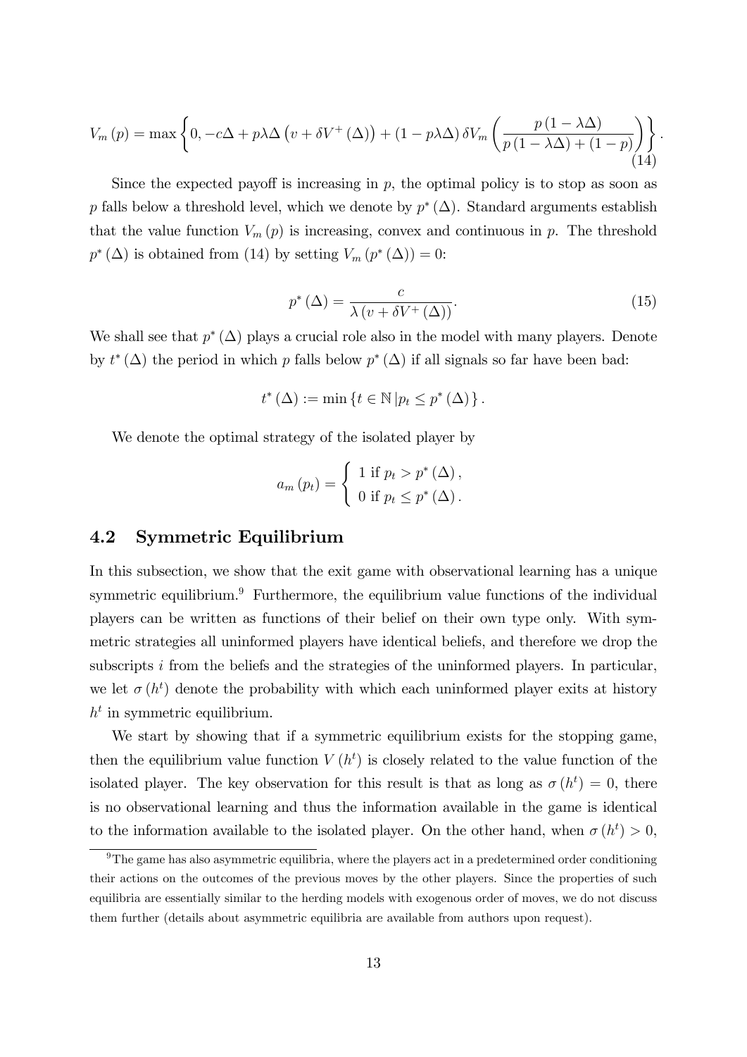$$V_m(p) = \max\left\{0, -c\Delta + p\lambda\Delta\left(v + \delta V^+(\Delta)\right) + (1 - p\lambda\Delta)\,\delta V_m\left(\frac{p(1-\lambda\Delta)}{p(1-\lambda\Delta) + (1-p)}\right)\right\}. \tag{14}$$

Since the expected payoff is increasing in $p$, the optimal policy is to stop as soon as $p$ falls below a threshold level, which we denote by $p^*(\Delta)$. Standard arguments establish that the value function $V_m(p)$ is increasing, convex and continuous in $p$. The threshold $p^*(\Delta)$ is obtained from (14) by setting $V_m(p^*(\Delta)) = 0$:

$$p^*(\Delta) = \frac{c}{\lambda\left(v + \delta V^+(\Delta)\right)}. \tag{15}$$

We shall see that $p^*(\Delta)$ plays a crucial role also in the model with many players. Denote by $t^*(\Delta)$ the period in which $p$ falls below $p^*(\Delta)$ if all signals so far have been bad:

$$t^*(\Delta) := \min\left\{t \in \mathbb{N} \,|\, p_t \leq p^*(\Delta)\right\}.$$

We denote the optimal strategy of the isolated player by

$$a_m(p_t) = \begin{cases} 1 \text{ if } p_t > p^*(\Delta), \\ 0 \text{ if } p_t \leq p^*(\Delta). \end{cases}$$

## 4.2 Symmetric Equilibrium

In this subsection, we show that the exit game with observational learning has a unique symmetric equilibrium.[9] Furthermore, the equilibrium value functions of the individual players can be written as functions of their belief on their own type only. With symmetric strategies all uninformed players have identical beliefs, and therefore we drop the subscripts $i$ from the beliefs and the strategies of the uninformed players. In particular, we let $\sigma(h^t)$ denote the probability with which each uninformed player exits at history $h^t$ in symmetric equilibrium.

We start by showing that if a symmetric equilibrium exists for the stopping game, then the equilibrium value function $V(h^t)$ is closely related to the value function of the isolated player. The key observation for this result is that as long as $\sigma(h^t) = 0$, there is no observational learning and thus the information available in the game is identical to the information available to the isolated player. On the other hand, when $\sigma(h^t) > 0$,

[9] The game has also asymmetric equilibria, where the players act in a predetermined order conditioning their actions on the outcomes of the previous moves by the other players. Since the properties of such equilibria are essentially similar to the herding models with exogenous order of moves, we do not discuss them further (details about asymmetric equilibria are available from authors upon request).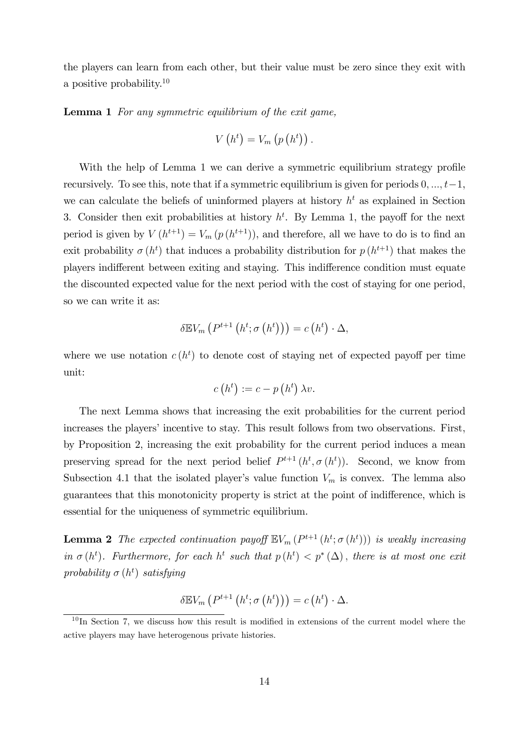the players can learn from each other, but their value must be zero since they exit with a positive probability.[10]

**Lemma 1** *For any symmetric equilibrium of the exit game,*

$$V\left(h^t\right) = V_m\left(p\left(h^t\right)\right).$$

With the help of Lemma 1 we can derive a symmetric equilibrium strategy profile recursively. To see this, note that if a symmetric equilibrium is given for periods $0, ..., t-1$, we can calculate the beliefs of uninformed players at history $h^t$ as explained in Section 3. Consider then exit probabilities at history $h^t$. By Lemma 1, the payoff for the next period is given by $V\left(h^{t+1}\right) = V_m\left(p\left(h^{t+1}\right)\right)$, and therefore, all we have to do is to find an exit probability $\sigma\left(h^t\right)$ that induces a probability distribution for $p\left(h^{t+1}\right)$ that makes the players indifferent between exiting and staying. This indifference condition must equate the discounted expected value for the next period with the cost of staying for one period, so we can write it as:

$$\delta \mathbb{E} V_m\left(P^{t+1}\left(h^t; \sigma\left(h^t\right)\right)\right) = c\left(h^t\right) \cdot \Delta,$$

where we use notation $c\left(h^t\right)$ to denote cost of staying net of expected payoff per time unit:

$$c\left(h^t\right) := c - p\left(h^t\right)\lambda v.$$

The next Lemma shows that increasing the exit probabilities for the current period increases the players' incentive to stay. This result follows from two observations. First, by Proposition 2, increasing the exit probability for the current period induces a mean preserving spread for the next period belief $P^{t+1}\left(h^t, \sigma\left(h^t\right)\right)$. Second, we know from Subsection 4.1 that the isolated player's value function $V_m$ is convex. The lemma also guarantees that this monotonicity property is strict at the point of indifference, which is essential for the uniqueness of symmetric equilibrium.

**Lemma 2** *The expected continuation payoff* $\mathbb{E} V_m\left(P^{t+1}\left(h^t; \sigma\left(h^t\right)\right)\right)$ *is weakly increasing in* $\sigma\left(h^t\right)$*. Furthermore, for each* $h^t$ *such that* $p\left(h^t\right) < p^*\left(\Delta\right)$*, there is at most one exit probability* $\sigma\left(h^t\right)$ *satisfying*

$$\delta \mathbb{E} V_m\left(P^{t+1}\left(h^t; \sigma\left(h^t\right)\right)\right) = c\left(h^t\right) \cdot \Delta.$$

[10] In Section 7, we discuss how this result is modified in extensions of the current model where the active players may have heterogenous private histories.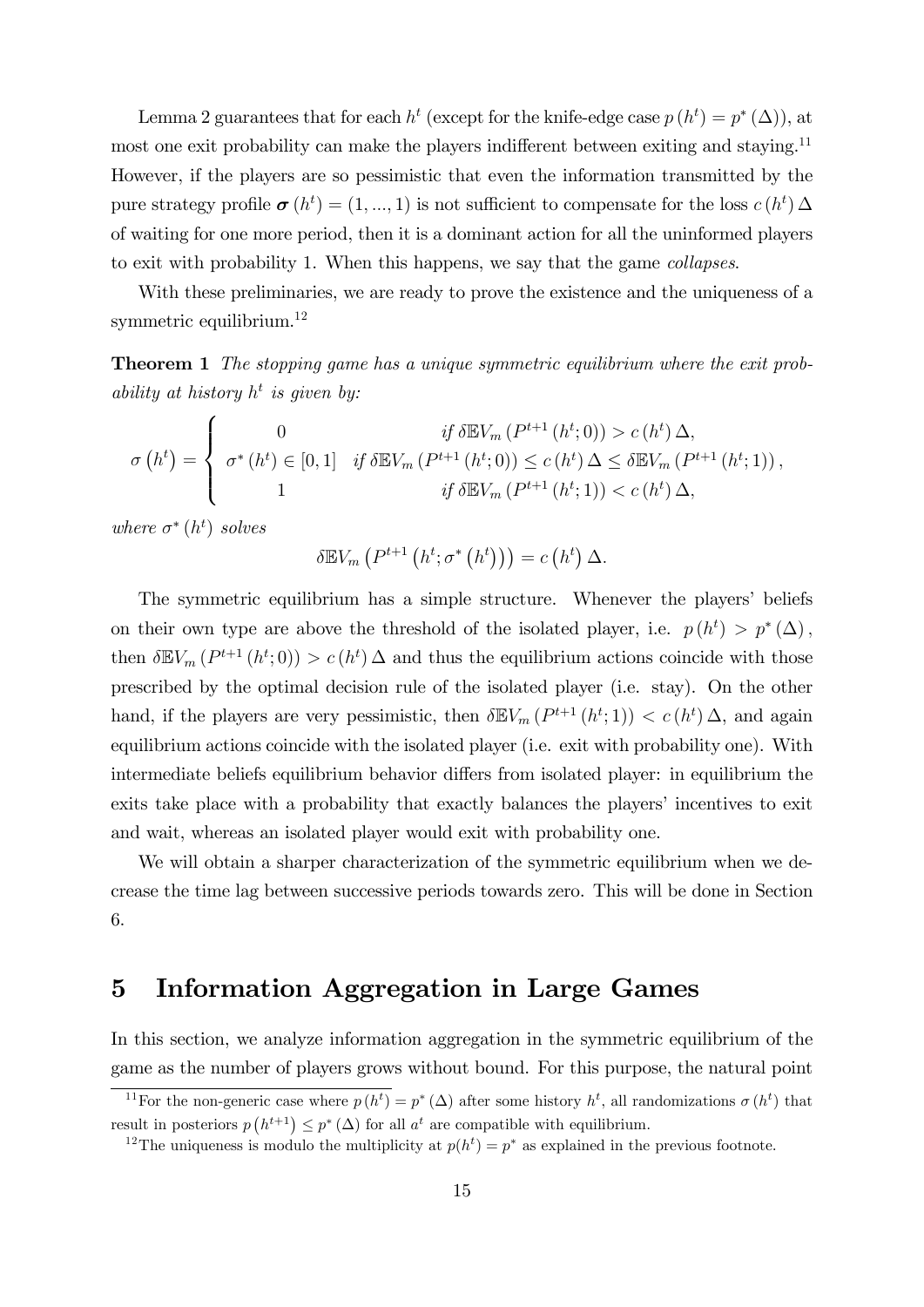Lemma 2 guarantees that for each $h^t$ (except for the knife-edge case $p(h^t) = p^*(\Delta)$), at most one exit probability can make the players indifferent between exiting and staying.[11] However, if the players are so pessimistic that even the information transmitted by the pure strategy profile $\boldsymbol{\sigma}(h^t) = (1, ..., 1)$ is not sufficient to compensate for the loss $c(h^t)\Delta$ of waiting for one more period, then it is a dominant action for all the uninformed players to exit with probability 1. When this happens, we say that the game *collapses*.

With these preliminaries, we are ready to prove the existence and the uniqueness of a symmetric equilibrium.[12]

**Theorem 1** *The stopping game has a unique symmetric equilibrium where the exit probability at history $h^t$ is given by:*

$$\sigma\left(h^t\right) = \begin{cases} 0 & \text{if } \delta\mathbb{E}V_m\left(P^{t+1}\left(h^t;0\right)\right) > c\left(h^t\right)\Delta, \\ \sigma^*\left(h^t\right) \in [0,1] & \text{if } \delta\mathbb{E}V_m\left(P^{t+1}\left(h^t;0\right)\right) \leq c\left(h^t\right)\Delta \leq \delta\mathbb{E}V_m\left(P^{t+1}\left(h^t;1\right)\right), \\ 1 & \text{if } \delta\mathbb{E}V_m\left(P^{t+1}\left(h^t;1\right)\right) < c\left(h^t\right)\Delta, \end{cases}$$

*where $\sigma^*(h^t)$ solves*

$$\delta\mathbb{E}V_m\left(P^{t+1}\left(h^t;\sigma^*\left(h^t\right)\right)\right) = c\left(h^t\right)\Delta.$$

The symmetric equilibrium has a simple structure. Whenever the players' beliefs on their own type are above the threshold of the isolated player, i.e. $p(h^t) > p^*(\Delta)$, then $\delta\mathbb{E}V_m(P^{t+1}(h^t;0)) > c(h^t)\Delta$ and thus the equilibrium actions coincide with those prescribed by the optimal decision rule of the isolated player (i.e. stay). On the other hand, if the players are very pessimistic, then $\delta\mathbb{E}V_m(P^{t+1}(h^t;1)) < c(h^t)\Delta$, and again equilibrium actions coincide with the isolated player (i.e. exit with probability one). With intermediate beliefs equilibrium behavior differs from isolated player: in equilibrium the exits take place with a probability that exactly balances the players' incentives to exit and wait, whereas an isolated player would exit with probability one.

We will obtain a sharper characterization of the symmetric equilibrium when we decrease the time lag between successive periods towards zero. This will be done in Section 6.

## 5 Information Aggregation in Large Games

In this section, we analyze information aggregation in the symmetric equilibrium of the game as the number of players grows without bound. For this purpose, the natural point

[11] For the non-generic case where $p(h^t) = p^*(\Delta)$ after some history $h^t$, all randomizations $\sigma(h^t)$ that result in posteriors $p(h^{t+1}) \leq p^*(\Delta)$ for all $a^t$ are compatible with equilibrium.

[12] The uniqueness is modulo the multiplicity at $p(h^t) = p^*$ as explained in the previous footnote.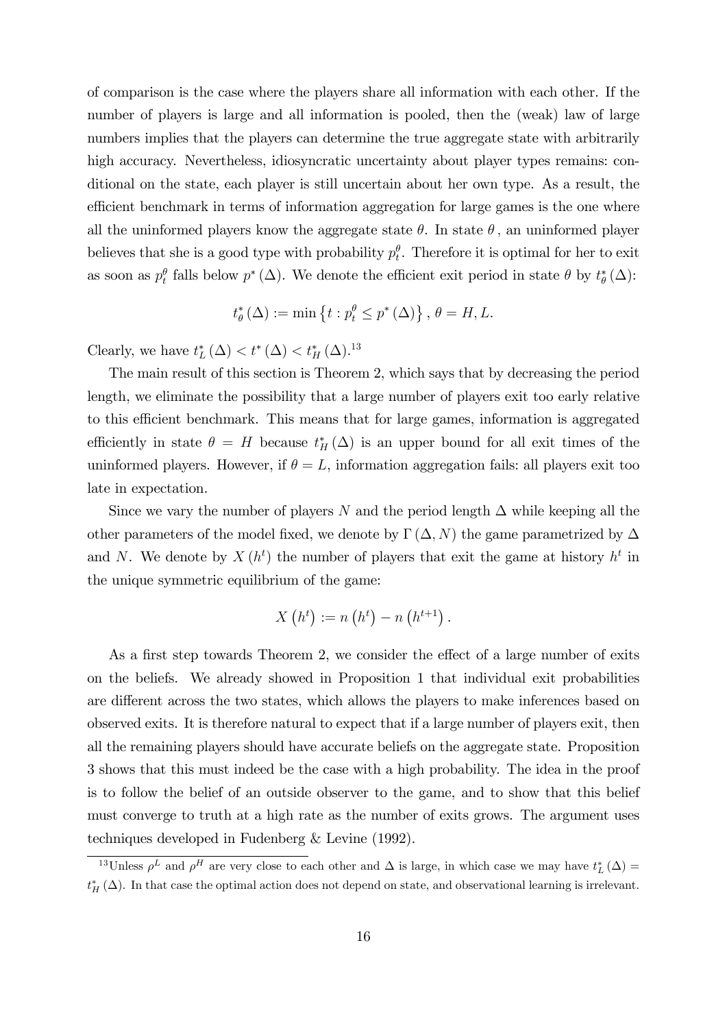of comparison is the case where the players share all information with each other. If the number of players is large and all information is pooled, then the (weak) law of large numbers implies that the players can determine the true aggregate state with arbitrarily high accuracy. Nevertheless, idiosyncratic uncertainty about player types remains: conditional on the state, each player is still uncertain about her own type. As a result, the efficient benchmark in terms of information aggregation for large games is the one where all the uninformed players know the aggregate state $\theta$. In state $\theta$, an uninformed player believes that she is a good type with probability $p_t^\theta$. Therefore it is optimal for her to exit as soon as $p_t^\theta$ falls below $p^*(\Delta)$. We denote the efficient exit period in state $\theta$ by $t_\theta^*(\Delta)$:

$$t_\theta^*(\Delta) := \min\left\{t : p_t^\theta \le p^*(\Delta)\right\}, \, \theta = H, L.$$

Clearly, we have $t_L^*(\Delta) < t^*(\Delta) < t_H^*(\Delta)$.[13]

The main result of this section is Theorem 2, which says that by decreasing the period length, we eliminate the possibility that a large number of players exit too early relative to this efficient benchmark. This means that for large games, information is aggregated efficiently in state $\theta = H$ because $t_H^*(\Delta)$ is an upper bound for all exit times of the uninformed players. However, if $\theta = L$, information aggregation fails: all players exit too late in expectation.

Since we vary the number of players $N$ and the period length $\Delta$ while keeping all the other parameters of the model fixed, we denote by $\Gamma(\Delta, N)$ the game parametrized by $\Delta$ and $N$. We denote by $X(h^t)$ the number of players that exit the game at history $h^t$ in the unique symmetric equilibrium of the game:

$$X\left(h^t\right) := n\left(h^t\right) - n\left(h^{t+1}\right).$$

As a first step towards Theorem 2, we consider the effect of a large number of exits on the beliefs. We already showed in Proposition 1 that individual exit probabilities are different across the two states, which allows the players to make inferences based on observed exits. It is therefore natural to expect that if a large number of players exit, then all the remaining players should have accurate beliefs on the aggregate state. Proposition 3 shows that this must indeed be the case with a high probability. The idea in the proof is to follow the belief of an outside observer to the game, and to show that this belief must converge to truth at a high rate as the number of exits grows. The argument uses techniques developed in Fudenberg & Levine (1992).

[13] Unless $\rho^L$ and $\rho^H$ are very close to each other and $\Delta$ is large, in which case we may have $t_L^*(\Delta) = t_H^*(\Delta)$. In that case the optimal action does not depend on state, and observational learning is irrelevant.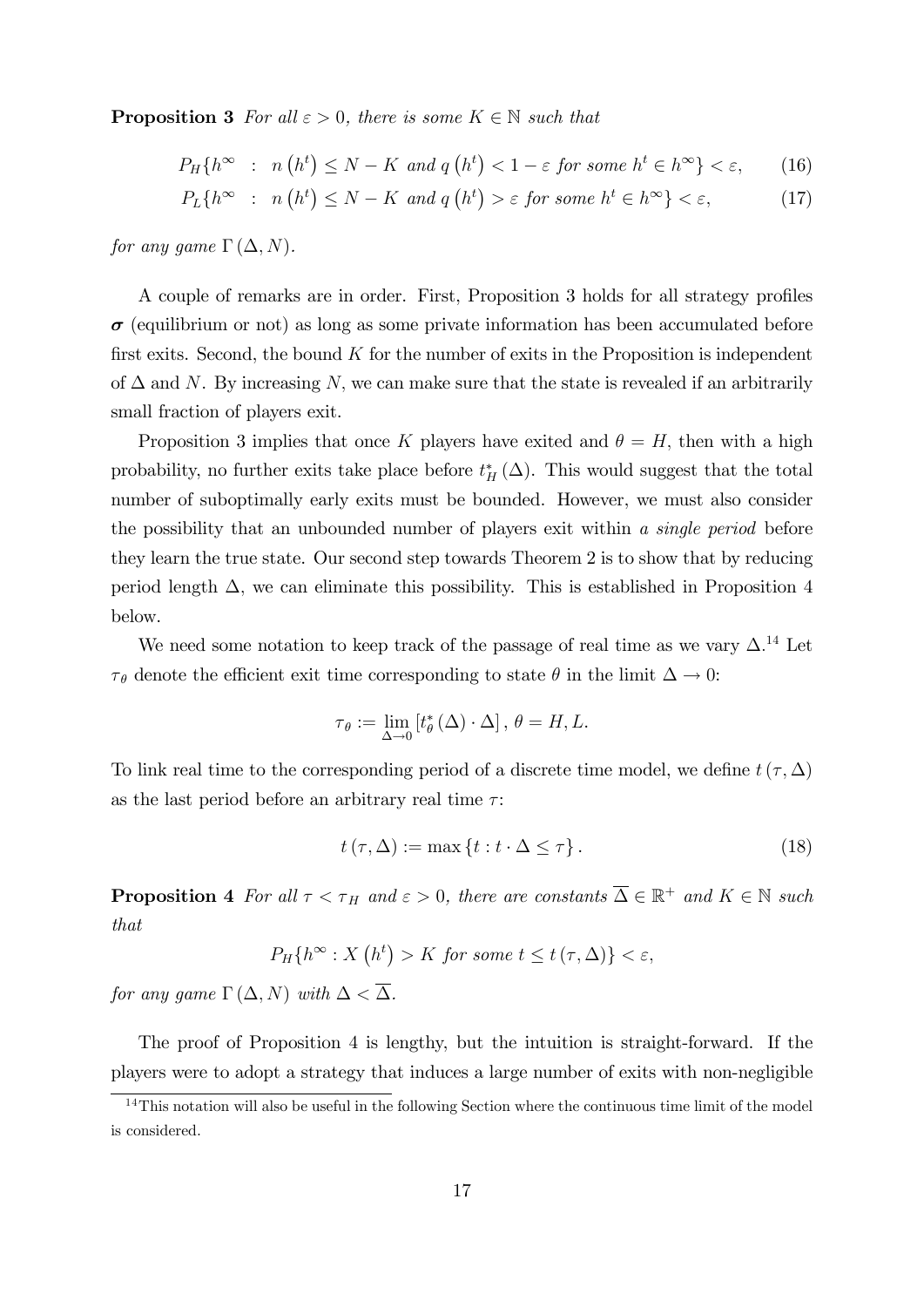**Proposition 3** *For all $\varepsilon > 0$, there is some $K \in \mathbb{N}$ such that*

$$P_H\{h^\infty \ : \ n(h^t) \leq N - K \text{ and } q(h^t) < 1 - \varepsilon \text{ for some } h^t \in h^\infty\} < \varepsilon, \qquad (16)$$

$$P_L\{h^\infty \ : \ n(h^t) \leq N - K \text{ and } q(h^t) > \varepsilon \text{ for some } h^t \in h^\infty\} < \varepsilon, \qquad (17)$$

*for any game $\Gamma(\Delta, N)$.*

A couple of remarks are in order. First, Proposition 3 holds for all strategy profiles $\boldsymbol{\sigma}$ (equilibrium or not) as long as some private information has been accumulated before first exits. Second, the bound $K$ for the number of exits in the Proposition is independent of $\Delta$ and $N$. By increasing $N$, we can make sure that the state is revealed if an arbitrarily small fraction of players exit.

Proposition 3 implies that once $K$ players have exited and $\theta = H$, then with a high probability, no further exits take place before $t_H^*(\Delta)$. This would suggest that the total number of suboptimally early exits must be bounded. However, we must also consider the possibility that an unbounded number of players exit within *a single period* before they learn the true state. Our second step towards Theorem 2 is to show that by reducing period length $\Delta$, we can eliminate this possibility. This is established in Proposition 4 below.

We need some notation to keep track of the passage of real time as we vary $\Delta$.[14] Let $\tau_\theta$ denote the efficient exit time corresponding to state $\theta$ in the limit $\Delta \to 0$:

$$\tau_\theta := \lim_{\Delta \to 0} [t_\theta^*(\Delta) \cdot \Delta], \ \theta = H, L.$$

To link real time to the corresponding period of a discrete time model, we define $t(\tau, \Delta)$ as the last period before an arbitrary real time $\tau$:

$$t(\tau, \Delta) := \max\{t : t \cdot \Delta \leq \tau\}. \qquad (18)$$

**Proposition 4** *For all $\tau < \tau_H$ and $\varepsilon > 0$, there are constants $\overline{\Delta} \in \mathbb{R}^+$ and $K \in \mathbb{N}$ such that*

$$P_H\{h^\infty : X(h^t) > K \text{ for some } t \leq t(\tau, \Delta)\} < \varepsilon,$$

*for any game $\Gamma(\Delta, N)$ with $\Delta < \overline{\Delta}$.*

The proof of Proposition 4 is lengthy, but the intuition is straight-forward. If the players were to adopt a strategy that induces a large number of exits with non-negligible

[14] This notation will also be useful in the following Section where the continuous time limit of the model is considered.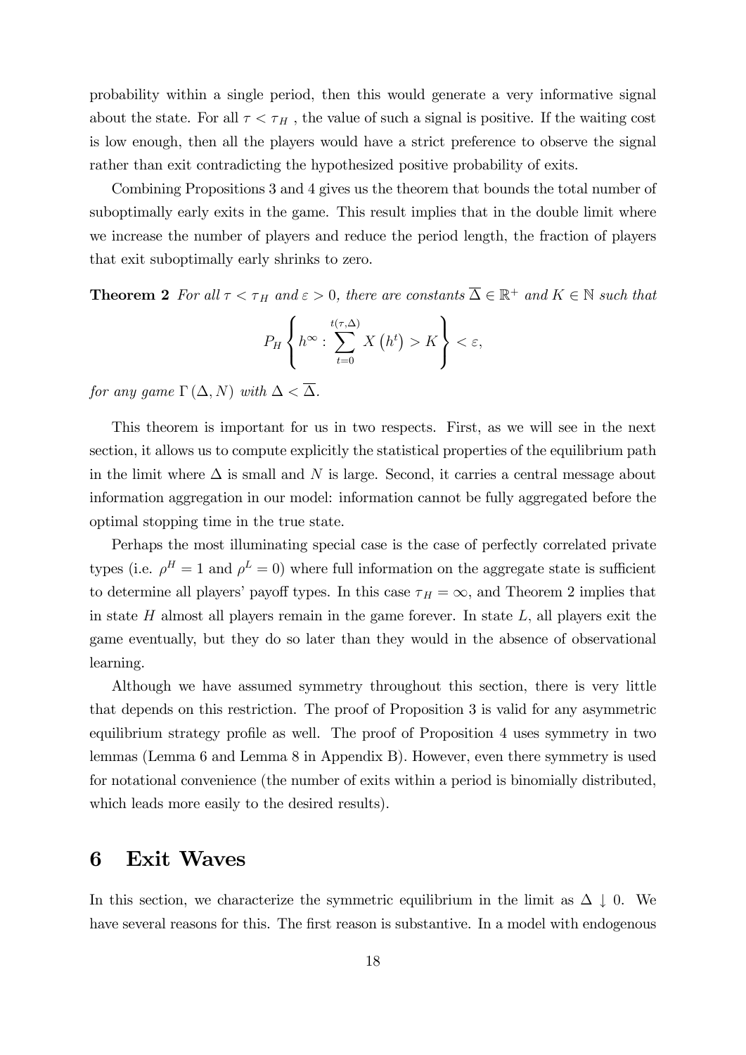probability within a single period, then this would generate a very informative signal about the state. For all $\tau < \tau_H$ , the value of such a signal is positive. If the waiting cost is low enough, then all the players would have a strict preference to observe the signal rather than exit contradicting the hypothesized positive probability of exits.

Combining Propositions 3 and 4 gives us the theorem that bounds the total number of suboptimally early exits in the game. This result implies that in the double limit where we increase the number of players and reduce the period length, the fraction of players that exit suboptimally early shrinks to zero.

**Theorem 2** *For all $\tau < \tau_H$ and $\varepsilon > 0$, there are constants $\overline{\Delta} \in \mathbb{R}^+$ and $K \in \mathbb{N}$ such that*

$$P_H \left\{ h^\infty : \sum_{t=0}^{t(\tau,\Delta)} X\left(h^t\right) > K \right\} < \varepsilon,$$

*for any game $\Gamma(\Delta, N)$ with $\Delta < \overline{\Delta}$.*

This theorem is important for us in two respects. First, as we will see in the next section, it allows us to compute explicitly the statistical properties of the equilibrium path in the limit where $\Delta$ is small and $N$ is large. Second, it carries a central message about information aggregation in our model: information cannot be fully aggregated before the optimal stopping time in the true state.

Perhaps the most illuminating special case is the case of perfectly correlated private types (i.e. $\rho^H = 1$ and $\rho^L = 0$) where full information on the aggregate state is sufficient to determine all players' payoff types. In this case $\tau_H = \infty$, and Theorem 2 implies that in state $H$ almost all players remain in the game forever. In state $L$, all players exit the game eventually, but they do so later than they would in the absence of observational learning.

Although we have assumed symmetry throughout this section, there is very little that depends on this restriction. The proof of Proposition 3 is valid for any asymmetric equilibrium strategy profile as well. The proof of Proposition 4 uses symmetry in two lemmas (Lemma 6 and Lemma 8 in Appendix B). However, even there symmetry is used for notational convenience (the number of exits within a period is binomially distributed, which leads more easily to the desired results).

# 6 Exit Waves

In this section, we characterize the symmetric equilibrium in the limit as $\Delta \downarrow 0$. We have several reasons for this. The first reason is substantive. In a model with endogenous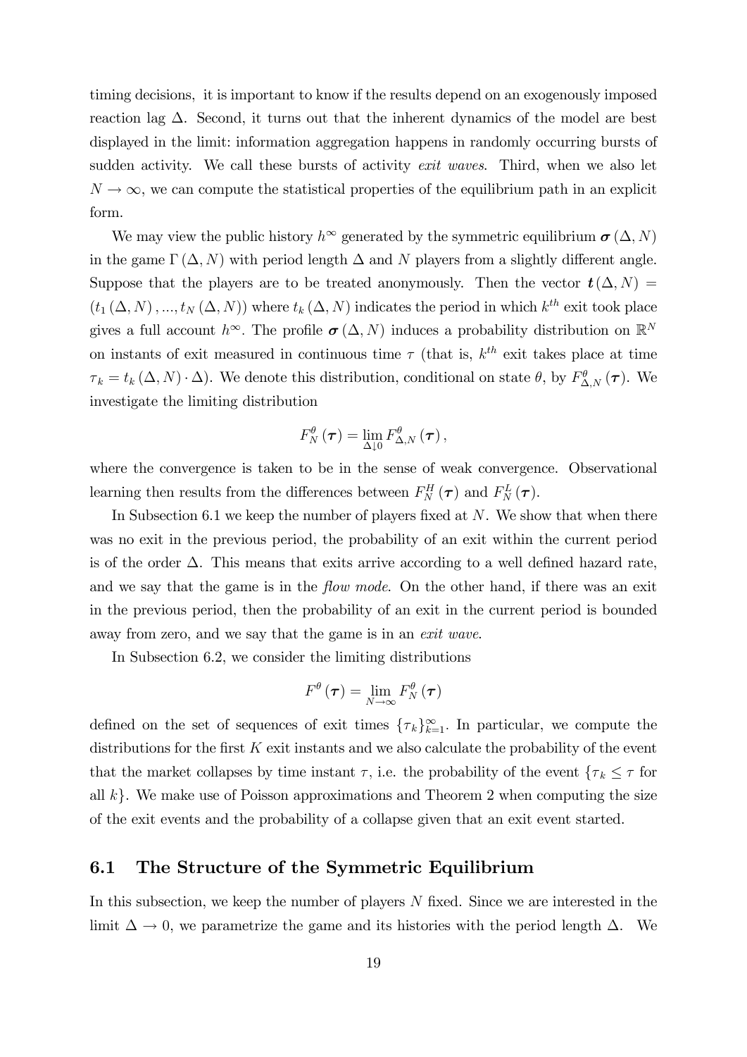timing decisions, it is important to know if the results depend on an exogenously imposed reaction lag $\Delta$. Second, it turns out that the inherent dynamics of the model are best displayed in the limit: information aggregation happens in randomly occurring bursts of sudden activity. We call these bursts of activity *exit waves*. Third, when we also let $N \to \infty$, we can compute the statistical properties of the equilibrium path in an explicit form.

We may view the public history $h^\infty$ generated by the symmetric equilibrium $\boldsymbol{\sigma}(\Delta, N)$ in the game $\Gamma(\Delta, N)$ with period length $\Delta$ and $N$ players from a slightly different angle. Suppose that the players are to be treated anonymously. Then the vector $\boldsymbol{t}(\Delta, N) = (t_1(\Delta, N), ..., t_N(\Delta, N))$ where $t_k(\Delta, N)$ indicates the period in which $k^{th}$ exit took place gives a full account $h^\infty$. The profile $\boldsymbol{\sigma}(\Delta, N)$ induces a probability distribution on $\mathbb{R}^N$ on instants of exit measured in continuous time $\tau$ (that is, $k^{th}$ exit takes place at time $\tau_k = t_k(\Delta, N) \cdot \Delta$). We denote this distribution, conditional on state $\theta$, by $F^\theta_{\Delta,N}(\boldsymbol{\tau})$. We investigate the limiting distribution

$$F^\theta_N(\boldsymbol{\tau}) = \lim_{\Delta \downarrow 0} F^\theta_{\Delta,N}(\boldsymbol{\tau}),$$

where the convergence is taken to be in the sense of weak convergence. Observational learning then results from the differences between $F^H_N(\boldsymbol{\tau})$ and $F^L_N(\boldsymbol{\tau})$.

In Subsection 6.1 we keep the number of players fixed at $N$. We show that when there was no exit in the previous period, the probability of an exit within the current period is of the order $\Delta$. This means that exits arrive according to a well defined hazard rate, and we say that the game is in the *flow mode*. On the other hand, if there was an exit in the previous period, then the probability of an exit in the current period is bounded away from zero, and we say that the game is in an *exit wave*.

In Subsection 6.2, we consider the limiting distributions

$$F^\theta(\boldsymbol{\tau}) = \lim_{N \to \infty} F^\theta_N(\boldsymbol{\tau})$$

defined on the set of sequences of exit times $\{\tau_k\}_{k=1}^\infty$. In particular, we compute the distributions for the first $K$ exit instants and we also calculate the probability of the event that the market collapses by time instant $\tau$, i.e. the probability of the event $\{\tau_k \leq \tau$ for all $k\}$. We make use of Poisson approximations and Theorem 2 when computing the size of the exit events and the probability of a collapse given that an exit event started.

## 6.1 The Structure of the Symmetric Equilibrium

In this subsection, we keep the number of players $N$ fixed. Since we are interested in the limit $\Delta \to 0$, we parametrize the game and its histories with the period length $\Delta$. We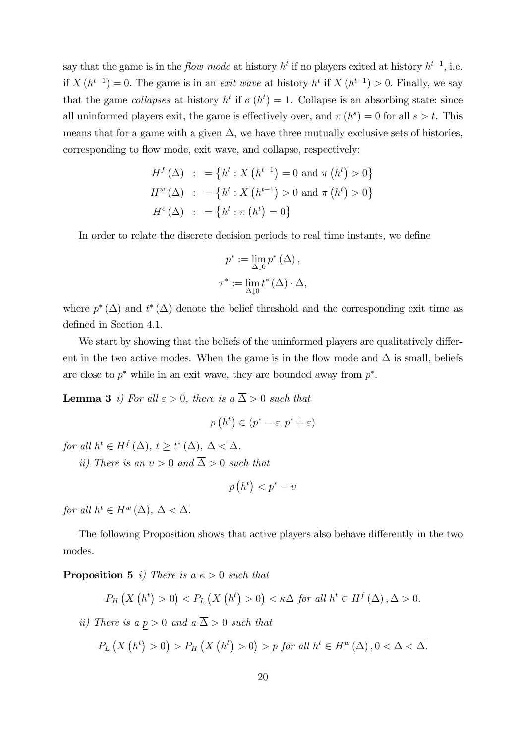say that the game is in the *flow mode* at history $h^t$ if no players exited at history $h^{t-1}$, i.e. if $X(h^{t-1}) = 0$. The game is in an *exit wave* at history $h^t$ if $X(h^{t-1}) > 0$. Finally, we say that the game *collapses* at history $h^t$ if $\sigma(h^t) = 1$. Collapse is an absorbing state: since all uninformed players exit, the game is effectively over, and $\pi(h^s) = 0$ for all $s > t$. This means that for a game with a given $\Delta$, we have three mutually exclusive sets of histories, corresponding to flow mode, exit wave, and collapse, respectively:

$$
\begin{aligned}
H^f(\Delta) &: = \left\{h^t : X\left(h^{t-1}\right) = 0 \text{ and } \pi\left(h^t\right) > 0\right\} \\
H^w(\Delta) &: = \left\{h^t : X\left(h^{t-1}\right) > 0 \text{ and } \pi\left(h^t\right) > 0\right\} \\
H^c(\Delta) &: = \left\{h^t : \pi\left(h^t\right) = 0\right\}
\end{aligned}
$$

In order to relate the discrete decision periods to real time instants, we define

$$
p^* := \lim_{\Delta \downarrow 0} p^*(\Delta),
$$

$$
\tau^* := \lim_{\Delta \downarrow 0} t^*(\Delta) \cdot \Delta,
$$

where $p^*(\Delta)$ and $t^*(\Delta)$ denote the belief threshold and the corresponding exit time as defined in Section 4.1.

We start by showing that the beliefs of the uninformed players are qualitatively different in the two active modes. When the game is in the flow mode and $\Delta$ is small, beliefs are close to $p^*$ while in an exit wave, they are bounded away from $p^*$.

**Lemma 3** *i) For all $\varepsilon > 0$, there is a $\overline{\Delta} > 0$ such that*

$$
p\left(h^t\right) \in (p^* - \varepsilon, p^* + \varepsilon)
$$

*for all $h^t \in H^f(\Delta)$, $t \geq t^*(\Delta)$, $\Delta < \overline{\Delta}$.*

*ii) There is an $\upsilon > 0$ and $\overline{\Delta} > 0$ such that*

$$
p\left(h^t\right) < p^* - \upsilon
$$

*for all $h^t \in H^w(\Delta)$, $\Delta < \overline{\Delta}$.*

The following Proposition shows that active players also behave differently in the two modes.

**Proposition 5** *i) There is a $\kappa > 0$ such that*

$$
P_H\left(X\left(h^t\right) > 0\right) < P_L\left(X\left(h^t\right) > 0\right) < \kappa\Delta \text{ for all } h^t \in H^f(\Delta), \Delta > 0.
$$

*ii) There is a $\underline{p} > 0$ and a $\overline{\Delta} > 0$ such that*

$$
P_L\left(X\left(h^t\right) > 0\right) > P_H\left(X\left(h^t\right) > 0\right) > \underline{p} \text{ for all } h^t \in H^w(\Delta), 0 < \Delta < \overline{\Delta}.
$$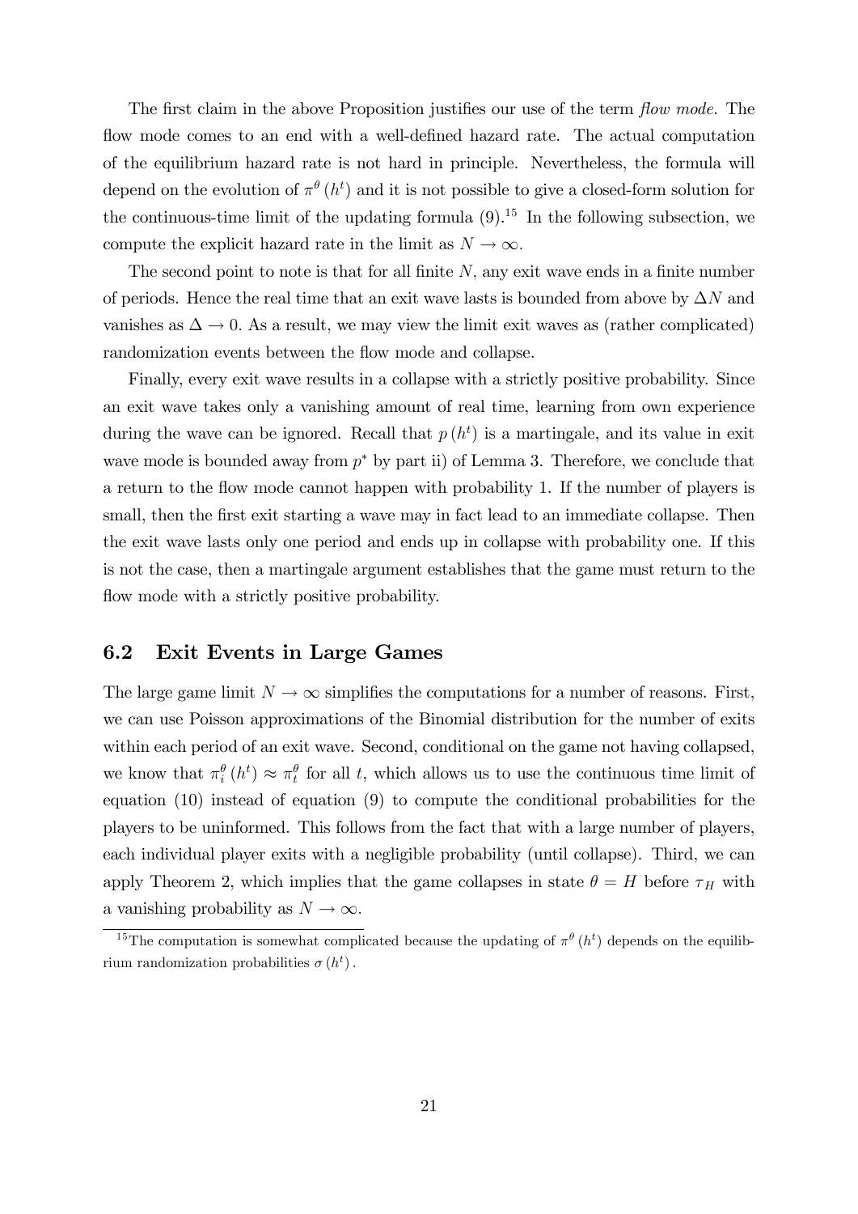The first claim in the above Proposition justifies our use of the term *flow mode.* The flow mode comes to an end with a well-defined hazard rate. The actual computation of the equilibrium hazard rate is not hard in principle. Nevertheless, the formula will depend on the evolution of $\pi^{\theta}(h^t)$ and it is not possible to give a closed-form solution for the continuous-time limit of the updating formula (9).[15] In the following subsection, we compute the explicit hazard rate in the limit as $N \to \infty$.

The second point to note is that for all finite $N$, any exit wave ends in a finite number of periods. Hence the real time that an exit wave lasts is bounded from above by $\Delta N$ and vanishes as $\Delta \to 0$. As a result, we may view the limit exit waves as (rather complicated) randomization events between the flow mode and collapse.

Finally, every exit wave results in a collapse with a strictly positive probability. Since an exit wave takes only a vanishing amount of real time, learning from own experience during the wave can be ignored. Recall that $p(h^t)$ is a martingale, and its value in exit wave mode is bounded away from $p^*$ by part ii) of Lemma 3. Therefore, we conclude that a return to the flow mode cannot happen with probability 1. If the number of players is small, then the first exit starting a wave may in fact lead to an immediate collapse. Then the exit wave lasts only one period and ends up in collapse with probability one. If this is not the case, then a martingale argument establishes that the game must return to the flow mode with a strictly positive probability.

## 6.2 Exit Events in Large Games

The large game limit $N \to \infty$ simplifies the computations for a number of reasons. First, we can use Poisson approximations of the Binomial distribution for the number of exits within each period of an exit wave. Second, conditional on the game not having collapsed, we know that $\pi_i^{\theta}(h^t) \approx \pi_t^{\theta}$ for all $t$, which allows us to use the continuous time limit of equation (10) instead of equation (9) to compute the conditional probabilities for the players to be uninformed. This follows from the fact that with a large number of players, each individual player exits with a negligible probability (until collapse). Third, we can apply Theorem 2, which implies that the game collapses in state $\theta = H$ before $\tau_H$ with a vanishing probability as $N \to \infty$.

[15] The computation is somewhat complicated because the updating of $\pi^{\theta}(h^t)$ depends on the equilibrium randomization probabilities $\sigma(h^t)$.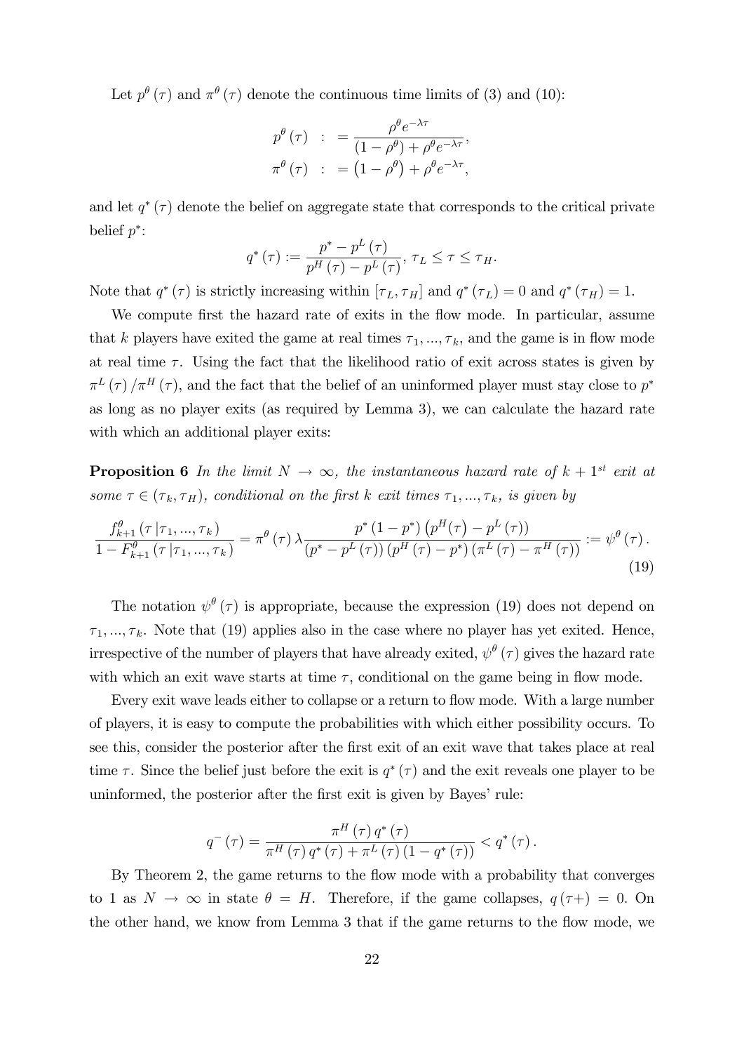Let $p^{\theta}(\tau)$ and $\pi^{\theta}(\tau)$ denote the continuous time limits of (3) and (10):

$$
\begin{aligned}
p^{\theta}(\tau) &:= \frac{\rho^{\theta} e^{-\lambda \tau}}{(1-\rho^{\theta}) + \rho^{\theta} e^{-\lambda \tau}}, \\
\pi^{\theta}(\tau) &:= \left(1-\rho^{\theta}\right) + \rho^{\theta} e^{-\lambda \tau},
\end{aligned}
$$

and let $q^{*}(\tau)$ denote the belief on aggregate state that corresponds to the critical private belief $p^{*}$:

$$
q^{*}(\tau) := \frac{p^{*} - p^{L}(\tau)}{p^{H}(\tau) - p^{L}(\tau)}, \; \tau_L \leq \tau \leq \tau_H.
$$

Note that $q^{*}(\tau)$ is strictly increasing within $[\tau_L, \tau_H]$ and $q^{*}(\tau_L) = 0$ and $q^{*}(\tau_H) = 1$.

We compute first the hazard rate of exits in the flow mode. In particular, assume that $k$ players have exited the game at real times $\tau_1, ..., \tau_k$, and the game is in flow mode at real time $\tau$. Using the fact that the likelihood ratio of exit across states is given by $\pi^{L}(\tau)/\pi^{H}(\tau)$, and the fact that the belief of an uninformed player must stay close to $p^{*}$ as long as no player exits (as required by Lemma 3), we can calculate the hazard rate with which an additional player exits:

**Proposition 6** *In the limit $N \to \infty$, the instantaneous hazard rate of $k+1^{st}$ exit at some $\tau \in (\tau_k, \tau_H)$, conditional on the first $k$ exit times $\tau_1, ..., \tau_k$, is given by*

$$
\frac{f_{k+1}^{\theta}(\tau \,|\tau_1, ..., \tau_k)}{1 - F_{k+1}^{\theta}(\tau \,|\tau_1, ..., \tau_k)} = \pi^{\theta}(\tau)\, \lambda \frac{p^{*}(1-p^{*})\left(p^{H}(\tau) - p^{L}(\tau)\right)}{\left(p^{*} - p^{L}(\tau)\right)\left(p^{H}(\tau) - p^{*}\right)\left(\pi^{L}(\tau) - \pi^{H}(\tau)\right)} := \psi^{\theta}(\tau). \tag{19}
$$

The notation $\psi^{\theta}(\tau)$ is appropriate, because the expression (19) does not depend on $\tau_1, ..., \tau_k$. Note that (19) applies also in the case where no player has yet exited. Hence, irrespective of the number of players that have already exited, $\psi^{\theta}(\tau)$ gives the hazard rate with which an exit wave starts at time $\tau$, conditional on the game being in flow mode.

Every exit wave leads either to collapse or a return to flow mode. With a large number of players, it is easy to compute the probabilities with which either possibility occurs. To see this, consider the posterior after the first exit of an exit wave that takes place at real time $\tau$. Since the belief just before the exit is $q^{*}(\tau)$ and the exit reveals one player to be uninformed, the posterior after the first exit is given by Bayes' rule:

$$
q^{-}(\tau) = \frac{\pi^{H}(\tau)\, q^{*}(\tau)}{\pi^{H}(\tau)\, q^{*}(\tau) + \pi^{L}(\tau)\left(1 - q^{*}(\tau)\right)} < q^{*}(\tau).
$$

By Theorem 2, the game returns to the flow mode with a probability that converges to 1 as $N \to \infty$ in state $\theta = H$. Therefore, if the game collapses, $q(\tau+) = 0$. On the other hand, we know from Lemma 3 that if the game returns to the flow mode, we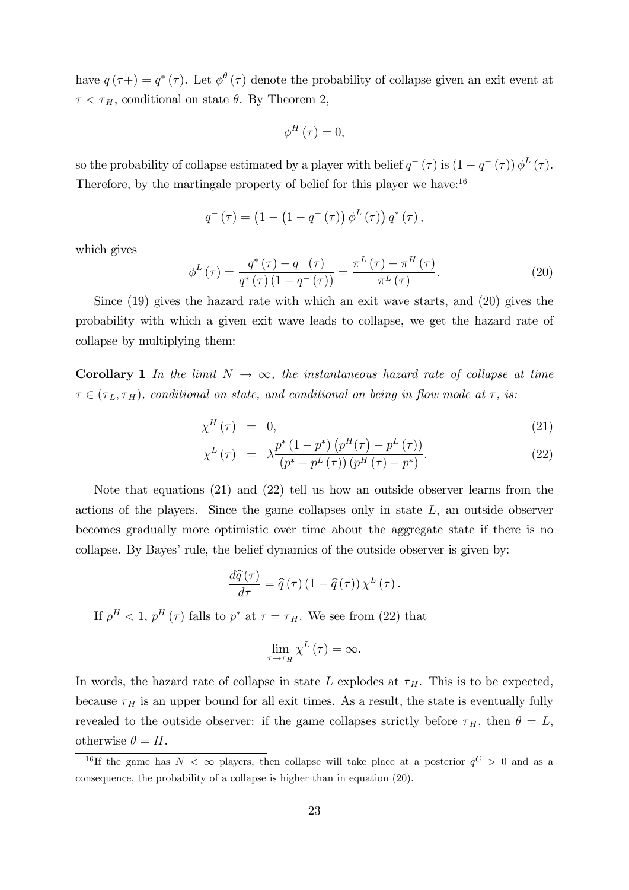have $q(\tau+) = q^*(\tau)$. Let $\phi^\theta(\tau)$ denote the probability of collapse given an exit event at $\tau < \tau_H$, conditional on state $\theta$. By Theorem 2,

$$\phi^H(\tau) = 0,$$

so the probability of collapse estimated by a player with belief $q^-(\tau)$ is $(1 - q^-(\tau))\phi^L(\tau)$. Therefore, by the martingale property of belief for this player we have:[16]

$$q^-(\tau) = \left(1 - \left(1 - q^-(\tau)\right)\phi^L(\tau)\right)q^*(\tau),$$

which gives

$$\phi^L(\tau) = \frac{q^*(\tau) - q^-(\tau)}{q^*(\tau)\left(1 - q^-(\tau)\right)} = \frac{\pi^L(\tau) - \pi^H(\tau)}{\pi^L(\tau)}. \tag{20}$$

Since (19) gives the hazard rate with which an exit wave starts, and (20) gives the probability with which a given exit wave leads to collapse, we get the hazard rate of collapse by multiplying them:

**Corollary 1** *In the limit $N \to \infty$, the instantaneous hazard rate of collapse at time $\tau \in (\tau_L, \tau_H)$, conditional on state, and conditional on being in flow mode at $\tau$, is:*

$$\chi^H(\tau) = 0, \tag{21}$$

$$\chi^L(\tau) = \lambda\frac{p^*(1-p^*)\left(p^H(\tau) - p^L(\tau)\right)}{\left(p^* - p^L(\tau)\right)\left(p^H(\tau) - p^*\right)}. \tag{22}$$

Note that equations (21) and (22) tell us how an outside observer learns from the actions of the players. Since the game collapses only in state $L$, an outside observer becomes gradually more optimistic over time about the aggregate state if there is no collapse. By Bayes' rule, the belief dynamics of the outside observer is given by:

$$\frac{d\widehat{q}(\tau)}{d\tau} = \widehat{q}(\tau)\left(1 - \widehat{q}(\tau)\right)\chi^L(\tau).$$

If $\rho^H < 1$, $p^H(\tau)$ falls to $p^*$ at $\tau = \tau_H$. We see from (22) that

$$\lim_{\tau \to \tau_H} \chi^L(\tau) = \infty.$$

In words, the hazard rate of collapse in state $L$ explodes at $\tau_H$. This is to be expected, because $\tau_H$ is an upper bound for all exit times. As a result, the state is eventually fully revealed to the outside observer: if the game collapses strictly before $\tau_H$, then $\theta = L$, otherwise $\theta = H$.

[16] If the game has $N < \infty$ players, then collapse will take place at a posterior $q^C > 0$ and as a consequence, the probability of a collapse is higher than in equation (20).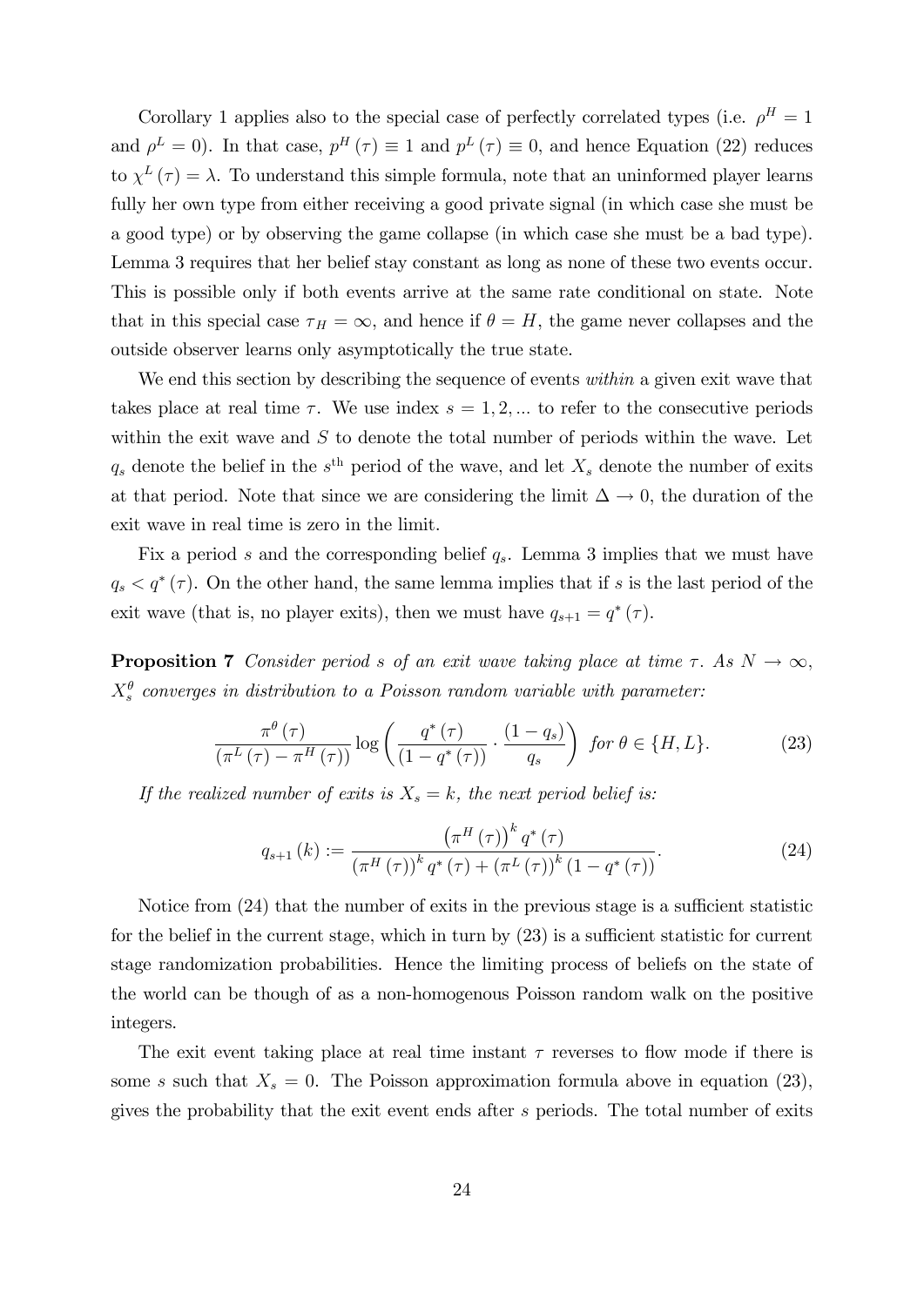Corollary 1 applies also to the special case of perfectly correlated types (i.e. $\rho^H = 1$ and $\rho^L = 0$). In that case, $p^H(\tau) \equiv 1$ and $p^L(\tau) \equiv 0$, and hence Equation (22) reduces to $\chi^L(\tau) = \lambda$. To understand this simple formula, note that an uninformed player learns fully her own type from either receiving a good private signal (in which case she must be a good type) or by observing the game collapse (in which case she must be a bad type). Lemma 3 requires that her belief stay constant as long as none of these two events occur. This is possible only if both events arrive at the same rate conditional on state. Note that in this special case $\tau_H = \infty$, and hence if $\theta = H$, the game never collapses and the outside observer learns only asymptotically the true state.

We end this section by describing the sequence of events *within* a given exit wave that takes place at real time $\tau$. We use index $s = 1, 2, ...$ to refer to the consecutive periods within the exit wave and $S$ to denote the total number of periods within the wave. Let $q_s$ denote the belief in the $s^{\text{th}}$ period of the wave, and let $X_s$ denote the number of exits at that period. Note that since we are considering the limit $\Delta \to 0$, the duration of the exit wave in real time is zero in the limit.

Fix a period $s$ and the corresponding belief $q_s$. Lemma 3 implies that we must have $q_s < q^*(\tau)$. On the other hand, the same lemma implies that if $s$ is the last period of the exit wave (that is, no player exits), then we must have $q_{s+1} = q^*(\tau)$.

**Proposition 7** *Consider period $s$ of an exit wave taking place at time $\tau$. As $N \to \infty$, $X_s^\theta$ converges in distribution to a Poisson random variable with parameter:*

$$\frac{\pi^\theta(\tau)}{(\pi^L(\tau) - \pi^H(\tau))} \log\left(\frac{q^*(\tau)}{(1 - q^*(\tau))} \cdot \frac{(1 - q_s)}{q_s}\right) \text{ for } \theta \in \{H, L\}. \tag{23}$$

*If the realized number of exits is $X_s = k$, the next period belief is:*

$$q_{s+1}(k) := \frac{(\pi^H(\tau))^k q^*(\tau)}{(\pi^H(\tau))^k q^*(\tau) + (\pi^L(\tau))^k (1 - q^*(\tau))}. \tag{24}$$

Notice from (24) that the number of exits in the previous stage is a sufficient statistic for the belief in the current stage, which in turn by (23) is a sufficient statistic for current stage randomization probabilities. Hence the limiting process of beliefs on the state of the world can be though of as a non-homogenous Poisson random walk on the positive integers.

The exit event taking place at real time instant $\tau$ reverses to flow mode if there is some $s$ such that $X_s = 0$. The Poisson approximation formula above in equation (23), gives the probability that the exit event ends after $s$ periods. The total number of exits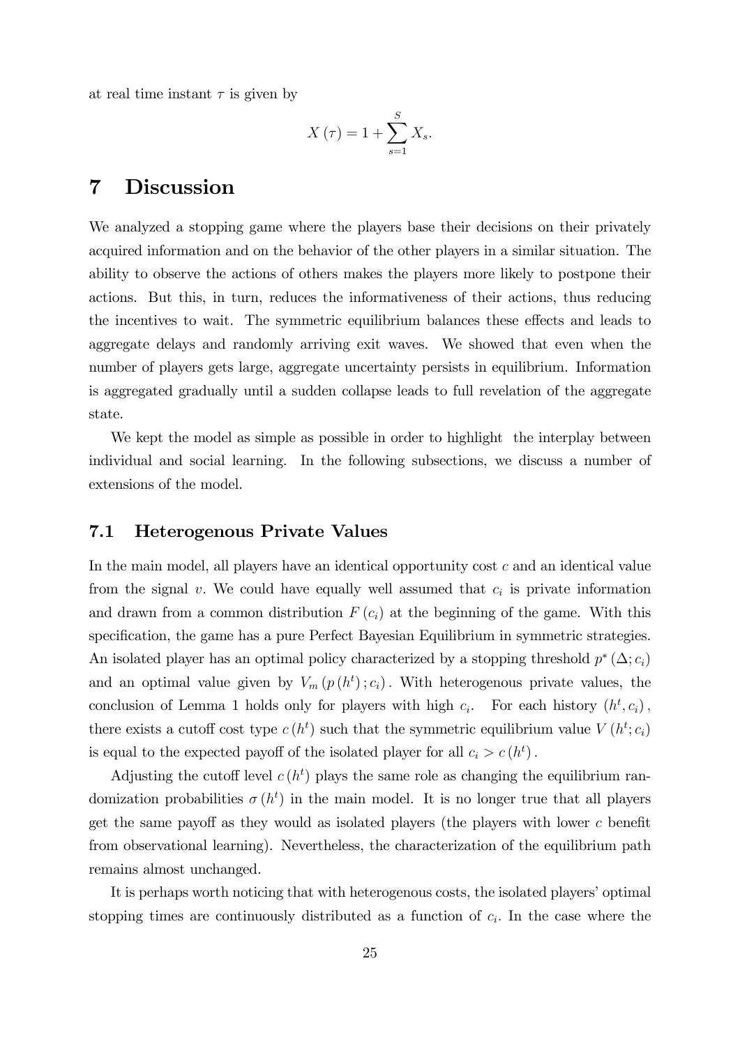at real time instant $\tau$ is given by

$$X(\tau) = 1 + \sum_{s=1}^{S} X_s.$$

# 7 Discussion

We analyzed a stopping game where the players base their decisions on their privately acquired information and on the behavior of the other players in a similar situation. The ability to observe the actions of others makes the players more likely to postpone their actions. But this, in turn, reduces the informativeness of their actions, thus reducing the incentives to wait. The symmetric equilibrium balances these effects and leads to aggregate delays and randomly arriving exit waves. We showed that even when the number of players gets large, aggregate uncertainty persists in equilibrium. Information is aggregated gradually until a sudden collapse leads to full revelation of the aggregate state.

We kept the model as simple as possible in order to highlight the interplay between individual and social learning. In the following subsections, we discuss a number of extensions of the model.

## 7.1 Heterogenous Private Values

In the main model, all players have an identical opportunity cost $c$ and an identical value from the signal $v$. We could have equally well assumed that $c_i$ is private information and drawn from a common distribution $F(c_i)$ at the beginning of the game. With this specification, the game has a pure Perfect Bayesian Equilibrium in symmetric strategies. An isolated player has an optimal policy characterized by a stopping threshold $p^*(\Delta; c_i)$ and an optimal value given by $V_m(p(h^t); c_i)$. With heterogenous private values, the conclusion of Lemma 1 holds only for players with high $c_i$. For each history $(h^t, c_i)$, there exists a cutoff cost type $c(h^t)$ such that the symmetric equilibrium value $V(h^t; c_i)$ is equal to the expected payoff of the isolated player for all $c_i > c(h^t)$.

Adjusting the cutoff level $c(h^t)$ plays the same role as changing the equilibrium randomization probabilities $\sigma(h^t)$ in the main model. It is no longer true that all players get the same payoff as they would as isolated players (the players with lower $c$ benefit from observational learning). Nevertheless, the characterization of the equilibrium path remains almost unchanged.

It is perhaps worth noticing that with heterogenous costs, the isolated players' optimal stopping times are continuously distributed as a function of $c_i$. In the case where the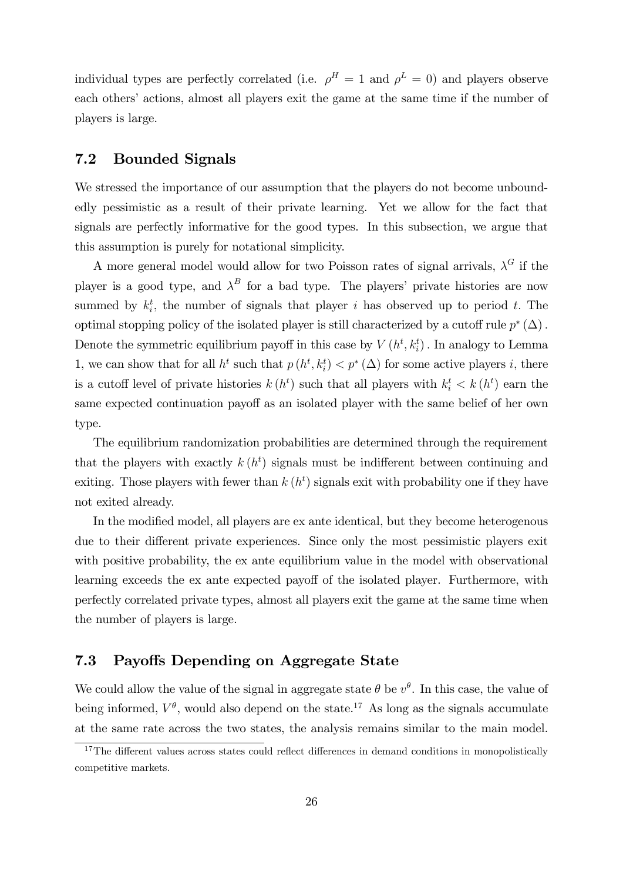individual types are perfectly correlated (i.e. $\rho^H = 1$ and $\rho^L = 0$) and players observe each others' actions, almost all players exit the game at the same time if the number of players is large.

## 7.2 Bounded Signals

We stressed the importance of our assumption that the players do not become unboundedly pessimistic as a result of their private learning. Yet we allow for the fact that signals are perfectly informative for the good types. In this subsection, we argue that this assumption is purely for notational simplicity.

A more general model would allow for two Poisson rates of signal arrivals, $\lambda^G$ if the player is a good type, and $\lambda^B$ for a bad type. The players' private histories are now summed by $k_i^t$, the number of signals that player $i$ has observed up to period $t$. The optimal stopping policy of the isolated player is still characterized by a cutoff rule $p^*(\Delta)$. Denote the symmetric equilibrium payoff in this case by $V(h^t, k_i^t)$. In analogy to Lemma 1, we can show that for all $h^t$ such that $p(h^t, k_i^t) < p^*(\Delta)$ for some active players $i$, there is a cutoff level of private histories $k(h^t)$ such that all players with $k_i^t < k(h^t)$ earn the same expected continuation payoff as an isolated player with the same belief of her own type.

The equilibrium randomization probabilities are determined through the requirement that the players with exactly $k(h^t)$ signals must be indifferent between continuing and exiting. Those players with fewer than $k(h^t)$ signals exit with probability one if they have not exited already.

In the modified model, all players are ex ante identical, but they become heterogenous due to their different private experiences. Since only the most pessimistic players exit with positive probability, the ex ante equilibrium value in the model with observational learning exceeds the ex ante expected payoff of the isolated player. Furthermore, with perfectly correlated private types, almost all players exit the game at the same time when the number of players is large.

## 7.3 Payoffs Depending on Aggregate State

We could allow the value of the signal in aggregate state $\theta$ be $v^\theta$. In this case, the value of being informed, $V^\theta$, would also depend on the state.[17] As long as the signals accumulate at the same rate across the two states, the analysis remains similar to the main model.

[17] The different values across states could reflect differences in demand conditions in monopolistically competitive markets.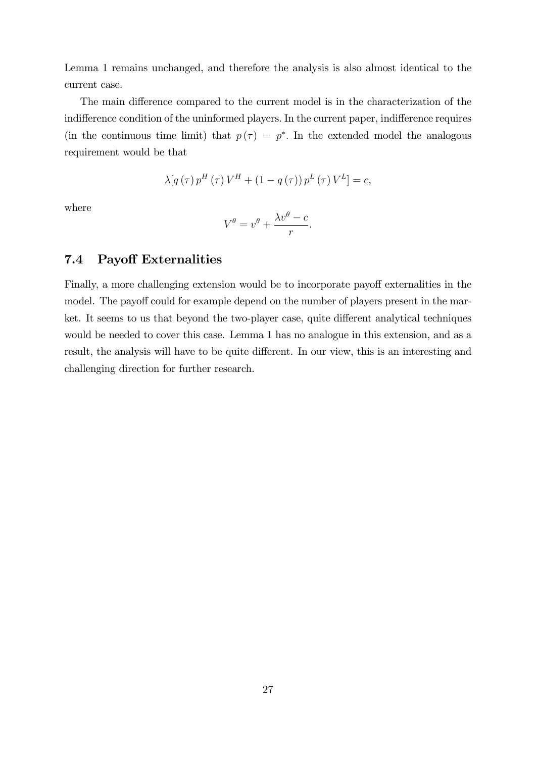Lemma 1 remains unchanged, and therefore the analysis is also almost identical to the current case.

The main difference compared to the current model is in the characterization of the indifference condition of the uninformed players. In the current paper, indifference requires (in the continuous time limit) that $p(\tau) = p^*$. In the extended model the analogous requirement would be that

$$\lambda[q(\tau)\,p^H(\tau)\,V^H + (1 - q(\tau))\,p^L(\tau)\,V^L] = c,$$

where

$$V^\theta = v^\theta + \frac{\lambda v^\theta - c}{r}.$$

### 7.4 Payoff Externalities

Finally, a more challenging extension would be to incorporate payoff externalities in the model. The payoff could for example depend on the number of players present in the market. It seems to us that beyond the two-player case, quite different analytical techniques would be needed to cover this case. Lemma 1 has no analogue in this extension, and as a result, the analysis will have to be quite different. In our view, this is an interesting and challenging direction for further research.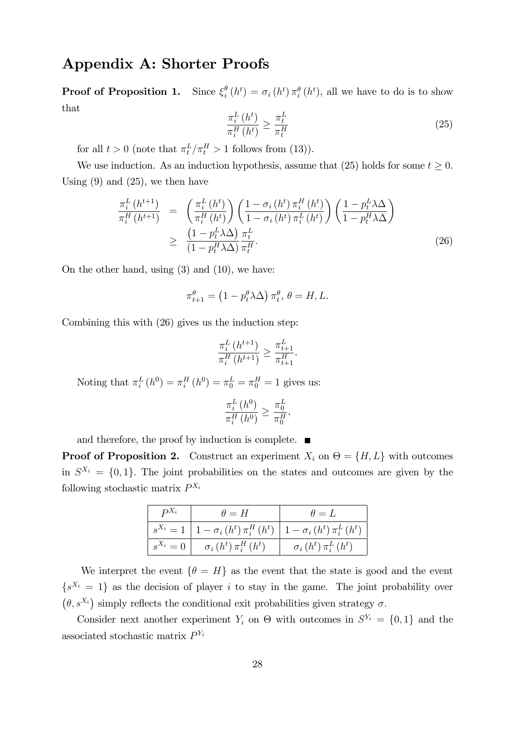# Appendix A: Shorter Proofs

**Proof of Proposition 1.** Since $\xi_i^\theta(h^t) = \sigma_i(h^t)\pi_i^\theta(h^t)$, all we have to do is to show that

$$\frac{\pi_i^L(h^t)}{\pi_i^H(h^t)} \geq \frac{\pi_t^L}{\pi_t^H} \tag{25}$$

for all $t > 0$ (note that $\pi_t^L/\pi_t^H > 1$ follows from (13)).

We use induction. As an induction hypothesis, assume that (25) holds for some $t \geq 0$. Using (9) and (25), we then have

$$\begin{aligned}
\frac{\pi_i^L(h^{t+1})}{\pi_i^H(h^{t+1})} &= \left(\frac{\pi_i^L(h^t)}{\pi_i^H(h^t)}\right)\left(\frac{1-\sigma_i(h^t)\pi_i^H(h^t)}{1-\sigma_i(h^t)\pi_i^L(h^t)}\right)\left(\frac{1-p_t^L\lambda\Delta}{1-p_t^H\lambda\Delta}\right) \\
&\geq \frac{\left(1-p_t^L\lambda\Delta\right)}{\left(1-p_t^H\lambda\Delta\right)}\frac{\pi_t^L}{\pi_t^H}.
\end{aligned} \tag{26}$$

On the other hand, using (3) and (10), we have:

$$\pi_{t+1}^\theta = \left(1-p_t^\theta\lambda\Delta\right)\pi_t^\theta, \; \theta = H, L.$$

Combining this with (26) gives us the induction step:

$$\frac{\pi_i^L(h^{t+1})}{\pi_i^H(h^{t+1})} \geq \frac{\pi_{t+1}^L}{\pi_{t+1}^H}.$$

Noting that $\pi_i^L(h^0) = \pi_i^H(h^0) = \pi_0^L = \pi_0^H = 1$ gives us:

$$\frac{\pi_i^L(h^0)}{\pi_i^H(h^0)} \geq \frac{\pi_0^L}{\pi_0^H},$$

and therefore, the proof by induction is complete. ■

**Proof of Proposition 2.** Construct an experiment $X_i$ on $\Theta = \{H, L\}$ with outcomes in $S^{X_i} = \{0, 1\}$. The joint probabilities on the states and outcomes are given by the following stochastic matrix $P^{X_i}$

| $P^{X_i}$ | $\theta = H$ | $\theta = L$ |
|---|---|---|
| $s^{X_i} = 1$ | $1 - \sigma_i(h^t)\pi_i^H(h^t)$ | $1 - \sigma_i(h^t)\pi_i^L(h^t)$ |
| $s^{X_i} = 0$ | $\sigma_i(h^t)\pi_i^H(h^t)$ | $\sigma_i(h^t)\pi_i^L(h^t)$ |

We interpret the event $\{\theta = H\}$ as the event that the state is good and the event $\{s^{X_i} = 1\}$ as the decision of player $i$ to stay in the game. The joint probability over $(\theta, s^{X_i})$ simply reflects the conditional exit probabilities given strategy $\sigma$.

Consider next another experiment $Y_i$ on $\Theta$ with outcomes in $S^{Y_i} = \{0, 1\}$ and the associated stochastic matrix $P^{Y_i}$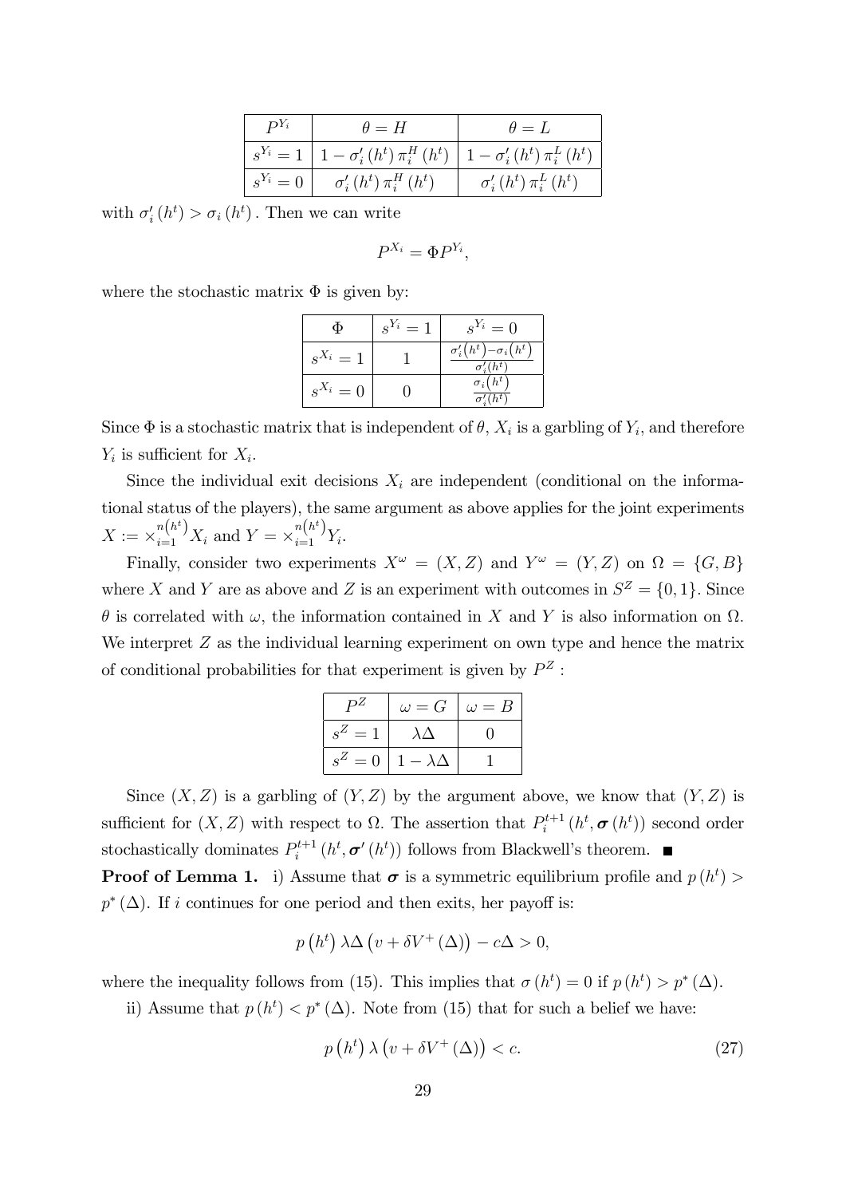| $P^{Y_i}$ | $\theta = H$ | $\theta = L$ |
| --- | --- | --- |
| $s^{Y_i} = 1$ | $1 - \sigma_i'(h^t)\,\pi_i^H(h^t)$ | $1 - \sigma_i'(h^t)\,\pi_i^L(h^t)$ |
| $s^{Y_i} = 0$ | $\sigma_i'(h^t)\,\pi_i^H(h^t)$ | $\sigma_i'(h^t)\,\pi_i^L(h^t)$ |

with $\sigma_i'(h^t) > \sigma_i(h^t)$. Then we can write

$$P^{X_i} = \Phi P^{Y_i},$$

where the stochastic matrix $\Phi$ is given by:

| $\Phi$ | $s^{Y_i} = 1$ | $s^{Y_i} = 0$ |
| --- | --- | --- |
| $s^{X_i} = 1$ | $1$ | $\frac{\sigma_i'(h^t) - \sigma_i(h^t)}{\sigma_i'(h^t)}$ |
| $s^{X_i} = 0$ | $0$ | $\frac{\sigma_i(h^t)}{\sigma_i'(h^t)}$ |

Since $\Phi$ is a stochastic matrix that is independent of $\theta$, $X_i$ is a garbling of $Y_i$, and therefore $Y_i$ is sufficient for $X_i$.

Since the individual exit decisions $X_i$ are independent (conditional on the informational status of the players), the same argument as above applies for the joint experiments $X := \times_{i=1}^{n(h^t)} X_i$ and $Y = \times_{i=1}^{n(h^t)} Y_i$.

Finally, consider two experiments $X^\omega = (X, Z)$ and $Y^\omega = (Y, Z)$ on $\Omega = \{G, B\}$ where $X$ and $Y$ are as above and $Z$ is an experiment with outcomes in $S^Z = \{0, 1\}$. Since $\theta$ is correlated with $\omega$, the information contained in $X$ and $Y$ is also information on $\Omega$. We interpret $Z$ as the individual learning experiment on own type and hence the matrix of conditional probabilities for that experiment is given by $P^Z$ :

| $P^Z$ | $\omega = G$ | $\omega = B$ |
| --- | --- | --- |
| $s^Z = 1$ | $\lambda\Delta$ | $0$ |
| $s^Z = 0$ | $1 - \lambda\Delta$ | $1$ |

Since $(X, Z)$ is a garbling of $(Y, Z)$ by the argument above, we know that $(Y, Z)$ is sufficient for $(X, Z)$ with respect to $\Omega$. The assertion that $P_i^{t+1}(h^t, \boldsymbol{\sigma}(h^t))$ second order stochastically dominates $P_i^{t+1}(h^t, \boldsymbol{\sigma}'(h^t))$ follows from Blackwell's theorem. ∎

**Proof of Lemma 1.** i) Assume that $\boldsymbol{\sigma}$ is a symmetric equilibrium profile and $p(h^t) > p^*(\Delta)$. If $i$ continues for one period and then exits, her payoff is:

$$p\left(h^t\right)\lambda\Delta\left(v + \delta V^+(\Delta)\right) - c\Delta > 0,$$

where the inequality follows from (15). This implies that $\sigma(h^t) = 0$ if $p(h^t) > p^*(\Delta)$.

ii) Assume that $p(h^t) < p^*(\Delta)$. Note from (15) that for such a belief we have:

$$p\left(h^t\right)\lambda\left(v + \delta V^+(\Delta)\right) < c. \tag{27}$$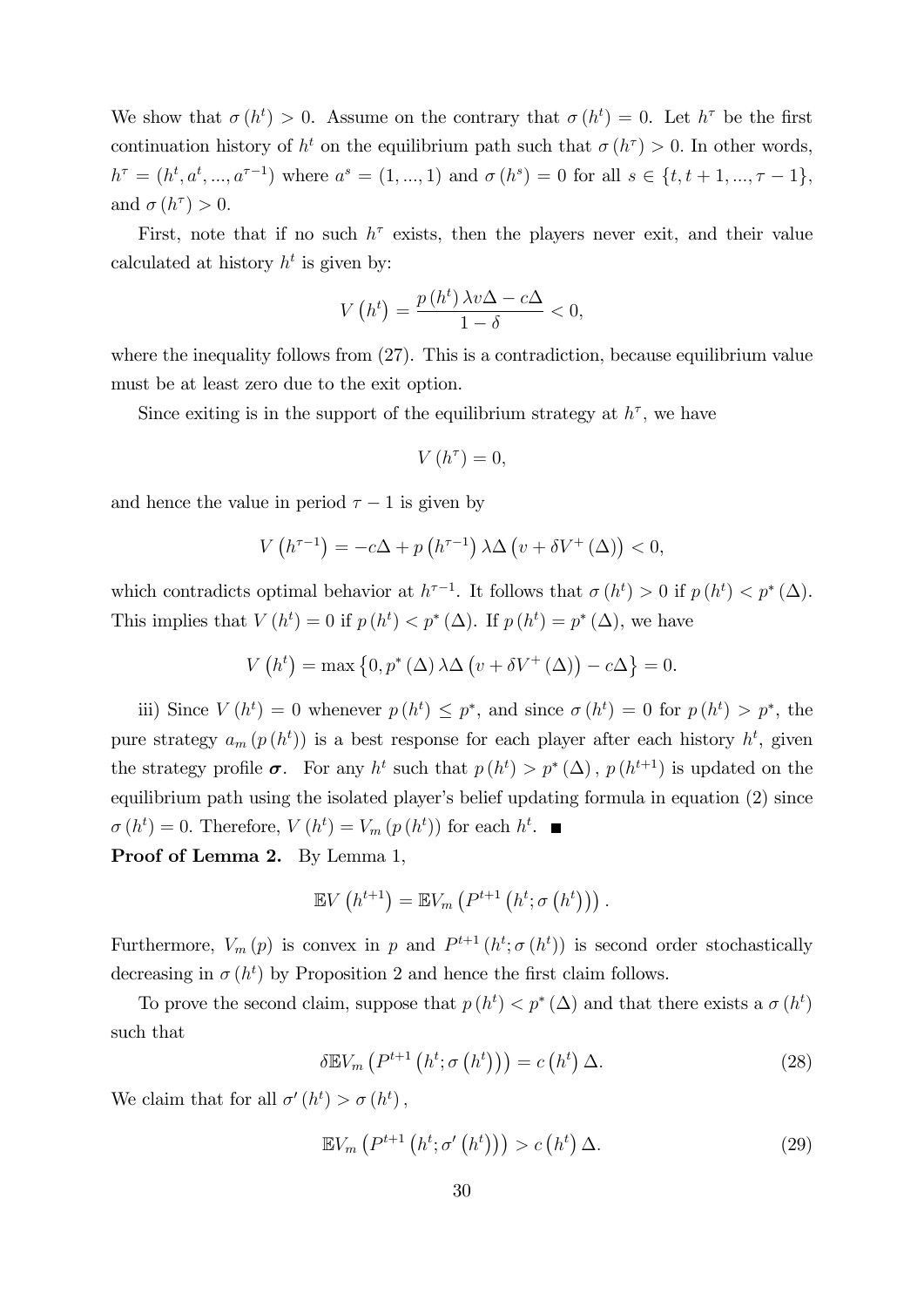We show that $\sigma(h^t) > 0$. Assume on the contrary that $\sigma(h^t) = 0$. Let $h^\tau$ be the first continuation history of $h^t$ on the equilibrium path such that $\sigma(h^\tau) > 0$. In other words, $h^\tau = (h^t, a^t, ..., a^{\tau-1})$ where $a^s = (1, ..., 1)$ and $\sigma(h^s) = 0$ for all $s \in \{t, t+1, ..., \tau - 1\}$, and $\sigma(h^\tau) > 0$.

First, note that if no such $h^\tau$ exists, then the players never exit, and their value calculated at history $h^t$ is given by:

$$V\left(h^t\right) = \frac{p\left(h^t\right)\lambda v \Delta - c\Delta}{1-\delta} < 0,$$

where the inequality follows from (27). This is a contradiction, because equilibrium value must be at least zero due to the exit option.

Since exiting is in the support of the equilibrium strategy at $h^\tau$, we have

$$V\left(h^\tau\right) = 0,$$

and hence the value in period $\tau - 1$ is given by

$$V\left(h^{\tau-1}\right) = -c\Delta + p\left(h^{\tau-1}\right)\lambda\Delta\left(v + \delta V^+(\Delta)\right) < 0,$$

which contradicts optimal behavior at $h^{\tau-1}$. It follows that $\sigma(h^t) > 0$ if $p(h^t) < p^*(\Delta)$. This implies that $V(h^t) = 0$ if $p(h^t) < p^*(\Delta)$. If $p(h^t) = p^*(\Delta)$, we have

$$V\left(h^t\right) = \max\left\{0, p^*(\Delta)\lambda\Delta\left(v + \delta V^+(\Delta)\right) - c\Delta\right\} = 0.$$

iii) Since $V(h^t) = 0$ whenever $p(h^t) \leq p^*$, and since $\sigma(h^t) = 0$ for $p(h^t) > p^*$, the pure strategy $a_m(p(h^t))$ is a best response for each player after each history $h^t$, given the strategy profile $\boldsymbol{\sigma}$. For any $h^t$ such that $p(h^t) > p^*(\Delta)$, $p(h^{t+1})$ is updated on the equilibrium path using the isolated player's belief updating formula in equation (2) since $\sigma(h^t) = 0$. Therefore, $V(h^t) = V_m(p(h^t))$ for each $h^t$. ■

**Proof of Lemma 2.** By Lemma 1,

$$\mathbb{E}V\left(h^{t+1}\right) = \mathbb{E}V_m\left(P^{t+1}\left(h^t; \sigma\left(h^t\right)\right)\right).$$

Furthermore, $V_m(p)$ is convex in $p$ and $P^{t+1}(h^t; \sigma(h^t))$ is second order stochastically decreasing in $\sigma(h^t)$ by Proposition 2 and hence the first claim follows.

To prove the second claim, suppose that $p(h^t) < p^*(\Delta)$ and that there exists a $\sigma(h^t)$ such that

$$\delta\mathbb{E}V_m\left(P^{t+1}\left(h^t; \sigma\left(h^t\right)\right)\right) = c\left(h^t\right)\Delta. \tag{28}$$

We claim that for all $\sigma'(h^t) > \sigma(h^t)$,

$$\mathbb{E}V_m\left(P^{t+1}\left(h^t; \sigma'\left(h^t\right)\right)\right) > c\left(h^t\right)\Delta. \tag{29}$$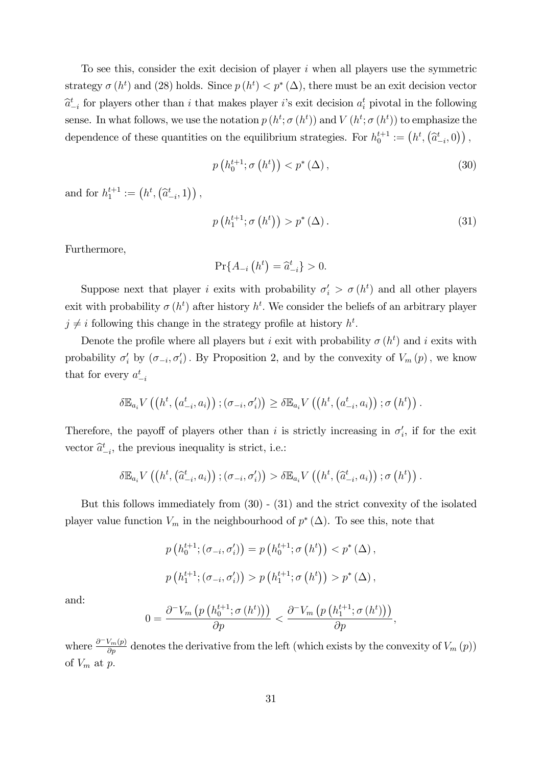To see this, consider the exit decision of player $i$ when all players use the symmetric strategy $\sigma(h^t)$ and (28) holds. Since $p(h^t) < p^*(\Delta)$, there must be an exit decision vector $\widehat{a}_{-i}^t$ for players other than $i$ that makes player $i$'s exit decision $a_i^t$ pivotal in the following sense. In what follows, we use the notation $p(h^t; \sigma(h^t))$ and $V(h^t; \sigma(h^t))$ to emphasize the dependence of these quantities on the equilibrium strategies. For $h_0^{t+1} := \left(h^t, \left(\widehat{a}_{-i}^t, 0\right)\right)$,

$$p\left(h_0^{t+1}; \sigma\left(h^t\right)\right) < p^*(\Delta), \tag{30}$$

and for $h_1^{t+1} := \left(h^t, \left(\widehat{a}_{-i}^t, 1\right)\right)$,

$$p\left(h_1^{t+1}; \sigma\left(h^t\right)\right) > p^*(\Delta). \tag{31}$$

Furthermore,

$$\Pr\{A_{-i}\left(h^t\right) = \widehat{a}_{-i}^t\} > 0.$$

Suppose next that player $i$ exits with probability $\sigma_i' > \sigma(h^t)$ and all other players exit with probability $\sigma(h^t)$ after history $h^t$. We consider the beliefs of an arbitrary player $j \neq i$ following this change in the strategy profile at history $h^t$.

Denote the profile where all players but $i$ exit with probability $\sigma(h^t)$ and $i$ exits with probability $\sigma_i'$ by $(\sigma_{-i}, \sigma_i')$. By Proposition 2, and by the convexity of $V_m(p)$, we know that for every $a_{-i}^t$

$$\delta \mathbb{E}_{a_i} V\left(\left(h^t, \left(a_{-i}^t, a_i\right)\right); (\sigma_{-i}, \sigma_i')\right) \geq \delta \mathbb{E}_{a_i} V\left(\left(h^t, \left(a_{-i}^t, a_i\right)\right); \sigma\left(h^t\right)\right).$$

Therefore, the payoff of players other than $i$ is strictly increasing in $\sigma_i'$, if for the exit vector $\widehat{a}_{-i}^t$, the previous inequality is strict, i.e.:

$$\delta \mathbb{E}_{a_i} V\left(\left(h^t, \left(\widehat{a}_{-i}^t, a_i\right)\right); (\sigma_{-i}, \sigma_i')\right) > \delta \mathbb{E}_{a_i} V\left(\left(h^t, \left(\widehat{a}_{-i}^t, a_i\right)\right); \sigma\left(h^t\right)\right).$$

But this follows immediately from (30) - (31) and the strict convexity of the isolated player value function $V_m$ in the neighbourhood of $p^*(\Delta)$. To see this, note that

$$p\left(h_0^{t+1}; (\sigma_{-i}, \sigma_i')\right) = p\left(h_0^{t+1}; \sigma\left(h^t\right)\right) < p^*(\Delta),$$

$$p\left(h_1^{t+1}; (\sigma_{-i}, \sigma_i')\right) > p\left(h_1^{t+1}; \sigma\left(h^t\right)\right) > p^*(\Delta),$$

and:

$$0 = \frac{\partial^- V_m\left(p\left(h_0^{t+1}; \sigma\left(h^t\right)\right)\right)}{\partial p} < \frac{\partial^- V_m\left(p\left(h_1^{t+1}; \sigma\left(h^t\right)\right)\right)}{\partial p},$$

where $\frac{\partial^- V_m(p)}{\partial p}$ denotes the derivative from the left (which exists by the convexity of $V_m(p)$) of $V_m$ at $p$.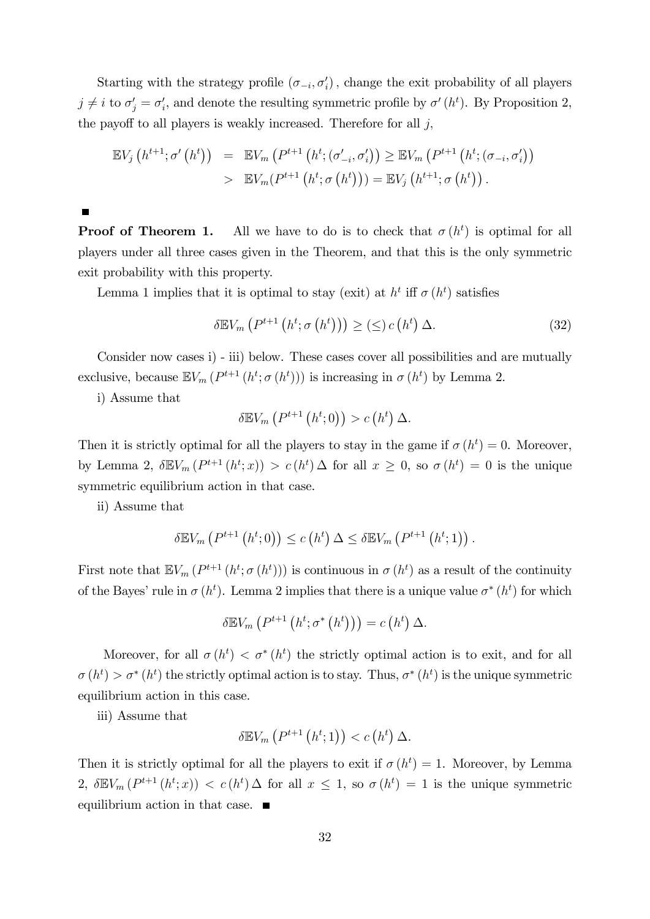Starting with the strategy profile $(\sigma_{-i}, \sigma_i')$, change the exit probability of all players $j \neq i$ to $\sigma_j' = \sigma_i'$, and denote the resulting symmetric profile by $\sigma'(h^t)$. By Proposition 2, the payoff to all players is weakly increased. Therefore for all $j$,

$$\begin{aligned}
\mathbb{E}V_j\left(h^{t+1}; \sigma'\left(h^t\right)\right) &= \mathbb{E}V_m\left(P^{t+1}\left(h^t; (\sigma_{-i}', \sigma_i')\right)\right) \geq \mathbb{E}V_m\left(P^{t+1}\left(h^t; (\sigma_{-i}, \sigma_i')\right)\right) \\
&> \mathbb{E}V_m(P^{t+1}\left(h^t; \sigma\left(h^t\right)\right)) = \mathbb{E}V_j\left(h^{t+1}; \sigma\left(h^t\right)\right).
\end{aligned}$$

■

**Proof of Theorem 1.** All we have to do is to check that $\sigma(h^t)$ is optimal for all players under all three cases given in the Theorem, and that this is the only symmetric exit probability with this property.

Lemma 1 implies that it is optimal to stay (exit) at $h^t$ iff $\sigma(h^t)$ satisfies

$$\delta \mathbb{E}V_m\left(P^{t+1}\left(h^t; \sigma\left(h^t\right)\right)\right) \geq (\leq)\, c\left(h^t\right)\Delta. \tag{32}$$

Consider now cases i) - iii) below. These cases cover all possibilities and are mutually exclusive, because $\mathbb{E}V_m\left(P^{t+1}\left(h^t; \sigma\left(h^t\right)\right)\right)$ is increasing in $\sigma(h^t)$ by Lemma 2.

i) Assume that

$$\delta \mathbb{E}V_m\left(P^{t+1}\left(h^t; 0\right)\right) > c\left(h^t\right)\Delta.$$

Then it is strictly optimal for all the players to stay in the game if $\sigma(h^t) = 0$. Moreover, by Lemma 2, $\delta \mathbb{E}V_m\left(P^{t+1}\left(h^t; x\right)\right) > c\left(h^t\right)\Delta$ for all $x \geq 0$, so $\sigma(h^t) = 0$ is the unique symmetric equilibrium action in that case.

ii) Assume that

$$\delta \mathbb{E}V_m\left(P^{t+1}\left(h^t; 0\right)\right) \leq c\left(h^t\right)\Delta \leq \delta \mathbb{E}V_m\left(P^{t+1}\left(h^t; 1\right)\right).$$

First note that $\mathbb{E}V_m\left(P^{t+1}\left(h^t; \sigma\left(h^t\right)\right)\right)$ is continuous in $\sigma(h^t)$ as a result of the continuity of the Bayes' rule in $\sigma(h^t)$. Lemma 2 implies that there is a unique value $\sigma^*(h^t)$ for which

$$\delta \mathbb{E}V_m\left(P^{t+1}\left(h^t; \sigma^*\left(h^t\right)\right)\right) = c\left(h^t\right)\Delta.$$

Moreover, for all $\sigma(h^t) < \sigma^*(h^t)$ the strictly optimal action is to exit, and for all $\sigma(h^t) > \sigma^*(h^t)$ the strictly optimal action is to stay. Thus, $\sigma^*(h^t)$ is the unique symmetric equilibrium action in this case.

iii) Assume that

$$\delta \mathbb{E}V_m\left(P^{t+1}\left(h^t; 1\right)\right) < c\left(h^t\right)\Delta.$$

Then it is strictly optimal for all the players to exit if $\sigma(h^t) = 1$. Moreover, by Lemma 2, $\delta \mathbb{E}V_m\left(P^{t+1}\left(h^t; x\right)\right) < c\left(h^t\right)\Delta$ for all $x \leq 1$, so $\sigma(h^t) = 1$ is the unique symmetric equilibrium action in that case. ■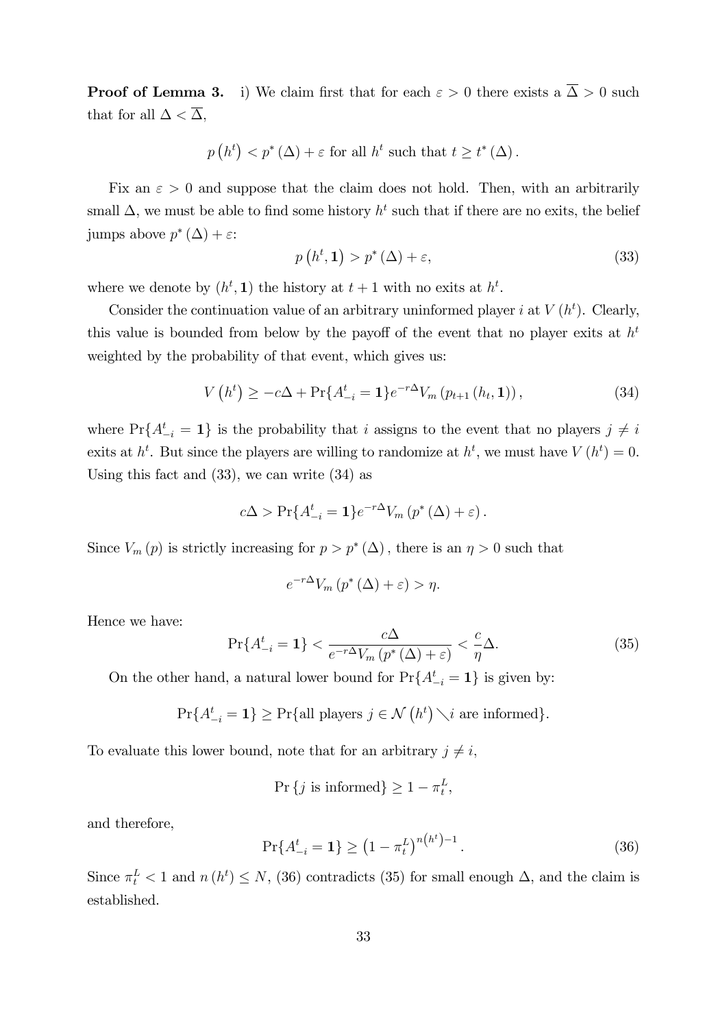**Proof of Lemma 3.** i) We claim first that for each $\varepsilon > 0$ there exists a $\overline{\Delta} > 0$ such that for all $\Delta < \overline{\Delta}$,

$$p\left(h^t\right) < p^*\left(\Delta\right) + \varepsilon \text{ for all } h^t \text{ such that } t \geq t^*\left(\Delta\right).$$

Fix an $\varepsilon > 0$ and suppose that the claim does not hold. Then, with an arbitrarily small $\Delta$, we must be able to find some history $h^t$ such that if there are no exits, the belief jumps above $p^*\left(\Delta\right) + \varepsilon$:

$$p\left(h^t, \mathbf{1}\right) > p^*\left(\Delta\right) + \varepsilon, \tag{33}$$

where we denote by $\left(h^t, \mathbf{1}\right)$ the history at $t+1$ with no exits at $h^t$.

Consider the continuation value of an arbitrary uninformed player $i$ at $V\left(h^t\right)$. Clearly, this value is bounded from below by the payoff of the event that no player exits at $h^t$ weighted by the probability of that event, which gives us:

$$V\left(h^t\right) \geq -c\Delta + \Pr\{A_{-i}^t = \mathbf{1}\} e^{-r\Delta} V_m\left(p_{t+1}\left(h_t, \mathbf{1}\right)\right), \tag{34}$$

where $\Pr\{A_{-i}^t = \mathbf{1}\}$ is the probability that $i$ assigns to the event that no players $j \neq i$ exits at $h^t$. But since the players are willing to randomize at $h^t$, we must have $V\left(h^t\right) = 0$. Using this fact and (33), we can write (34) as

$$c\Delta > \Pr\{A_{-i}^t = \mathbf{1}\} e^{-r\Delta} V_m\left(p^*\left(\Delta\right) + \varepsilon\right).$$

Since $V_m\left(p\right)$ is strictly increasing for $p > p^*\left(\Delta\right)$, there is an $\eta > 0$ such that

$$e^{-r\Delta} V_m\left(p^*\left(\Delta\right) + \varepsilon\right) > \eta.$$

Hence we have:

$$\Pr\{A_{-i}^t = \mathbf{1}\} < \frac{c\Delta}{e^{-r\Delta} V_m\left(p^*\left(\Delta\right) + \varepsilon\right)} < \frac{c}{\eta}\Delta. \tag{35}$$

On the other hand, a natural lower bound for $\Pr\{A_{-i}^t = \mathbf{1}\}$ is given by:

$$\Pr\{A_{-i}^t = \mathbf{1}\} \geq \Pr\{\text{all players } j \in \mathcal{N}\left(h^t\right) \setminus i \text{ are informed}\}.$$

To evaluate this lower bound, note that for an arbitrary $j \neq i$,

$$\Pr\left\{j \text{ is informed}\right\} \geq 1 - \pi_t^L,$$

and therefore,

$$\Pr\{A_{-i}^t = \mathbf{1}\} \geq \left(1 - \pi_t^L\right)^{n\left(h^t\right)-1}. \tag{36}$$

Since $\pi_t^L < 1$ and $n\left(h^t\right) \leq N$, (36) contradicts (35) for small enough $\Delta$, and the claim is established.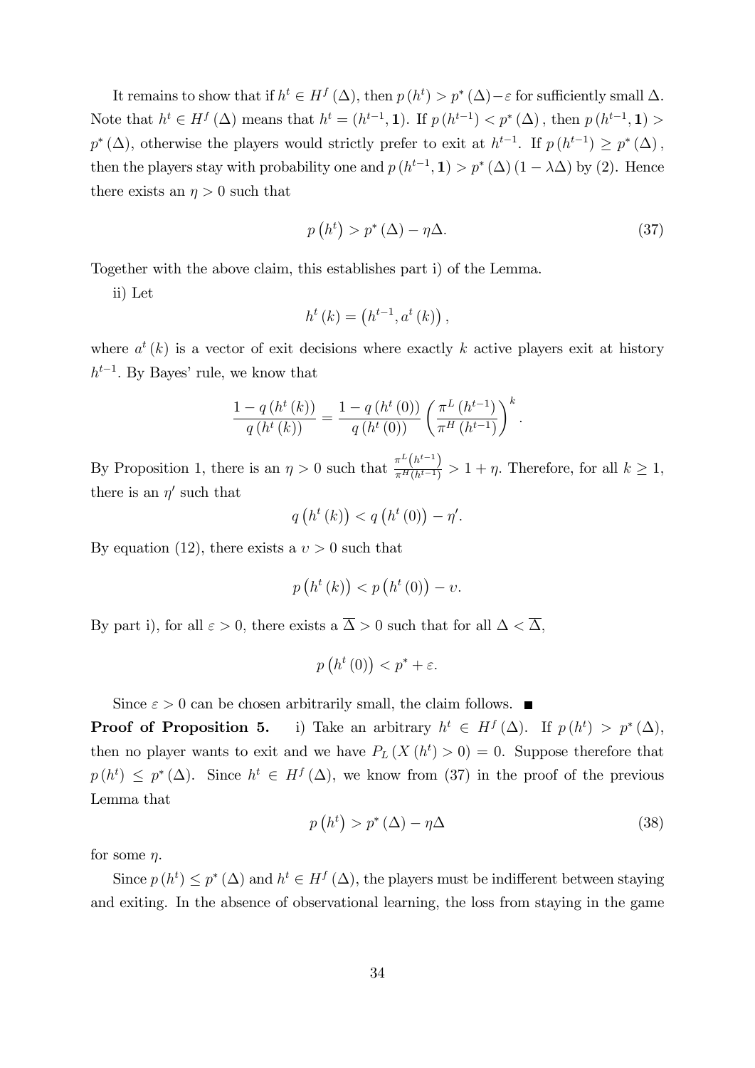It remains to show that if $h^t \in H^f(\Delta)$, then $p(h^t) > p^*(\Delta) - \varepsilon$ for sufficiently small $\Delta$. Note that $h^t \in H^f(\Delta)$ means that $h^t = (h^{t-1}, \mathbf{1})$. If $p(h^{t-1}) < p^*(\Delta)$, then $p(h^{t-1}, \mathbf{1}) > p^*(\Delta)$, otherwise the players would strictly prefer to exit at $h^{t-1}$. If $p(h^{t-1}) \geq p^*(\Delta)$, then the players stay with probability one and $p(h^{t-1}, \mathbf{1}) > p^*(\Delta)(1 - \lambda\Delta)$ by (2). Hence there exists an $\eta > 0$ such that

$$p\left(h^t\right) > p^*(\Delta) - \eta\Delta. \tag{37}$$

Together with the above claim, this establishes part i) of the Lemma.

ii) Let

$$h^t(k) = \left(h^{t-1}, a^t(k)\right),$$

where $a^t(k)$ is a vector of exit decisions where exactly $k$ active players exit at history $h^{t-1}$. By Bayes' rule, we know that

$$\frac{1 - q\left(h^t(k)\right)}{q\left(h^t(k)\right)} = \frac{1 - q\left(h^t(0)\right)}{q\left(h^t(0)\right)} \left(\frac{\pi^L\left(h^{t-1}\right)}{\pi^H\left(h^{t-1}\right)}\right)^k.$$

By Proposition 1, there is an $\eta > 0$ such that $\frac{\pi^L\left(h^{t-1}\right)}{\pi^H\left(h^{t-1}\right)} > 1 + \eta$. Therefore, for all $k \geq 1$, there is an $\eta'$ such that

$$q\left(h^t(k)\right) < q\left(h^t(0)\right) - \eta'.$$

By equation (12), there exists a $\upsilon > 0$ such that

$$p\left(h^t(k)\right) < p\left(h^t(0)\right) - \upsilon.$$

By part i), for all $\varepsilon > 0$, there exists a $\overline{\Delta} > 0$ such that for all $\Delta < \overline{\Delta}$,

$$p\left(h^t(0)\right) < p^* + \varepsilon.$$

Since $\varepsilon > 0$ can be chosen arbitrarily small, the claim follows. ■

**Proof of Proposition 5.** i) Take an arbitrary $h^t \in H^f(\Delta)$. If $p(h^t) > p^*(\Delta)$, then no player wants to exit and we have $P_L(X(h^t) > 0) = 0$. Suppose therefore that $p(h^t) \leq p^*(\Delta)$. Since $h^t \in H^f(\Delta)$, we know from (37) in the proof of the previous Lemma that

$$p\left(h^t\right) > p^*(\Delta) - \eta\Delta \tag{38}$$

for some $\eta$.

Since $p(h^t) \leq p^*(\Delta)$ and $h^t \in H^f(\Delta)$, the players must be indifferent between staying and exiting. In the absence of observational learning, the loss from staying in the game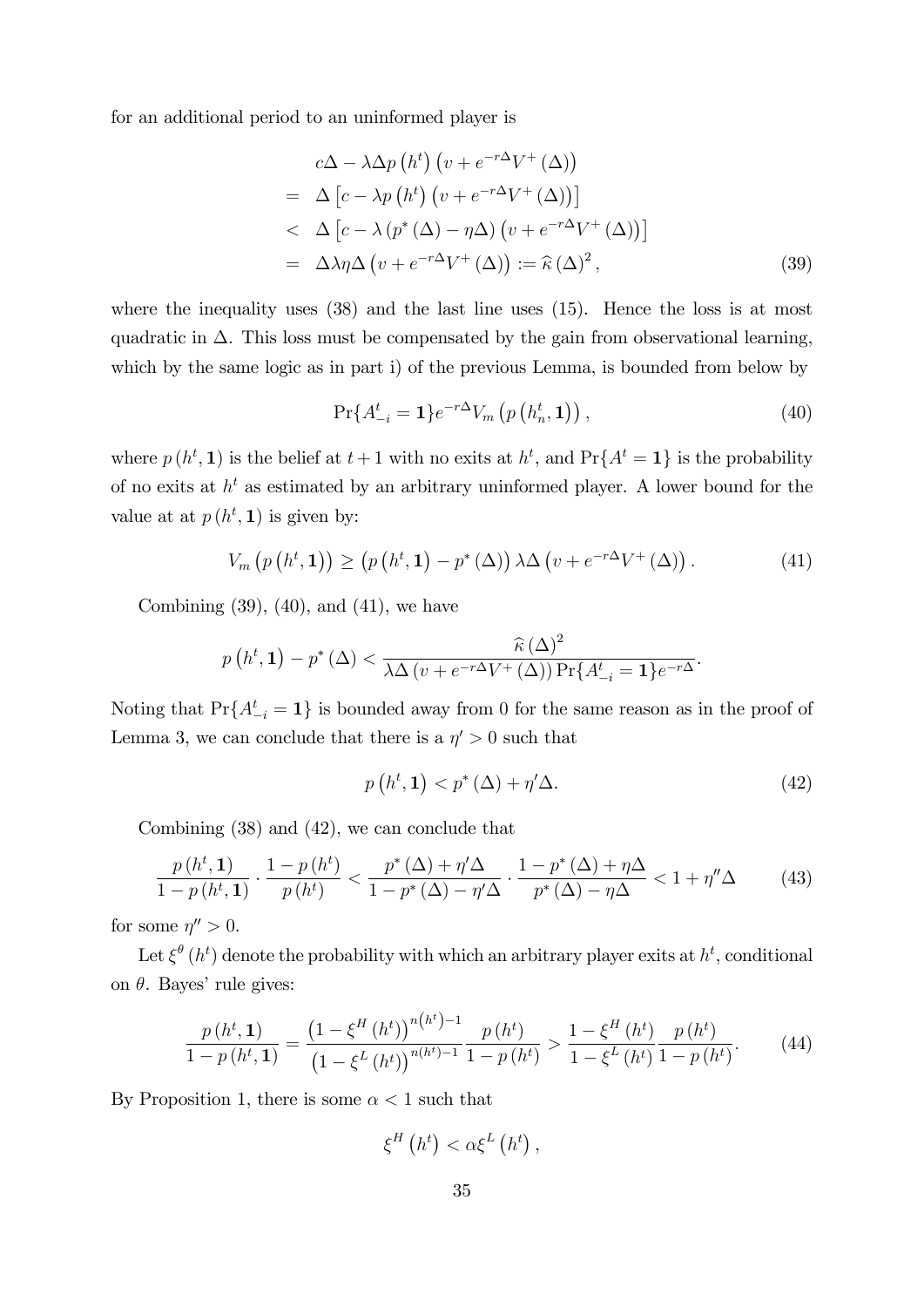for an additional period to an uninformed player is

$$
\begin{aligned}
& c\Delta - \lambda\Delta p\left(h^t\right)\left(v + e^{-r\Delta}V^+(\Delta)\right) \\
= \;& \Delta\left[c - \lambda p\left(h^t\right)\left(v + e^{-r\Delta}V^+(\Delta)\right)\right] \\
< \;& \Delta\left[c - \lambda\left(p^*(\Delta) - \eta\Delta\right)\left(v + e^{-r\Delta}V^+(\Delta)\right)\right] \\
= \;& \Delta\lambda\eta\Delta\left(v + e^{-r\Delta}V^+(\Delta)\right) := \widehat{\kappa}(\Delta)^2, \qquad (39)
\end{aligned}
$$

where the inequality uses (38) and the last line uses (15). Hence the loss is at most quadratic in $\Delta$. This loss must be compensated by the gain from observational learning, which by the same logic as in part i) of the previous Lemma, is bounded from below by

$$
\Pr\{A^t_{-i} = \mathbf{1}\}e^{-r\Delta}V_m\left(p\left(h^t_n, \mathbf{1}\right)\right), \tag{40}
$$

where $p\left(h^t, \mathbf{1}\right)$ is the belief at $t+1$ with no exits at $h^t$, and $\Pr\{A^t = \mathbf{1}\}$ is the probability of no exits at $h^t$ as estimated by an arbitrary uninformed player. A lower bound for the value at at $p\left(h^t, \mathbf{1}\right)$ is given by:

$$
V_m\left(p\left(h^t, \mathbf{1}\right)\right) \geq \left(p\left(h^t, \mathbf{1}\right) - p^*(\Delta)\right)\lambda\Delta\left(v + e^{-r\Delta}V^+(\Delta)\right). \tag{41}
$$

Combining (39), (40), and (41), we have

$$
p\left(h^t, \mathbf{1}\right) - p^*(\Delta) < \frac{\widehat{\kappa}(\Delta)^2}{\lambda\Delta\left(v + e^{-r\Delta}V^+(\Delta)\right)\Pr\{A^t_{-i} = \mathbf{1}\}e^{-r\Delta}}.
$$

Noting that $\Pr\{A^t_{-i} = \mathbf{1}\}$ is bounded away from 0 for the same reason as in the proof of Lemma 3, we can conclude that there is a $\eta' > 0$ such that

$$
p\left(h^t, \mathbf{1}\right) < p^*(\Delta) + \eta'\Delta. \tag{42}
$$

Combining (38) and (42), we can conclude that

$$
\frac{p\left(h^t, \mathbf{1}\right)}{1 - p\left(h^t, \mathbf{1}\right)} \cdot \frac{1 - p\left(h^t\right)}{p\left(h^t\right)} < \frac{p^*(\Delta) + \eta'\Delta}{1 - p^*(\Delta) - \eta'\Delta} \cdot \frac{1 - p^*(\Delta) + \eta\Delta}{p^*(\Delta) - \eta\Delta} < 1 + \eta''\Delta \tag{43}
$$

for some $\eta'' > 0$.

Let $\xi^\theta\left(h^t\right)$ denote the probability with which an arbitrary player exits at $h^t$, conditional on $\theta$. Bayes' rule gives:

$$
\frac{p\left(h^t, \mathbf{1}\right)}{1 - p\left(h^t, \mathbf{1}\right)} = \frac{\left(1 - \xi^H\left(h^t\right)\right)^{n\left(h^t\right)-1}}{\left(1 - \xi^L\left(h^t\right)\right)^{n\left(h^t\right)-1}} \frac{p\left(h^t\right)}{1 - p\left(h^t\right)} > \frac{1 - \xi^H\left(h^t\right)}{1 - \xi^L\left(h^t\right)} \frac{p\left(h^t\right)}{1 - p\left(h^t\right)}. \tag{44}
$$

By Proposition 1, there is some $\alpha < 1$ such that

$$
\xi^H\left(h^t\right) < \alpha\xi^L\left(h^t\right),
$$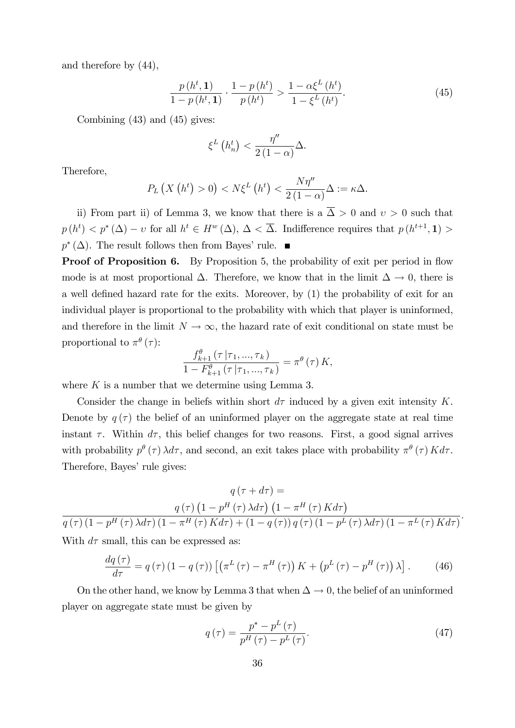and therefore by (44),

$$\frac{p\left(h^{t},\mathbf{1}\right)}{1-p\left(h^{t},\mathbf{1}\right)}\cdot\frac{1-p\left(h^{t}\right)}{p\left(h^{t}\right)}>\frac{1-\alpha\xi^{L}\left(h^{t}\right)}{1-\xi^{L}\left(h^{t}\right)}. \tag{45}$$

Combining (43) and (45) gives:

$$\xi^{L}\left(h_{n}^{t}\right)<\frac{\eta''}{2\left(1-\alpha\right)}\Delta.$$

Therefore,

$$P_{L}\left(X\left(h^{t}\right)>0\right)<N\xi^{L}\left(h^{t}\right)<\frac{N\eta''}{2\left(1-\alpha\right)}\Delta:=\kappa\Delta.$$

ii) From part ii) of Lemma 3, we know that there is a $\overline{\Delta}>0$ and $\upsilon>0$ such that $p\left(h^{t}\right)<p^{*}\left(\Delta\right)-\upsilon$ for all $h^{t}\in H^{w}\left(\Delta\right)$, $\Delta<\overline{\Delta}$. Indifference requires that $p\left(h^{t+1},\mathbf{1}\right)>p^{*}\left(\Delta\right)$. The result follows then from Bayes' rule. ■

**Proof of Proposition 6.** By Proposition 5, the probability of exit per period in flow mode is at most proportional $\Delta$. Therefore, we know that in the limit $\Delta\rightarrow 0$, there is a well defined hazard rate for the exits. Moreover, by (1) the probability of exit for an individual player is proportional to the probability with which that player is uninformed, and therefore in the limit $N\rightarrow\infty$, the hazard rate of exit conditional on state must be proportional to $\pi^{\theta}\left(\tau\right)$:

$$\frac{f_{k+1}^{\theta}\left(\tau\left|\tau_{1},...,\tau_{k}\right.\right)}{1-F_{k+1}^{\theta}\left(\tau\left|\tau_{1},...,\tau_{k}\right.\right)}=\pi^{\theta}\left(\tau\right)K,$$

where $K$ is a number that we determine using Lemma 3.

Consider the change in beliefs within short $d\tau$ induced by a given exit intensity $K$. Denote by $q\left(\tau\right)$ the belief of an uninformed player on the aggregate state at real time instant $\tau$. Within $d\tau$, this belief changes for two reasons. First, a good signal arrives with probability $p^{\theta}\left(\tau\right)\lambda d\tau$, and second, an exit takes place with probability $\pi^{\theta}\left(\tau\right)Kd\tau$. Therefore, Bayes' rule gives:

$$q\left(\tau+d\tau\right)=\frac{q\left(\tau\right)\left(1-p^{H}\left(\tau\right)\lambda d\tau\right)\left(1-\pi^{H}\left(\tau\right)Kd\tau\right)}{q\left(\tau\right)\left(1-p^{H}\left(\tau\right)\lambda d\tau\right)\left(1-\pi^{H}\left(\tau\right)Kd\tau\right)+\left(1-q\left(\tau\right)\right)q\left(\tau\right)\left(1-p^{L}\left(\tau\right)\lambda d\tau\right)\left(1-\pi^{L}\left(\tau\right)Kd\tau\right)}.$$

With $d\tau$ small, this can be expressed as:

$$\frac{dq\left(\tau\right)}{d\tau}=q\left(\tau\right)\left(1-q\left(\tau\right)\right)\left[\left(\pi^{L}\left(\tau\right)-\pi^{H}\left(\tau\right)\right)K+\left(p^{L}\left(\tau\right)-p^{H}\left(\tau\right)\right)\lambda\right]. \tag{46}$$

On the other hand, we know by Lemma 3 that when $\Delta\rightarrow 0$, the belief of an uninformed player on aggregate state must be given by

$$q\left(\tau\right)=\frac{p^{*}-p^{L}\left(\tau\right)}{p^{H}\left(\tau\right)-p^{L}\left(\tau\right)}. \tag{47}$$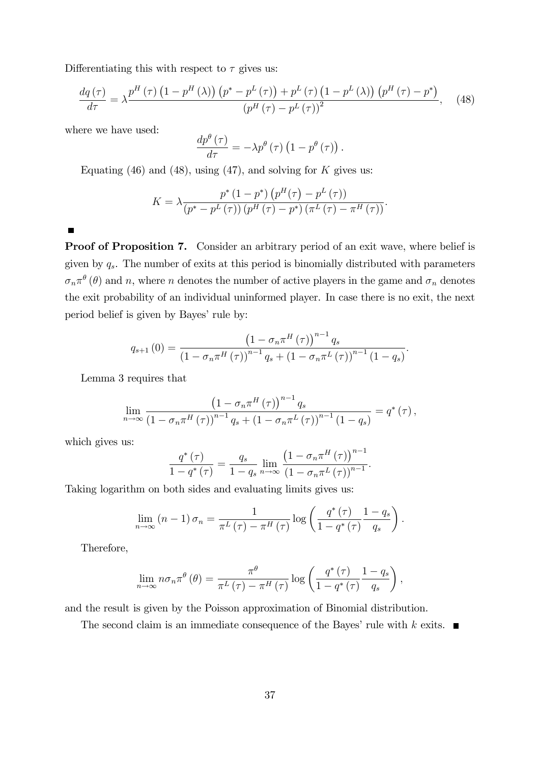Differentiating this with respect to $\tau$ gives us:

$$\frac{dq(\tau)}{d\tau} = \lambda \frac{p^H(\tau)\left(1-p^H(\lambda)\right)\left(p^* - p^L(\tau)\right) + p^L(\tau)\left(1-p^L(\lambda)\right)\left(p^H(\tau) - p^*\right)}{\left(p^H(\tau) - p^L(\tau)\right)^2}, \quad (48)$$

where we have used:

$$\frac{dp^\theta(\tau)}{d\tau} = -\lambda p^\theta(\tau)\left(1 - p^\theta(\tau)\right).$$

Equating (46) and (48), using (47), and solving for $K$ gives us:

$$K = \lambda \frac{p^*(1-p^*)\left(p^H(\tau) - p^L(\tau)\right)}{\left(p^* - p^L(\tau)\right)\left(p^H(\tau) - p^*\right)\left(\pi^L(\tau) - \pi^H(\tau)\right)}.$$

■

**Proof of Proposition 7.** Consider an arbitrary period of an exit wave, where belief is given by $q_s$. The number of exits at this period is binomially distributed with parameters $\sigma_n \pi^\theta(\theta)$ and $n$, where $n$ denotes the number of active players in the game and $\sigma_n$ denotes the exit probability of an individual uninformed player. In case there is no exit, the next period belief is given by Bayes' rule by:

$$q_{s+1}(0) = \frac{\left(1-\sigma_n \pi^H(\tau)\right)^{n-1} q_s}{\left(1-\sigma_n \pi^H(\tau)\right)^{n-1} q_s + \left(1-\sigma_n \pi^L(\tau)\right)^{n-1}(1-q_s)}.$$

Lemma 3 requires that

$$\lim_{n\to\infty} \frac{\left(1-\sigma_n \pi^H(\tau)\right)^{n-1} q_s}{\left(1-\sigma_n \pi^H(\tau)\right)^{n-1} q_s + \left(1-\sigma_n \pi^L(\tau)\right)^{n-1}(1-q_s)} = q^*(\tau),$$

which gives us:

$$\frac{q^*(\tau)}{1-q^*(\tau)} = \frac{q_s}{1-q_s} \lim_{n\to\infty} \frac{\left(1-\sigma_n \pi^H(\tau)\right)^{n-1}}{\left(1-\sigma_n \pi^L(\tau)\right)^{n-1}}.$$

Taking logarithm on both sides and evaluating limits gives us:

$$\lim_{n\to\infty} (n-1)\sigma_n = \frac{1}{\pi^L(\tau) - \pi^H(\tau)} \log\left(\frac{q^*(\tau)}{1-q^*(\tau)} \frac{1-q_s}{q_s}\right).$$

Therefore,

$$\lim_{n\to\infty} n\sigma_n \pi^\theta(\theta) = \frac{\pi^\theta}{\pi^L(\tau) - \pi^H(\tau)} \log\left(\frac{q^*(\tau)}{1-q^*(\tau)} \frac{1-q_s}{q_s}\right),$$

and the result is given by the Poisson approximation of Binomial distribution.

The second claim is an immediate consequence of the Bayes' rule with $k$ exits. ■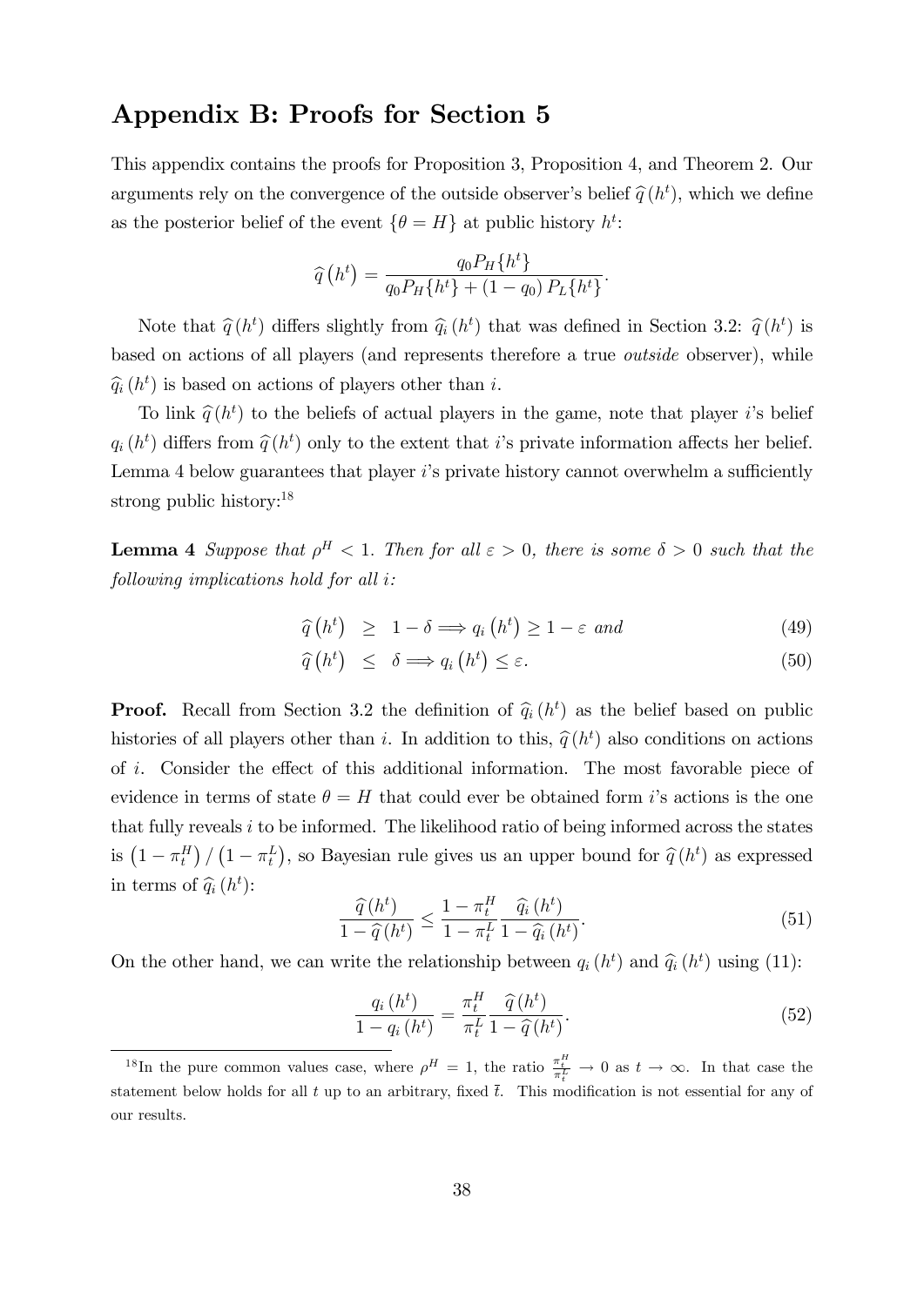## Appendix B: Proofs for Section 5

This appendix contains the proofs for Proposition 3, Proposition 4, and Theorem 2. Our arguments rely on the convergence of the outside observer's belief $\widehat{q}(h^t)$, which we define as the posterior belief of the event $\{\theta = H\}$ at public history $h^t$:

$$\widehat{q}\left(h^t\right) = \frac{q_0 P_H\{h^t\}}{q_0 P_H\{h^t\} + (1-q_0) P_L\{h^t\}}.$$

Note that $\widehat{q}(h^t)$ differs slightly from $\widehat{q}_i(h^t)$ that was defined in Section 3.2: $\widehat{q}(h^t)$ is based on actions of all players (and represents therefore a true *outside* observer), while $\widehat{q}_i(h^t)$ is based on actions of players other than $i$.

To link $\widehat{q}(h^t)$ to the beliefs of actual players in the game, note that player $i$'s belief $q_i(h^t)$ differs from $\widehat{q}(h^t)$ only to the extent that $i$'s private information affects her belief. Lemma 4 below guarantees that player $i$'s private history cannot overwhelm a sufficiently strong public history:[18]

**Lemma 4** *Suppose that $\rho^H < 1$. Then for all $\varepsilon > 0$, there is some $\delta > 0$ such that the following implications hold for all $i$:*

$$\widehat{q}\left(h^t\right) \geq 1-\delta \Longrightarrow q_i\left(h^t\right) \geq 1-\varepsilon \text{ and} \tag{49}$$

$$\widehat{q}\left(h^t\right) \leq \delta \Longrightarrow q_i\left(h^t\right) \leq \varepsilon. \tag{50}$$

**Proof.** Recall from Section 3.2 the definition of $\widehat{q}_i(h^t)$ as the belief based on public histories of all players other than $i$. In addition to this, $\widehat{q}(h^t)$ also conditions on actions of $i$. Consider the effect of this additional information. The most favorable piece of evidence in terms of state $\theta = H$ that could ever be obtained form $i$'s actions is the one that fully reveals $i$ to be informed. The likelihood ratio of being informed across the states is $\left(1-\pi_t^H\right)/\left(1-\pi_t^L\right)$, so Bayesian rule gives us an upper bound for $\widehat{q}(h^t)$ as expressed in terms of $\widehat{q}_i(h^t)$:

$$\frac{\widehat{q}\left(h^t\right)}{1-\widehat{q}\left(h^t\right)} \leq \frac{1-\pi_t^H}{1-\pi_t^L}\frac{\widehat{q}_i\left(h^t\right)}{1-\widehat{q}_i\left(h^t\right)}. \tag{51}$$

On the other hand, we can write the relationship between $q_i(h^t)$ and $\widehat{q}_i(h^t)$ using (11):

$$\frac{q_i\left(h^t\right)}{1-q_i\left(h^t\right)} = \frac{\pi_t^H}{\pi_t^L}\frac{\widehat{q}\left(h^t\right)}{1-\widehat{q}\left(h^t\right)}. \tag{52}$$

[18] In the pure common values case, where $\rho^H = 1$, the ratio $\frac{\pi_t^H}{\pi_t^L} \to 0$ as $t \to \infty$. In that case the statement below holds for all $t$ up to an arbitrary, fixed $\bar{t}$. This modification is not essential for any of our results.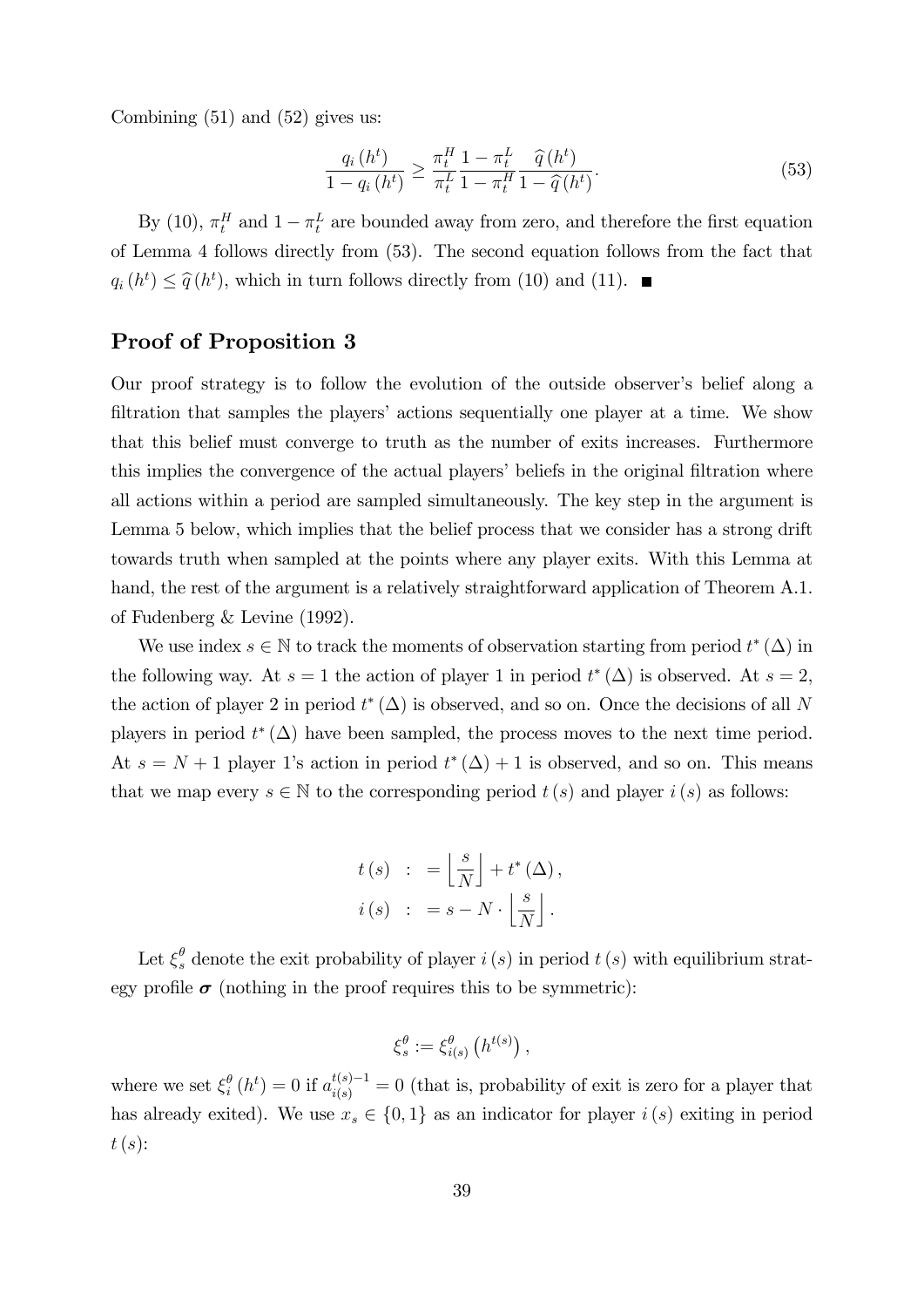Combining (51) and (52) gives us:

$$\frac{q_i(h^t)}{1 - q_i(h^t)} \geq \frac{\pi_t^H}{\pi_t^L} \frac{1 - \pi_t^L}{1 - \pi_t^H} \frac{\widehat{q}(h^t)}{1 - \widehat{q}(h^t)}. \tag{53}$$

By (10), $\pi_t^H$ and $1 - \pi_t^L$ are bounded away from zero, and therefore the first equation of Lemma 4 follows directly from (53). The second equation follows from the fact that $q_i(h^t) \leq \widehat{q}(h^t)$, which in turn follows directly from (10) and (11). ■

## Proof of Proposition 3

Our proof strategy is to follow the evolution of the outside observer's belief along a filtration that samples the players' actions sequentially one player at a time. We show that this belief must converge to truth as the number of exits increases. Furthermore this implies the convergence of the actual players' beliefs in the original filtration where all actions within a period are sampled simultaneously. The key step in the argument is Lemma 5 below, which implies that the belief process that we consider has a strong drift towards truth when sampled at the points where any player exits. With this Lemma at hand, the rest of the argument is a relatively straightforward application of Theorem A.1. of Fudenberg & Levine (1992).

We use index $s \in \mathbb{N}$ to track the moments of observation starting from period $t^*(\Delta)$ in the following way. At $s = 1$ the action of player 1 in period $t^*(\Delta)$ is observed. At $s = 2$, the action of player 2 in period $t^*(\Delta)$ is observed, and so on. Once the decisions of all $N$ players in period $t^*(\Delta)$ have been sampled, the process moves to the next time period. At $s = N + 1$ player 1's action in period $t^*(\Delta) + 1$ is observed, and so on. This means that we map every $s \in \mathbb{N}$ to the corresponding period $t(s)$ and player $i(s)$ as follows:

$$\begin{aligned} t(s) \ &: = \left\lfloor \frac{s}{N} \right\rfloor + t^*(\Delta), \\ i(s) \ &: = s - N \cdot \left\lfloor \frac{s}{N} \right\rfloor. \end{aligned}$$

Let $\xi_s^\theta$ denote the exit probability of player $i(s)$ in period $t(s)$ with equilibrium strategy profile $\boldsymbol{\sigma}$ (nothing in the proof requires this to be symmetric):

$$\xi_s^\theta := \xi_{i(s)}^\theta \left(h^{t(s)}\right),$$

where we set $\xi_i^\theta(h^t) = 0$ if $a_{i(s)}^{t(s)-1} = 0$ (that is, probability of exit is zero for a player that has already exited). We use $x_s \in \{0, 1\}$ as an indicator for player $i(s)$ exiting in period $t(s)$: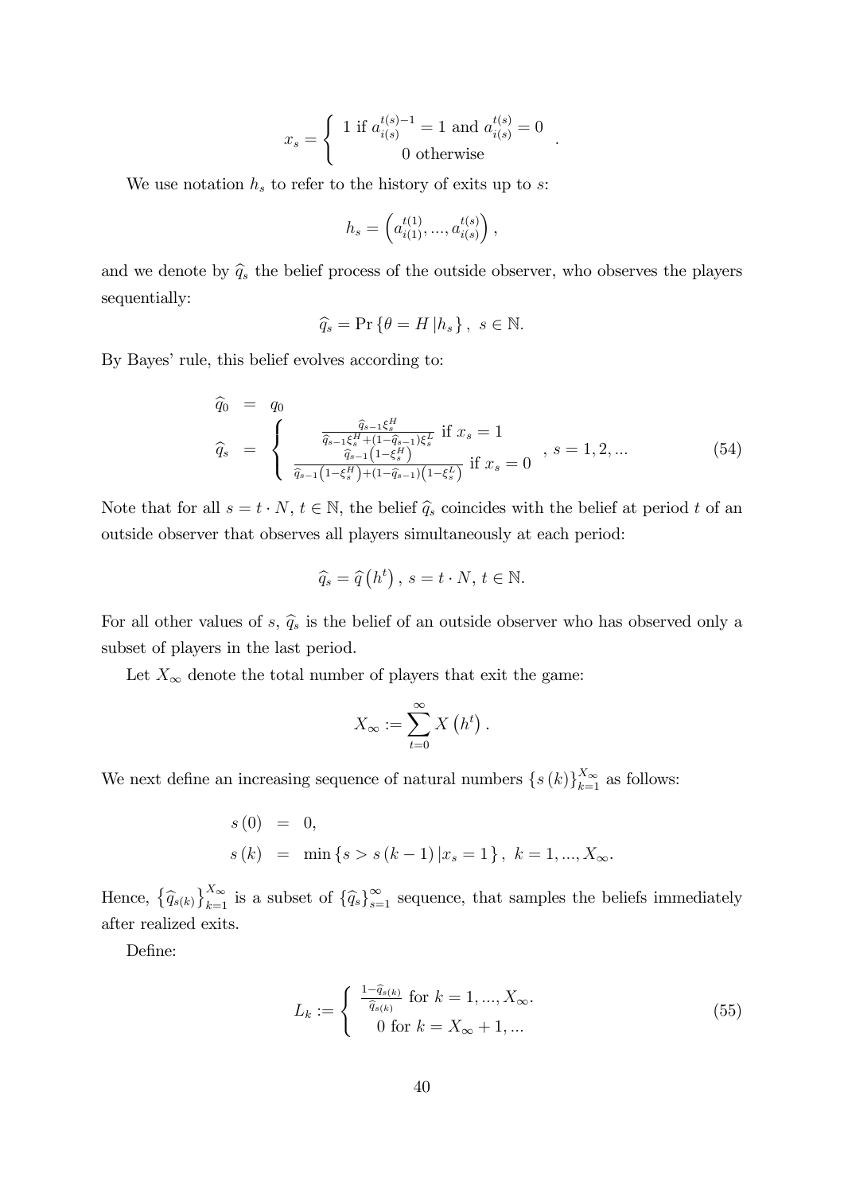$$x_s = \begin{cases} 1 \text{ if } a_{i(s)}^{t(s)-1} = 1 \text{ and } a_{i(s)}^{t(s)} = 0 \\ 0 \text{ otherwise} \end{cases}.$$

We use notation $h_s$ to refer to the history of exits up to $s$:

$$h_s = \left( a_{i(1)}^{t(1)}, ..., a_{i(s)}^{t(s)} \right),$$

and we denote by $\widehat{q}_s$ the belief process of the outside observer, who observes the players sequentially:

$$\widehat{q}_s = \Pr \{ \theta = H \, | h_s \}, \; s \in \mathbb{N}.$$

By Bayes' rule, this belief evolves according to:

$$\begin{aligned} \widehat{q}_0 &= q_0 \\ \widehat{q}_s &= \begin{cases} \frac{\widehat{q}_{s-1}\xi_s^H}{\widehat{q}_{s-1}\xi_s^H + (1-\widehat{q}_{s-1})\xi_s^L} \text{ if } x_s = 1 \\ \frac{\widehat{q}_{s-1}\left(1-\xi_s^H\right)}{\widehat{q}_{s-1}\left(1-\xi_s^H\right)+(1-\widehat{q}_{s-1})\left(1-\xi_s^L\right)} \text{ if } x_s = 0 \end{cases}, \; s = 1, 2, ... \end{aligned} \tag{54}$$

Note that for all $s = t \cdot N$, $t \in \mathbb{N}$, the belief $\widehat{q}_s$ coincides with the belief at period $t$ of an outside observer that observes all players simultaneously at each period:

$$\widehat{q}_s = \widehat{q}\left(h^t\right), \; s = t \cdot N, \; t \in \mathbb{N}.$$

For all other values of $s$, $\widehat{q}_s$ is the belief of an outside observer who has observed only a subset of players in the last period.

Let $X_\infty$ denote the total number of players that exit the game:

$$X_\infty := \sum_{t=0}^{\infty} X\left(h^t\right).$$

We next define an increasing sequence of natural numbers $\{s(k)\}_{k=1}^{X_\infty}$ as follows:

$$\begin{aligned} s(0) &= 0, \\ s(k) &= \min \{ s > s(k-1) \, | x_s = 1 \}, \; k = 1, ..., X_\infty. \end{aligned}$$

Hence, $\left\{\widehat{q}_{s(k)}\right\}_{k=1}^{X_\infty}$ is a subset of $\{\widehat{q}_s\}_{s=1}^{\infty}$ sequence, that samples the beliefs immediately after realized exits.

Define:

$$L_k := \begin{cases} \frac{1-\widehat{q}_{s(k)}}{\widehat{q}_{s(k)}} \text{ for } k = 1, ..., X_\infty. \\ 0 \text{ for } k = X_\infty + 1, ... \end{cases} \tag{55}$$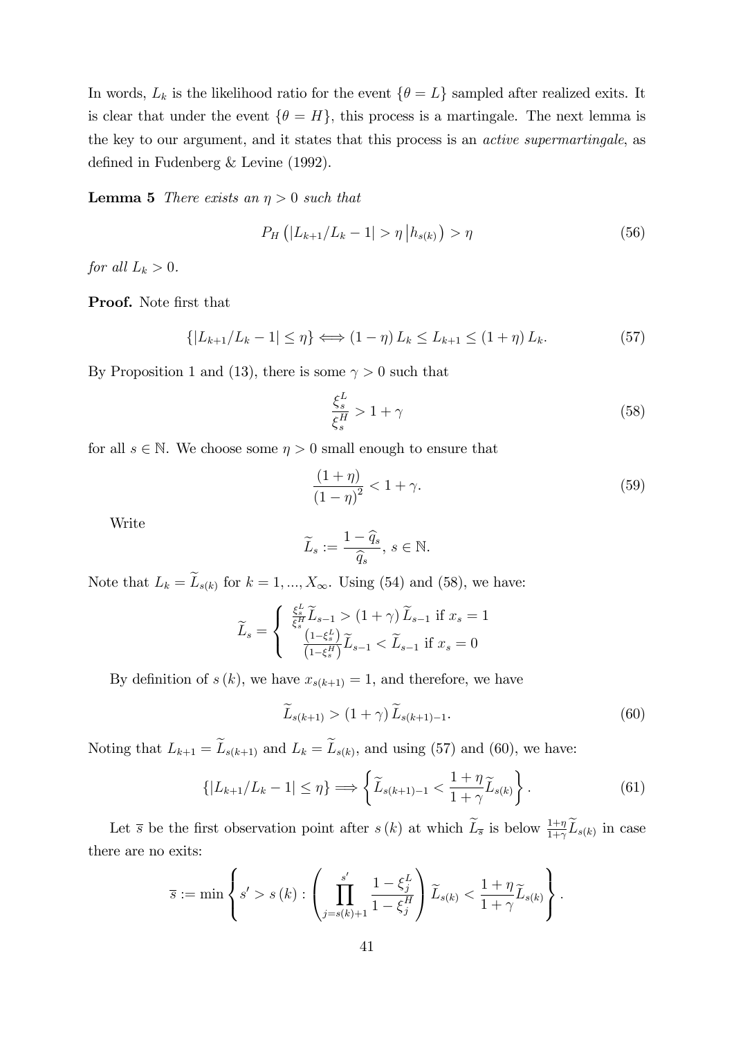In words, $L_k$ is the likelihood ratio for the event $\{\theta = L\}$ sampled after realized exits. It is clear that under the event $\{\theta = H\}$, this process is a martingale. The next lemma is the key to our argument, and it states that this process is an *active supermartingale*, as defined in Fudenberg & Levine (1992).

**Lemma 5** *There exists an $\eta > 0$ such that*

$$P_H\left(|L_{k+1}/L_k - 1| > \eta \,\middle|\, h_{s(k)}\right) > \eta \tag{56}$$

*for all $L_k > 0$.*

**Proof.** Note first that

$$\{|L_{k+1}/L_k - 1| \leq \eta\} \Longleftrightarrow (1-\eta) L_k \leq L_{k+1} \leq (1+\eta) L_k. \tag{57}$$

By Proposition 1 and (13), there is some $\gamma > 0$ such that

$$\frac{\xi_s^L}{\xi_s^H} > 1 + \gamma \tag{58}$$

for all $s \in \mathbb{N}$. We choose some $\eta > 0$ small enough to ensure that

$$\frac{(1+\eta)}{(1-\eta)^2} < 1 + \gamma. \tag{59}$$

Write

$$\widetilde{L}_s := \frac{1 - \widehat{q}_s}{\widehat{q}_s},\ s \in \mathbb{N}.$$

Note that $L_k = \widetilde{L}_{s(k)}$ for $k = 1, ..., X_\infty$. Using (54) and (58), we have:

$$\widetilde{L}_s = \begin{cases} \frac{\xi_s^L}{\xi_s^H} \widetilde{L}_{s-1} > (1+\gamma) \widetilde{L}_{s-1} \text{ if } x_s = 1 \\ \frac{\left(1-\xi_s^L\right)}{\left(1-\xi_s^H\right)} \widetilde{L}_{s-1} < \widetilde{L}_{s-1} \text{ if } x_s = 0 \end{cases}$$

By definition of $s(k)$, we have $x_{s(k+1)} = 1$, and therefore, we have

$$\widetilde{L}_{s(k+1)} > (1+\gamma) \widetilde{L}_{s(k+1)-1}. \tag{60}$$

Noting that $L_{k+1} = \widetilde{L}_{s(k+1)}$ and $L_k = \widetilde{L}_{s(k)}$, and using (57) and (60), we have:

$$\{|L_{k+1}/L_k - 1| \leq \eta\} \Longrightarrow \left\{ \widetilde{L}_{s(k+1)-1} < \frac{1+\eta}{1+\gamma} \widetilde{L}_{s(k)} \right\}. \tag{61}$$

Let $\overline{s}$ be the first observation point after $s(k)$ at which $\widetilde{L}_{\overline{s}}$ is below $\frac{1+\eta}{1+\gamma} \widetilde{L}_{s(k)}$ in case there are no exits:

$$\overline{s} := \min \left\{ s' > s(k) : \left( \prod_{j=s(k)+1}^{s'} \frac{1 - \xi_j^L}{1 - \xi_j^H} \right) \widetilde{L}_{s(k)} < \frac{1+\eta}{1+\gamma} \widetilde{L}_{s(k)} \right\}.$$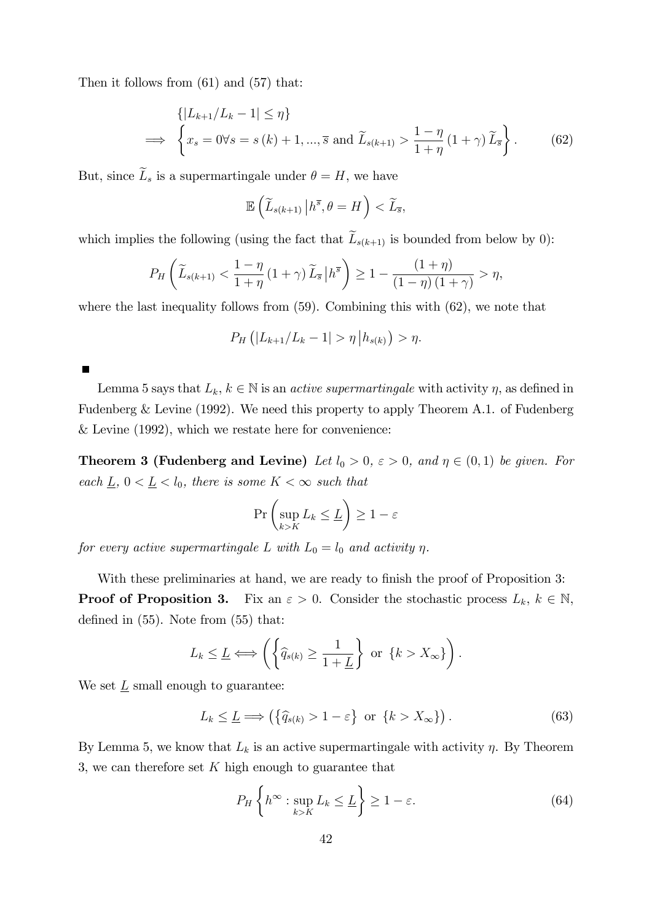Then it follows from (61) and (57) that:

$$
\begin{aligned}
&\{|L_{k+1}/L_k - 1| \leq \eta\} \\
\Longrightarrow \quad &\left\{ x_s = 0 \forall s = s(k)+1, ..., \overline{s} \text{ and } \widetilde{L}_{s(k+1)} > \frac{1-\eta}{1+\eta}(1+\gamma)\widetilde{L}_{\overline{s}} \right\}. \qquad (62)
\end{aligned}
$$

But, since $\widetilde{L}_s$ is a supermartingale under $\theta = H$, we have

$$
\mathbb{E}\left(\widetilde{L}_{s(k+1)} \,\middle|\, h^{\overline{s}}, \theta = H\right) < \widetilde{L}_{\overline{s}},
$$

which implies the following (using the fact that $\widetilde{L}_{s(k+1)}$ is bounded from below by 0):

$$
P_H\left(\widetilde{L}_{s(k+1)} < \frac{1-\eta}{1+\eta}(1+\gamma)\widetilde{L}_{\overline{s}} \,\middle|\, h^{\overline{s}}\right) \geq 1 - \frac{(1+\eta)}{(1-\eta)(1+\gamma)} > \eta,
$$

where the last inequality follows from (59). Combining this with (62), we note that

$$
P_H\left(|L_{k+1}/L_k - 1| > \eta \,\middle|\, h_{s(k)}\right) > \eta.
$$

■

Lemma 5 says that $L_k$, $k \in \mathbb{N}$ is an *active supermartingale* with activity $\eta$, as defined in Fudenberg & Levine (1992). We need this property to apply Theorem A.1. of Fudenberg & Levine (1992), which we restate here for convenience:

**Theorem 3 (Fudenberg and Levine)** *Let $l_0 > 0$, $\varepsilon > 0$, and $\eta \in (0,1)$ be given. For each $\underline{L}$, $0 < \underline{L} < l_0$, there is some $K < \infty$ such that*

$$
\Pr\left(\sup_{k>K} L_k \leq \underline{L}\right) \geq 1 - \varepsilon
$$

*for every active supermartingale $L$ with $L_0 = l_0$ and activity $\eta$.*

With these preliminaries at hand, we are ready to finish the proof of Proposition 3:

**Proof of Proposition 3.** Fix an $\varepsilon > 0$. Consider the stochastic process $L_k$, $k \in \mathbb{N}$, defined in (55). Note from (55) that:

$$
L_k \leq \underline{L} \Longleftrightarrow \left(\left\{\widehat{q}_{s(k)} \geq \frac{1}{1+\underline{L}}\right\} \text{ or } \{k > X_\infty\}\right).
$$

We set $\underline{L}$ small enough to guarantee:

$$
L_k \leq \underline{L} \Longrightarrow \left(\left\{\widehat{q}_{s(k)} > 1 - \varepsilon\right\} \text{ or } \{k > X_\infty\}\right). \qquad (63)
$$

By Lemma 5, we know that $L_k$ is an active supermartingale with activity $\eta$. By Theorem 3, we can therefore set $K$ high enough to guarantee that

$$
P_H\left\{h^\infty : \sup_{k>K} L_k \leq \underline{L}\right\} \geq 1 - \varepsilon. \qquad (64)
$$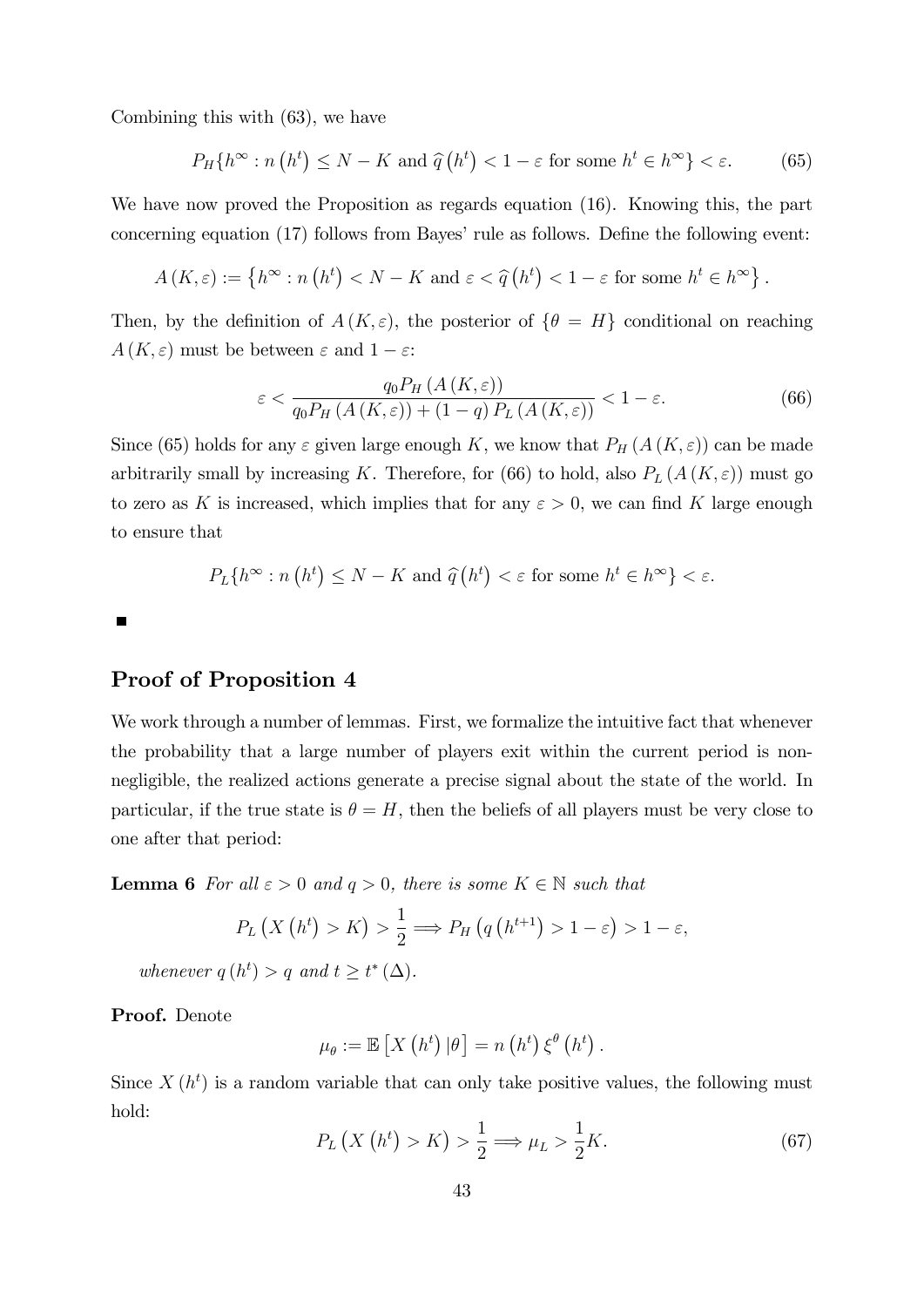Combining this with (63), we have

$$P_H\{h^\infty : n\left(h^t\right) \leq N - K \text{ and } \widehat{q}\left(h^t\right) < 1 - \varepsilon \text{ for some } h^t \in h^\infty\} < \varepsilon. \tag{65}$$

We have now proved the Proposition as regards equation (16). Knowing this, the part concerning equation (17) follows from Bayes' rule as follows. Define the following event:

$$A\left(K, \varepsilon\right) := \left\{h^\infty : n\left(h^t\right) < N - K \text{ and } \varepsilon < \widehat{q}\left(h^t\right) < 1 - \varepsilon \text{ for some } h^t \in h^\infty\right\}.$$

Then, by the definition of $A\left(K, \varepsilon\right)$, the posterior of $\{\theta = H\}$ conditional on reaching $A\left(K, \varepsilon\right)$ must be between $\varepsilon$ and $1 - \varepsilon$:

$$\varepsilon < \frac{q_0 P_H\left(A\left(K, \varepsilon\right)\right)}{q_0 P_H\left(A\left(K, \varepsilon\right)\right) + \left(1 - q\right) P_L\left(A\left(K, \varepsilon\right)\right)} < 1 - \varepsilon. \tag{66}$$

Since (65) holds for any $\varepsilon$ given large enough $K$, we know that $P_H\left(A\left(K, \varepsilon\right)\right)$ can be made arbitrarily small by increasing $K$. Therefore, for (66) to hold, also $P_L\left(A\left(K, \varepsilon\right)\right)$ must go to zero as $K$ is increased, which implies that for any $\varepsilon > 0$, we can find $K$ large enough to ensure that

$$P_L\{h^\infty : n\left(h^t\right) \leq N - K \text{ and } \widehat{q}\left(h^t\right) < \varepsilon \text{ for some } h^t \in h^\infty\} < \varepsilon.$$

■

## Proof of Proposition 4

We work through a number of lemmas. First, we formalize the intuitive fact that whenever the probability that a large number of players exit within the current period is non-negligible, the realized actions generate a precise signal about the state of the world. In particular, if the true state is $\theta = H$, then the beliefs of all players must be very close to one after that period:

**Lemma 6** *For all $\varepsilon > 0$ and $q > 0$, there is some $K \in \mathbb{N}$ such that*

$$P_L\left(X\left(h^t\right) > K\right) > \frac{1}{2} \Longrightarrow P_H\left(q\left(h^{t+1}\right) > 1 - \varepsilon\right) > 1 - \varepsilon,$$

*whenever $q\left(h^t\right) > q$ and $t \geq t^*\left(\Delta\right)$.*

**Proof.** Denote

$$\mu_\theta := \mathbb{E}\left[X\left(h^t\right)|\theta\right] = n\left(h^t\right)\xi^\theta\left(h^t\right).$$

Since $X\left(h^t\right)$ is a random variable that can only take positive values, the following must hold:

$$P_L\left(X\left(h^t\right) > K\right) > \frac{1}{2} \Longrightarrow \mu_L > \frac{1}{2}K. \tag{67}$$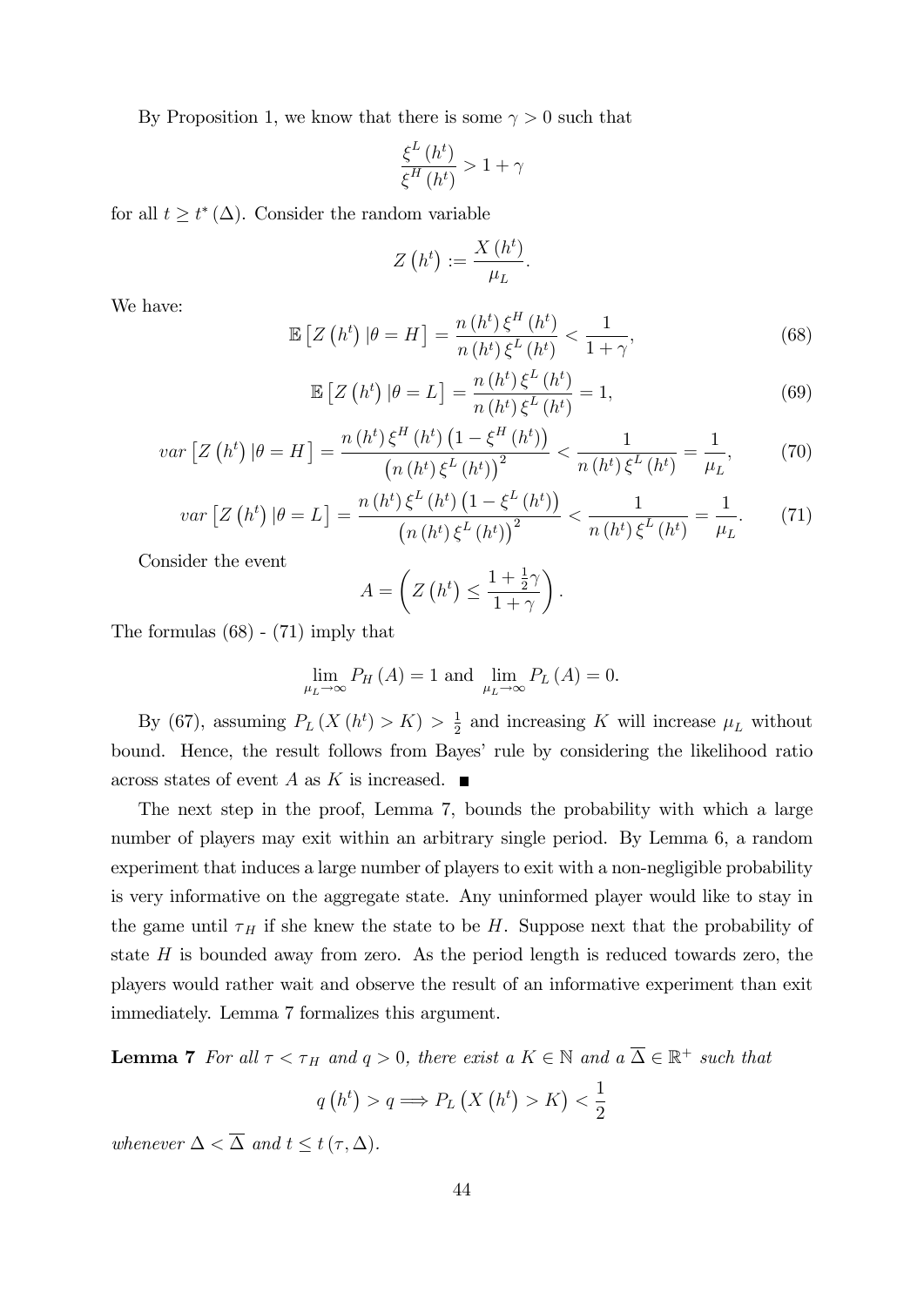By Proposition 1, we know that there is some $\gamma > 0$ such that

$$\frac{\xi^L(h^t)}{\xi^H(h^t)} > 1 + \gamma$$

for all $t \geq t^*(\Delta)$. Consider the random variable

$$Z(h^t) := \frac{X(h^t)}{\mu_L}.$$

We have:

$$\mathbb{E}\left[Z(h^t) \,|\theta = H\right] = \frac{n(h^t)\,\xi^H(h^t)}{n(h^t)\,\xi^L(h^t)} < \frac{1}{1+\gamma}, \tag{68}$$

$$\mathbb{E}\left[Z(h^t) \,|\theta = L\right] = \frac{n(h^t)\,\xi^L(h^t)}{n(h^t)\,\xi^L(h^t)} = 1, \tag{69}$$

$$var\left[Z(h^t) \,|\theta = H\right] = \frac{n(h^t)\,\xi^H(h^t)\left(1 - \xi^H(h^t)\right)}{\left(n(h^t)\,\xi^L(h^t)\right)^2} < \frac{1}{n(h^t)\,\xi^L(h^t)} = \frac{1}{\mu_L}, \tag{70}$$

$$var\left[Z(h^t) \,|\theta = L\right] = \frac{n(h^t)\,\xi^L(h^t)\left(1 - \xi^L(h^t)\right)}{\left(n(h^t)\,\xi^L(h^t)\right)^2} < \frac{1}{n(h^t)\,\xi^L(h^t)} = \frac{1}{\mu_L}. \tag{71}$$

Consider the event

$$A = \left(Z(h^t) \leq \frac{1 + \frac{1}{2}\gamma}{1+\gamma}\right).$$

The formulas (68) - (71) imply that

$$\lim_{\mu_L \to \infty} P_H(A) = 1 \text{ and } \lim_{\mu_L \to \infty} P_L(A) = 0.$$

By (67), assuming $P_L(X(h^t) > K) > \frac{1}{2}$ and increasing $K$ will increase $\mu_L$ without bound. Hence, the result follows from Bayes' rule by considering the likelihood ratio across states of event $A$ as $K$ is increased. ■

The next step in the proof, Lemma 7, bounds the probability with which a large number of players may exit within an arbitrary single period. By Lemma 6, a random experiment that induces a large number of players to exit with a non-negligible probability is very informative on the aggregate state. Any uninformed player would like to stay in the game until $\tau_H$ if she knew the state to be $H$. Suppose next that the probability of state $H$ is bounded away from zero. As the period length is reduced towards zero, the players would rather wait and observe the result of an informative experiment than exit immediately. Lemma 7 formalizes this argument.

**Lemma 7** *For all $\tau < \tau_H$ and $q > 0$, there exist a $K \in \mathbb{N}$ and a $\overline{\Delta} \in \mathbb{R}^+$ such that*

$$q(h^t) > q \Longrightarrow P_L(X(h^t) > K) < \frac{1}{2}$$

*whenever $\Delta < \overline{\Delta}$ and $t \leq t(\tau, \Delta)$.*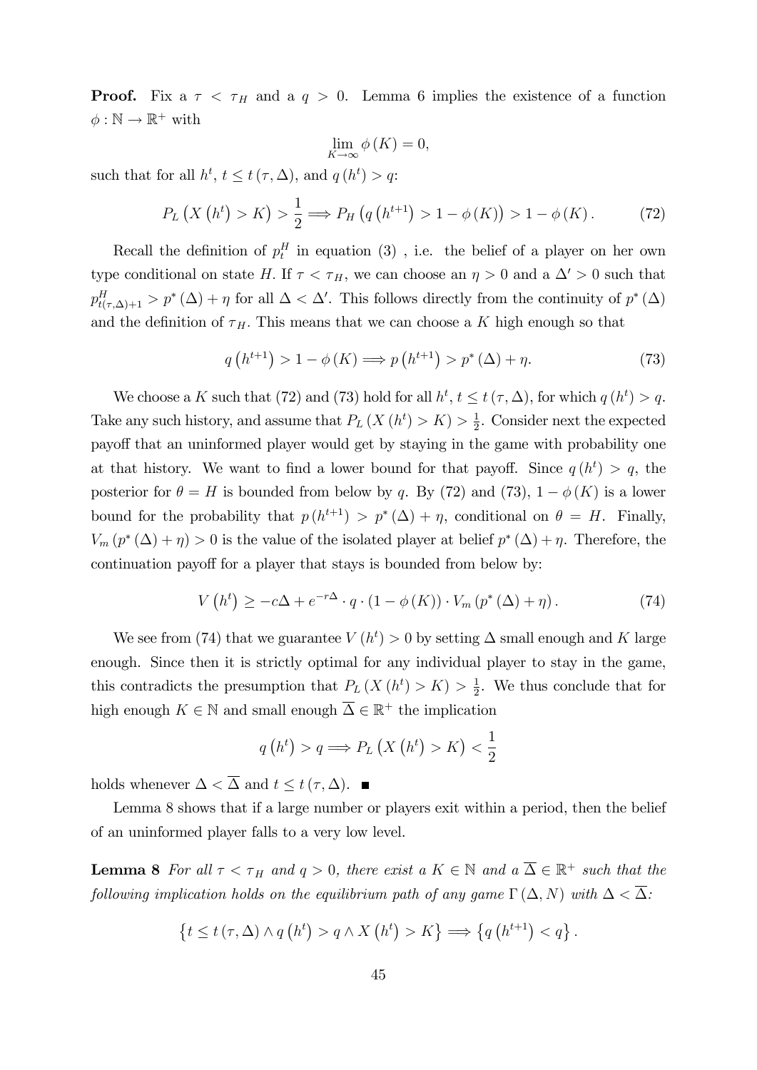**Proof.** Fix a $\tau < \tau_H$ and a $q > 0$. Lemma 6 implies the existence of a function $\phi : \mathbb{N} \to \mathbb{R}^+$ with

$$\lim_{K \to \infty} \phi(K) = 0,$$

such that for all $h^t$, $t \leq t(\tau, \Delta)$, and $q(h^t) > q$:

$$P_L\left(X\left(h^t\right) > K\right) > \frac{1}{2} \Longrightarrow P_H\left(q\left(h^{t+1}\right) > 1 - \phi(K)\right) > 1 - \phi(K). \tag{72}$$

Recall the definition of $p_t^H$ in equation (3) , i.e. the belief of a player on her own type conditional on state $H$. If $\tau < \tau_H$, we can choose an $\eta > 0$ and a $\Delta' > 0$ such that $p_{t(\tau,\Delta)+1}^H > p^*(\Delta) + \eta$ for all $\Delta < \Delta'$. This follows directly from the continuity of $p^*(\Delta)$ and the definition of $\tau_H$. This means that we can choose a $K$ high enough so that

$$q\left(h^{t+1}\right) > 1 - \phi(K) \Longrightarrow p\left(h^{t+1}\right) > p^*(\Delta) + \eta. \tag{73}$$

We choose a $K$ such that (72) and (73) hold for all $h^t$, $t \leq t(\tau, \Delta)$, for which $q(h^t) > q$. Take any such history, and assume that $P_L(X(h^t) > K) > \frac{1}{2}$. Consider next the expected payoff that an uninformed player would get by staying in the game with probability one at that history. We want to find a lower bound for that payoff. Since $q(h^t) > q$, the posterior for $\theta = H$ is bounded from below by $q$. By (72) and (73), $1 - \phi(K)$ is a lower bound for the probability that $p(h^{t+1}) > p^*(\Delta) + \eta$, conditional on $\theta = H$. Finally, $V_m(p^*(\Delta) + \eta) > 0$ is the value of the isolated player at belief $p^*(\Delta) + \eta$. Therefore, the continuation payoff for a player that stays is bounded from below by:

$$V\left(h^t\right) \geq -c\Delta + e^{-r\Delta} \cdot q \cdot (1 - \phi(K)) \cdot V_m\left(p^*(\Delta) + \eta\right). \tag{74}$$

We see from (74) that we guarantee $V(h^t) > 0$ by setting $\Delta$ small enough and $K$ large enough. Since then it is strictly optimal for any individual player to stay in the game, this contradicts the presumption that $P_L(X(h^t) > K) > \frac{1}{2}$. We thus conclude that for high enough $K \in \mathbb{N}$ and small enough $\overline{\Delta} \in \mathbb{R}^+$ the implication

$$q\left(h^t\right) > q \Longrightarrow P_L\left(X\left(h^t\right) > K\right) < \frac{1}{2}$$

holds whenever $\Delta < \overline{\Delta}$ and $t \leq t(\tau, \Delta)$. ■

Lemma 8 shows that if a large number or players exit within a period, then the belief of an uninformed player falls to a very low level.

**Lemma 8** *For all $\tau < \tau_H$ and $q > 0$, there exist a $K \in \mathbb{N}$ and a $\overline{\Delta} \in \mathbb{R}^+$ such that the following implication holds on the equilibrium path of any game $\Gamma(\Delta, N)$ with $\Delta < \overline{\Delta}$:*

$$\left\{t \leq t(\tau, \Delta) \wedge q\left(h^t\right) > q \wedge X\left(h^t\right) > K\right\} \Longrightarrow \left\{q\left(h^{t+1}\right) < q\right\}.$$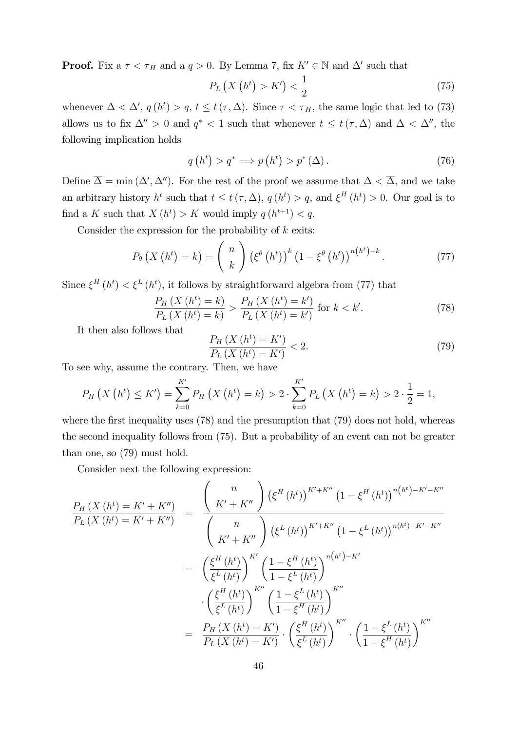**Proof.** Fix a $\tau < \tau_H$ and a $q > 0$. By Lemma 7, fix $K' \in \mathbb{N}$ and $\Delta'$ such that

$$P_L\left(X\left(h^t\right) > K'\right) < \frac{1}{2} \tag{75}$$

whenever $\Delta < \Delta'$, $q\left(h^t\right) > q$, $t \leq t(\tau, \Delta)$. Since $\tau < \tau_H$, the same logic that led to (73) allows us to fix $\Delta'' > 0$ and $q^* < 1$ such that whenever $t \leq t(\tau, \Delta)$ and $\Delta < \Delta''$, the following implication holds

$$q\left(h^t\right) > q^* \Longrightarrow p\left(h^t\right) > p^*(\Delta). \tag{76}$$

Define $\overline{\Delta} = \min(\Delta', \Delta'')$. For the rest of the proof we assume that $\Delta < \overline{\Delta}$, and we take an arbitrary history $h^t$ such that $t \leq t(\tau, \Delta)$, $q\left(h^t\right) > q$, and $\xi^H\left(h^t\right) > 0$. Our goal is to find a $K$ such that $X\left(h^t\right) > K$ would imply $q\left(h^{t+1}\right) < q$.

Consider the expression for the probability of $k$ exits:

$$P_\theta\left(X\left(h^t\right) = k\right) = \binom{n}{k}\left(\xi^\theta\left(h^t\right)\right)^k\left(1 - \xi^\theta\left(h^t\right)\right)^{n\left(h^t\right)-k}. \tag{77}$$

Since $\xi^H\left(h^t\right) < \xi^L\left(h^t\right)$, it follows by straightforward algebra from (77) that

$$\frac{P_H\left(X\left(h^t\right) = k\right)}{P_L\left(X\left(h^t\right) = k\right)} > \frac{P_H\left(X\left(h^t\right) = k'\right)}{P_L\left(X\left(h^t\right) = k'\right)} \text{ for } k < k'. \tag{78}$$

It then also follows that

$$\frac{P_H\left(X\left(h^t\right) = K'\right)}{P_L\left(X\left(h^t\right) = K'\right)} < 2. \tag{79}$$

To see why, assume the contrary. Then, we have

$$P_H\left(X\left(h^t\right) \leq K'\right) = \sum_{k=0}^{K'} P_H\left(X\left(h^t\right) = k\right) > 2 \cdot \sum_{k=0}^{K'} P_L\left(X\left(h^t\right) = k\right) > 2 \cdot \frac{1}{2} = 1,$$

where the first inequality uses (78) and the presumption that (79) does not hold, whereas the second inequality follows from (75). But a probability of an event can not be greater than one, so (79) must hold.

Consider next the following expression:

$$\begin{aligned}
\frac{P_H\left(X\left(h^t\right) = K' + K''\right)}{P_L\left(X\left(h^t\right) = K' + K''\right)} &= \frac{\binom{n}{K' + K''}\left(\xi^H\left(h^t\right)\right)^{K'+K''}\left(1 - \xi^H\left(h^t\right)\right)^{n\left(h^t\right)-K'-K''}}{\binom{n}{K' + K''}\left(\xi^L\left(h^t\right)\right)^{K'+K''}\left(1 - \xi^L\left(h^t\right)\right)^{n\left(h^t\right)-K'-K''}} \\
&= \left(\frac{\xi^H\left(h^t\right)}{\xi^L\left(h^t\right)}\right)^{K'}\left(\frac{1 - \xi^H\left(h^t\right)}{1 - \xi^L\left(h^t\right)}\right)^{n\left(h^t\right)-K'} \\
&\quad \cdot \left(\frac{\xi^H\left(h^t\right)}{\xi^L\left(h^t\right)}\right)^{K''}\left(\frac{1 - \xi^L\left(h^t\right)}{1 - \xi^H\left(h^t\right)}\right)^{K''} \\
&= \frac{P_H\left(X\left(h^t\right) = K'\right)}{P_L\left(X\left(h^t\right) = K'\right)} \cdot \left(\frac{\xi^H\left(h^t\right)}{\xi^L\left(h^t\right)}\right)^{K''} \cdot \left(\frac{1 - \xi^L\left(h^t\right)}{1 - \xi^H\left(h^t\right)}\right)^{K''}
\end{aligned}$$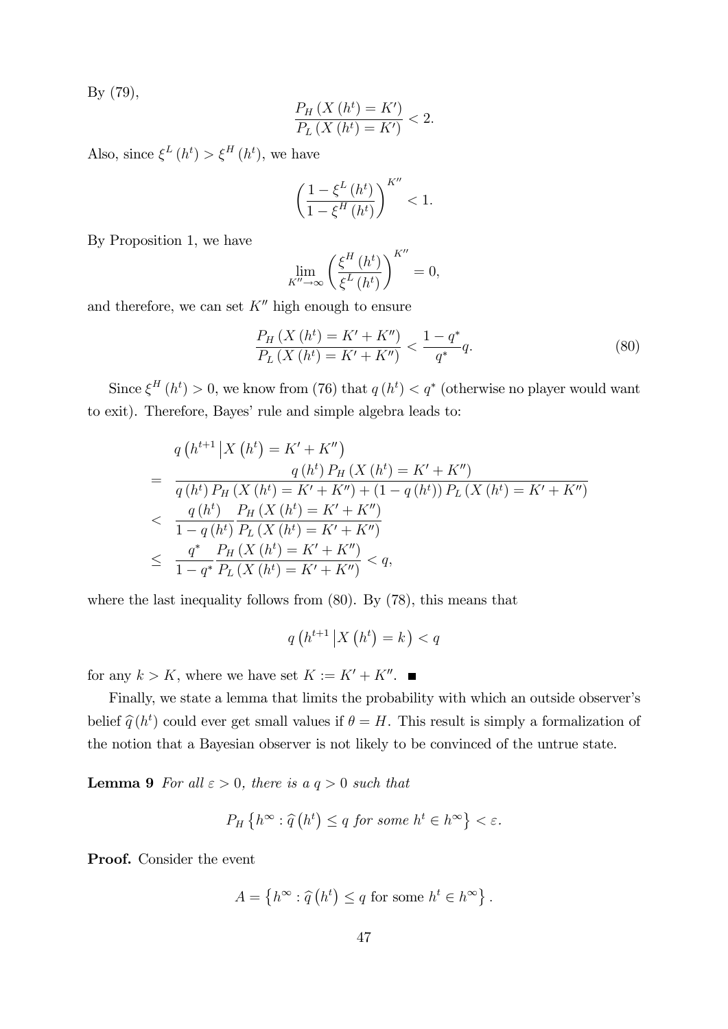By (79),

$$\frac{P_H\left(X\left(h^t\right)=K'\right)}{P_L\left(X\left(h^t\right)=K'\right)}<2.$$

Also, since $\xi^L\left(h^t\right)>\xi^H\left(h^t\right)$, we have

$$\left(\frac{1-\xi^L\left(h^t\right)}{1-\xi^H\left(h^t\right)}\right)^{K''}<1.$$

By Proposition 1, we have

$$\lim_{K''\to\infty}\left(\frac{\xi^H\left(h^t\right)}{\xi^L\left(h^t\right)}\right)^{K''}=0,$$

and therefore, we can set $K''$ high enough to ensure

$$\frac{P_H\left(X\left(h^t\right)=K'+K''\right)}{P_L\left(X\left(h^t\right)=K'+K''\right)}<\frac{1-q^*}{q^*}q. \tag{80}$$

Since $\xi^H\left(h^t\right)>0$, we know from (76) that $q\left(h^t\right)<q^*$ (otherwise no player would want to exit). Therefore, Bayes' rule and simple algebra leads to:

$$\begin{aligned}
& q\left(h^{t+1}\left|X\left(h^t\right)=K'+K''\right.\right) \\
=\ & \frac{q\left(h^t\right)P_H\left(X\left(h^t\right)=K'+K''\right)}{q\left(h^t\right)P_H\left(X\left(h^t\right)=K'+K''\right)+\left(1-q\left(h^t\right)\right)P_L\left(X\left(h^t\right)=K'+K''\right)} \\
<\ & \frac{q\left(h^t\right)}{1-q\left(h^t\right)}\frac{P_H\left(X\left(h^t\right)=K'+K''\right)}{P_L\left(X\left(h^t\right)=K'+K''\right)} \\
\leq\ & \frac{q^*}{1-q^*}\frac{P_H\left(X\left(h^t\right)=K'+K''\right)}{P_L\left(X\left(h^t\right)=K'+K''\right)}<q,
\end{aligned}$$

where the last inequality follows from (80). By (78), this means that

$$q\left(h^{t+1}\left|X\left(h^t\right)=k\right.\right)<q$$

for any $k>K$, where we have set $K:=K'+K''$. ∎

Finally, we state a lemma that limits the probability with which an outside observer's belief $\widehat{q}\left(h^t\right)$ could ever get small values if $\theta=H$. This result is simply a formalization of the notion that a Bayesian observer is not likely to be convinced of the untrue state.

**Lemma 9** *For all $\varepsilon>0$, there is a $q>0$ such that*

$$P_H\left\{h^\infty:\widehat{q}\left(h^t\right)\leq q \text{ for some } h^t\in h^\infty\right\}<\varepsilon.$$

**Proof.** Consider the event

$$A=\left\{h^\infty:\widehat{q}\left(h^t\right)\leq q \text{ for some } h^t\in h^\infty\right\}.$$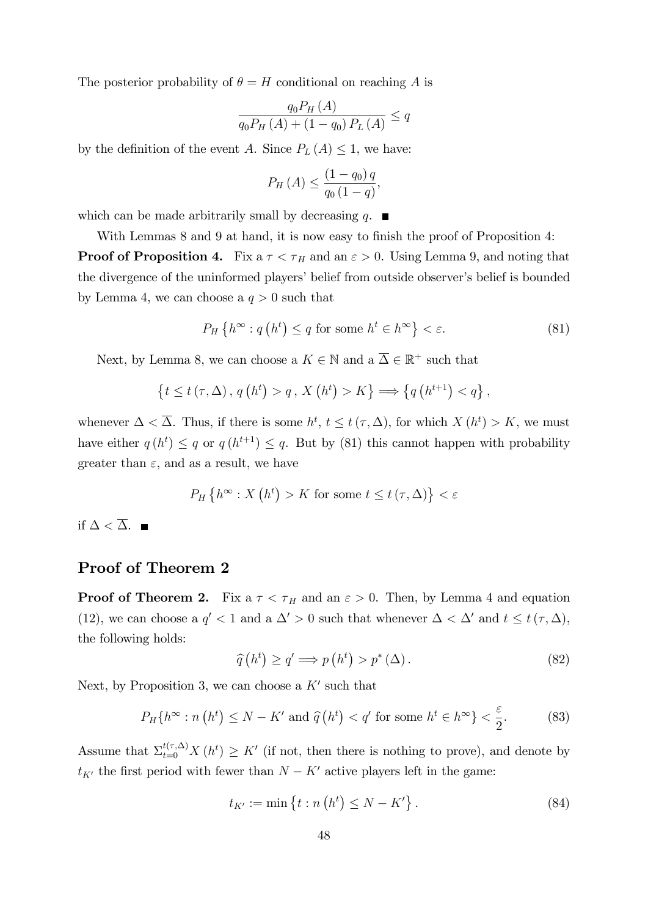The posterior probability of $\theta = H$ conditional on reaching $A$ is

$$\frac{q_0 P_H(A)}{q_0 P_H(A) + (1 - q_0) P_L(A)} \leq q$$

by the definition of the event $A$. Since $P_L(A) \leq 1$, we have:

$$P_H(A) \leq \frac{(1 - q_0) q}{q_0 (1 - q)},$$

which can be made arbitrarily small by decreasing $q$. ■

With Lemmas 8 and 9 at hand, it is now easy to finish the proof of Proposition 4:

**Proof of Proposition 4.** Fix a $\tau < \tau_H$ and an $\varepsilon > 0$. Using Lemma 9, and noting that the divergence of the uninformed players' belief from outside observer's belief is bounded by Lemma 4, we can choose a $q > 0$ such that

$$P_H\left\{h^\infty : q\left(h^t\right) \leq q \text{ for some } h^t \in h^\infty\right\} < \varepsilon. \tag{81}$$

Next, by Lemma 8, we can choose a $K \in \mathbb{N}$ and a $\overline{\Delta} \in \mathbb{R}^+$ such that

$$\left\{t \leq t(\tau, \Delta), \, q\left(h^t\right) > q \, , \, X\left(h^t\right) > K\right\} \Longrightarrow \left\{q\left(h^{t+1}\right) < q\right\},$$

whenever $\Delta < \overline{\Delta}$. Thus, if there is some $h^t$, $t \leq t(\tau, \Delta)$, for which $X(h^t) > K$, we must have either $q(h^t) \leq q$ or $q(h^{t+1}) \leq q$. But by (81) this cannot happen with probability greater than $\varepsilon$, and as a result, we have

$$P_H\left\{h^\infty : X\left(h^t\right) > K \text{ for some } t \leq t(\tau, \Delta)\right\} < \varepsilon$$

if $\Delta < \overline{\Delta}$. ■

## Proof of Theorem 2

**Proof of Theorem 2.** Fix a $\tau < \tau_H$ and an $\varepsilon > 0$. Then, by Lemma 4 and equation (12), we can choose a $q' < 1$ and a $\Delta' > 0$ such that whenever $\Delta < \Delta'$ and $t \leq t(\tau, \Delta)$, the following holds:

$$\widehat{q}\left(h^t\right) \geq q' \Longrightarrow p\left(h^t\right) > p^*(\Delta). \tag{82}$$

Next, by Proposition 3, we can choose a $K'$ such that

$$P_H\{h^\infty : n\left(h^t\right) \leq N - K' \text{ and } \widehat{q}\left(h^t\right) < q' \text{ for some } h^t \in h^\infty\} < \frac{\varepsilon}{2}. \tag{83}$$

Assume that $\Sigma_{t=0}^{t(\tau,\Delta)} X\left(h^t\right) \geq K'$ (if not, then there is nothing to prove), and denote by $t_{K'}$ the first period with fewer than $N - K'$ active players left in the game:

$$t_{K'} := \min\left\{t : n\left(h^t\right) \leq N - K'\right\}. \tag{84}$$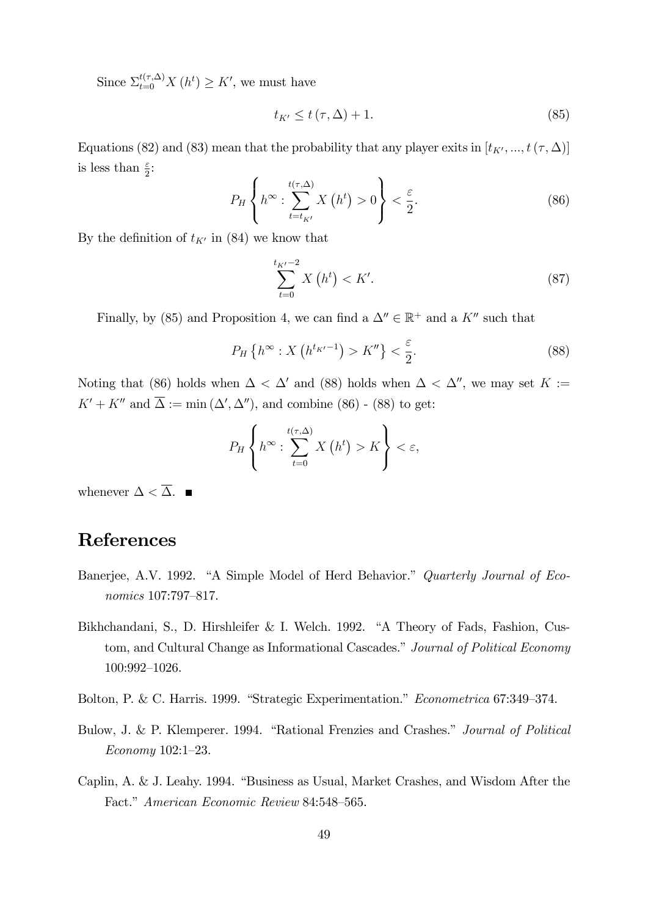Since $\Sigma_{t=0}^{t(\tau,\Delta)} X(h^t) \geq K'$, we must have

$$t_{K'} \leq t(\tau, \Delta) + 1. \tag{85}$$

Equations (82) and (83) mean that the probability that any player exits in $[t_{K'}, ..., t(\tau, \Delta)]$ is less than $\frac{\varepsilon}{2}$:

$$P_H \left\{ h^\infty : \sum_{t=t_{K'}}^{t(\tau,\Delta)} X\left(h^t\right) > 0 \right\} < \frac{\varepsilon}{2}. \tag{86}$$

By the definition of $t_{K'}$ in (84) we know that

$$\sum_{t=0}^{t_{K'}-2} X\left(h^t\right) < K'. \tag{87}$$

Finally, by (85) and Proposition 4, we can find a $\Delta'' \in \mathbb{R}^+$ and a $K''$ such that

$$P_H \left\{ h^\infty : X\left(h^{t_{K'}-1}\right) > K'' \right\} < \frac{\varepsilon}{2}. \tag{88}$$

Noting that (86) holds when $\Delta < \Delta'$ and (88) holds when $\Delta < \Delta''$, we may set $K := K' + K''$ and $\overline{\Delta} := \min(\Delta', \Delta'')$, and combine (86) - (88) to get:

$$P_H \left\{ h^\infty : \sum_{t=0}^{t(\tau,\Delta)} X\left(h^t\right) > K \right\} < \varepsilon,$$

whenever $\Delta < \overline{\Delta}$. ■

# References

Banerjee, A.V. 1992. "A Simple Model of Herd Behavior." *Quarterly Journal of Economics* 107:797–817.

Bikhchandani, S., D. Hirshleifer & I. Welch. 1992. "A Theory of Fads, Fashion, Custom, and Cultural Change as Informational Cascades." *Journal of Political Economy* 100:992–1026.

Bolton, P. & C. Harris. 1999. "Strategic Experimentation." *Econometrica* 67:349–374.

Bulow, J. & P. Klemperer. 1994. "Rational Frenzies and Crashes." *Journal of Political Economy* 102:1–23.

Caplin, A. & J. Leahy. 1994. "Business as Usual, Market Crashes, and Wisdom After the Fact." *American Economic Review* 84:548–565.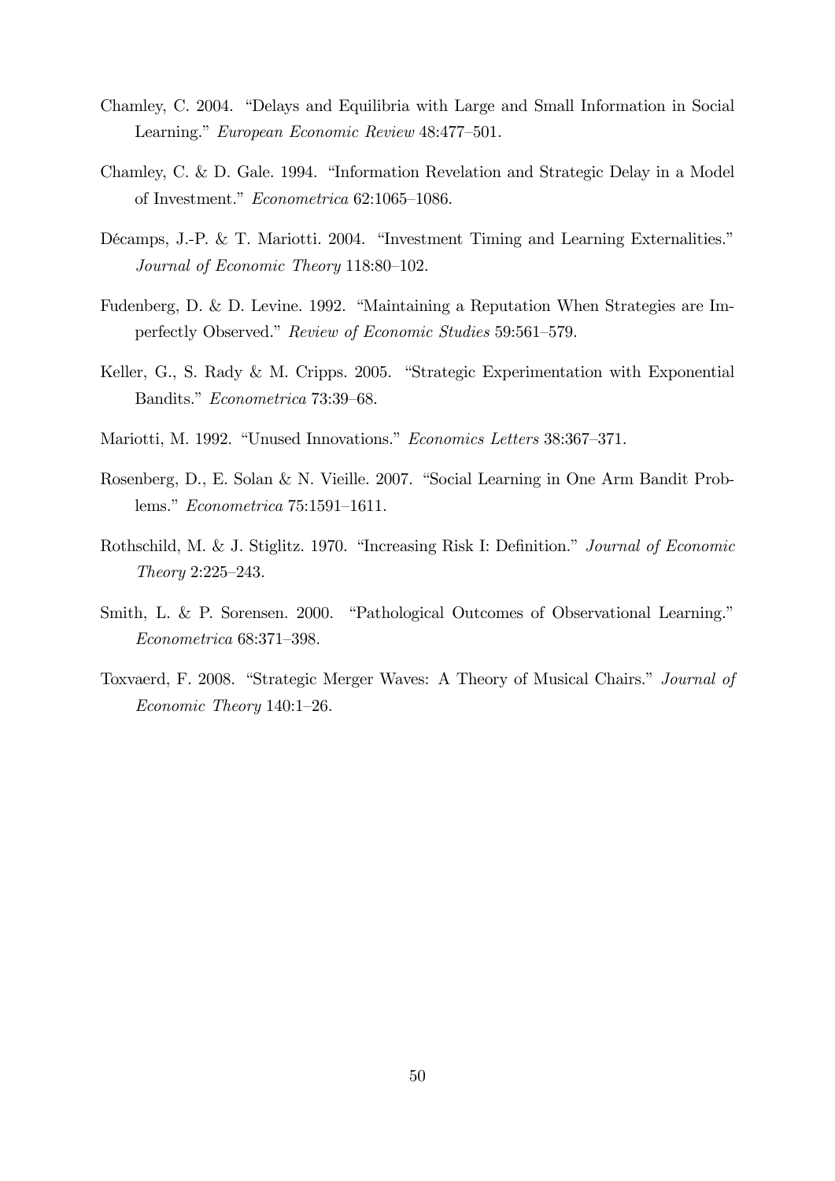Chamley, C. 2004. "Delays and Equilibria with Large and Small Information in Social Learning." *European Economic Review* 48:477–501.

Chamley, C. & D. Gale. 1994. "Information Revelation and Strategic Delay in a Model of Investment." *Econometrica* 62:1065–1086.

Décamps, J.-P. & T. Mariotti. 2004. "Investment Timing and Learning Externalities." *Journal of Economic Theory* 118:80–102.

Fudenberg, D. & D. Levine. 1992. "Maintaining a Reputation When Strategies are Imperfectly Observed." *Review of Economic Studies* 59:561–579.

Keller, G., S. Rady & M. Cripps. 2005. "Strategic Experimentation with Exponential Bandits." *Econometrica* 73:39–68.

Mariotti, M. 1992. "Unused Innovations." *Economics Letters* 38:367–371.

Rosenberg, D., E. Solan & N. Vieille. 2007. "Social Learning in One Arm Bandit Problems." *Econometrica* 75:1591–1611.

Rothschild, M. & J. Stiglitz. 1970. "Increasing Risk I: Definition." *Journal of Economic Theory* 2:225–243.

Smith, L. & P. Sorensen. 2000. "Pathological Outcomes of Observational Learning." *Econometrica* 68:371–398.

Toxvaerd, F. 2008. "Strategic Merger Waves: A Theory of Musical Chairs." *Journal of Economic Theory* 140:1–26.